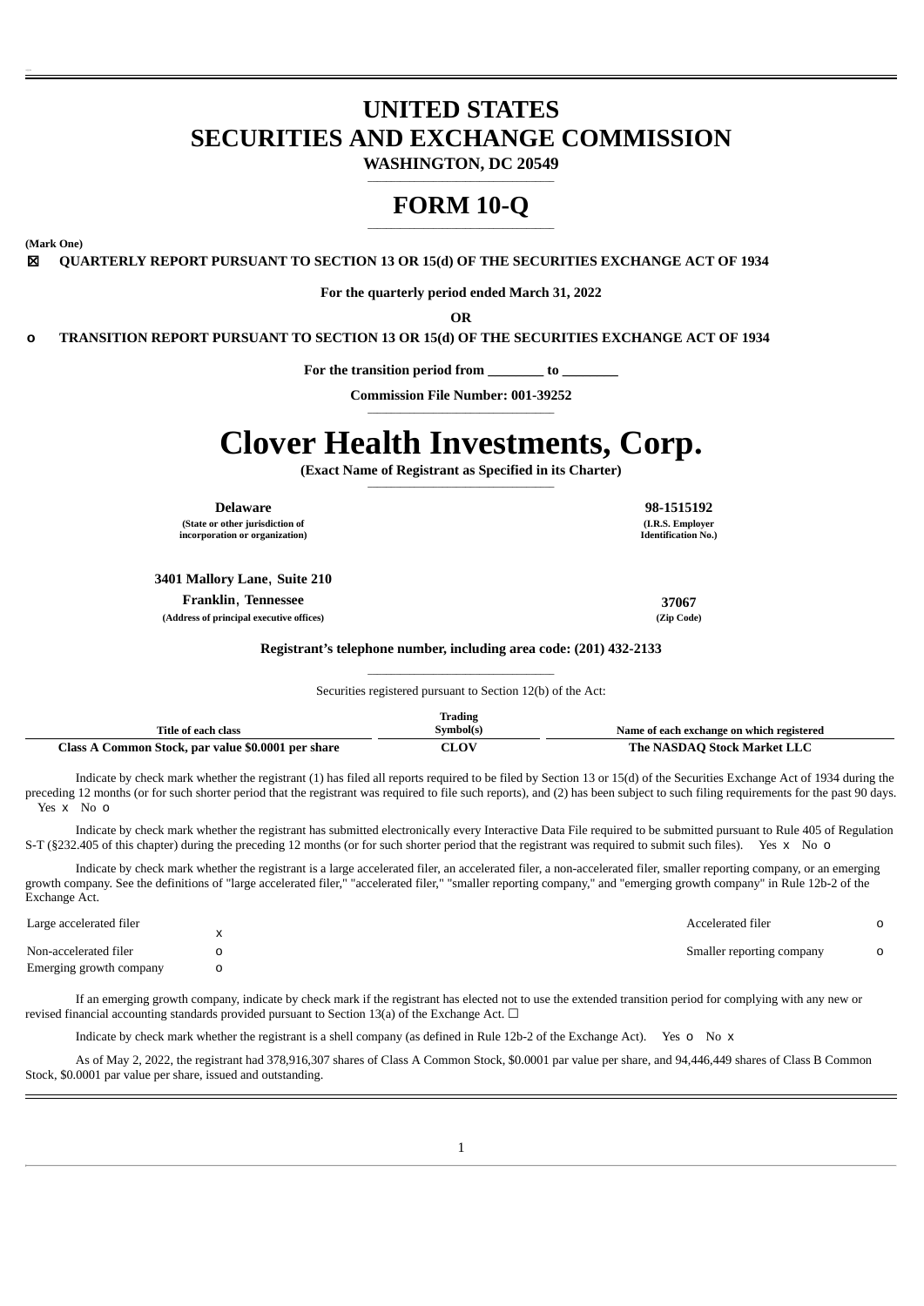# UNITED STATES
# SECURITIES AND EXCHANGE COMMISSION

**WASHINGTON, DC 20549**

# FORM 10-Q

**(Mark One)**

☒ **QUARTERLY REPORT PURSUANT TO SECTION 13 OR 15(d) OF THE SECURITIES EXCHANGE ACT OF 1934**

**For the quarterly period ended March 31, 2022**

**OR**

o **TRANSITION REPORT PURSUANT TO SECTION 13 OR 15(d) OF THE SECURITIES EXCHANGE ACT OF 1934**

**For the transition period from ________ to ________**

**Commission File Number: 001-39252**

# Clover Health Investments, Corp.

**(Exact Name of Registrant as Specified in its Charter)**

| **Delaware** | **98-1515192** |
|---|---|
| **(State or other jurisdiction of incorporation or organization)** | **(I.R.S. Employer Identification No.)** |

**3401 Mallory Lane, Suite 210**
**Franklin, Tennessee** **37067**
**(Address of principal executive offices)** **(Zip Code)**

**Registrant's telephone number, including area code: (201) 432-2133**

Securities registered pursuant to Section 12(b) of the Act:

| Title of each class | Trading Symbol(s) | Name of each exchange on which registered |
|---|---|---|
| **Class A Common Stock, par value $0.0001 per share** | **CLOV** | **The NASDAQ Stock Market LLC** |

Indicate by check mark whether the registrant (1) has filed all reports required to be filed by Section 13 or 15(d) of the Securities Exchange Act of 1934 during the preceding 12 months (or for such shorter period that the registrant was required to file such reports), and (2) has been subject to such filing requirements for the past 90 days. Yes x No o

Indicate by check mark whether the registrant has submitted electronically every Interactive Data File required to be submitted pursuant to Rule 405 of Regulation S-T (§232.405 of this chapter) during the preceding 12 months (or for such shorter period that the registrant was required to submit such files). Yes x No o

Indicate by check mark whether the registrant is a large accelerated filer, an accelerated filer, a non-accelerated filer, smaller reporting company, or an emerging growth company. See the definitions of "large accelerated filer," "accelerated filer," "smaller reporting company," and "emerging growth company" in Rule 12b-2 of the Exchange Act.

| | | | |
|---|---|---|---|
| Large accelerated filer | x | Accelerated filer | o |
| Non-accelerated filer | o | Smaller reporting company | o |
| Emerging growth company | o | | |

If an emerging growth company, indicate by check mark if the registrant has elected not to use the extended transition period for complying with any new or revised financial accounting standards provided pursuant to Section 13(a) of the Exchange Act. ☐

Indicate by check mark whether the registrant is a shell company (as defined in Rule 12b-2 of the Exchange Act). Yes o No x

As of May 2, 2022, the registrant had 378,916,307 shares of Class A Common Stock, $0.0001 par value per share, and 94,446,449 shares of Class B Common Stock, $0.0001 par value per share, issued and outstanding.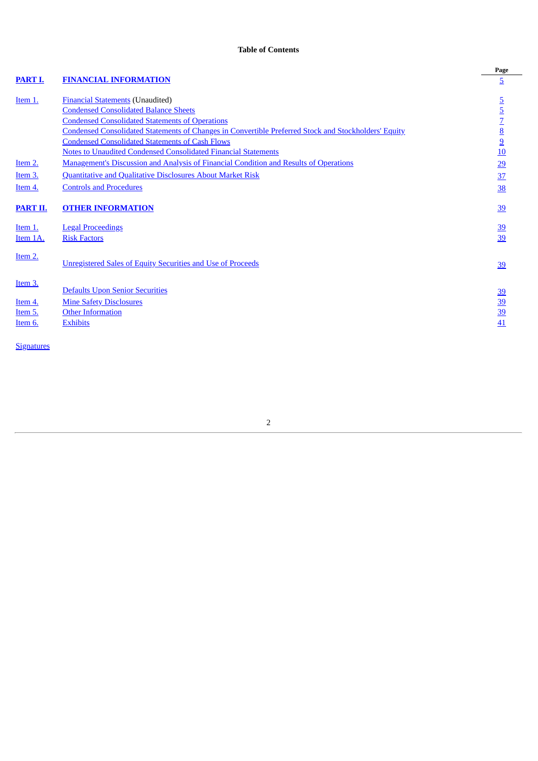# Table of Contents

| | | Page |
|---|---|---|
| **PART I.** | **FINANCIAL INFORMATION** | 5 |
| Item 1. | Financial Statements (Unaudited) | 5 |
| | Condensed Consolidated Balance Sheets | 5 |
| | Condensed Consolidated Statements of Operations | 7 |
| | Condensed Consolidated Statements of Changes in Convertible Preferred Stock and Stockholders' Equity | 8 |
| | Condensed Consolidated Statements of Cash Flows | 9 |
| | Notes to Unaudited Condensed Consolidated Financial Statements | 10 |
| Item 2. | Management's Discussion and Analysis of Financial Condition and Results of Operations | 29 |
| Item 3. | Quantitative and Qualitative Disclosures About Market Risk | 37 |
| Item 4. | Controls and Procedures | 38 |
| **PART II.** | **OTHER INFORMATION** | 39 |
| Item 1. | Legal Proceedings | 39 |
| Item 1A. | Risk Factors | 39 |
| Item 2. | Unregistered Sales of Equity Securities and Use of Proceeds | 39 |
| Item 3. | Defaults Upon Senior Securities | 39 |
| Item 4. | Mine Safety Disclosures | 39 |
| Item 5. | Other Information | 39 |
| Item 6. | Exhibits | 41 |

Signatures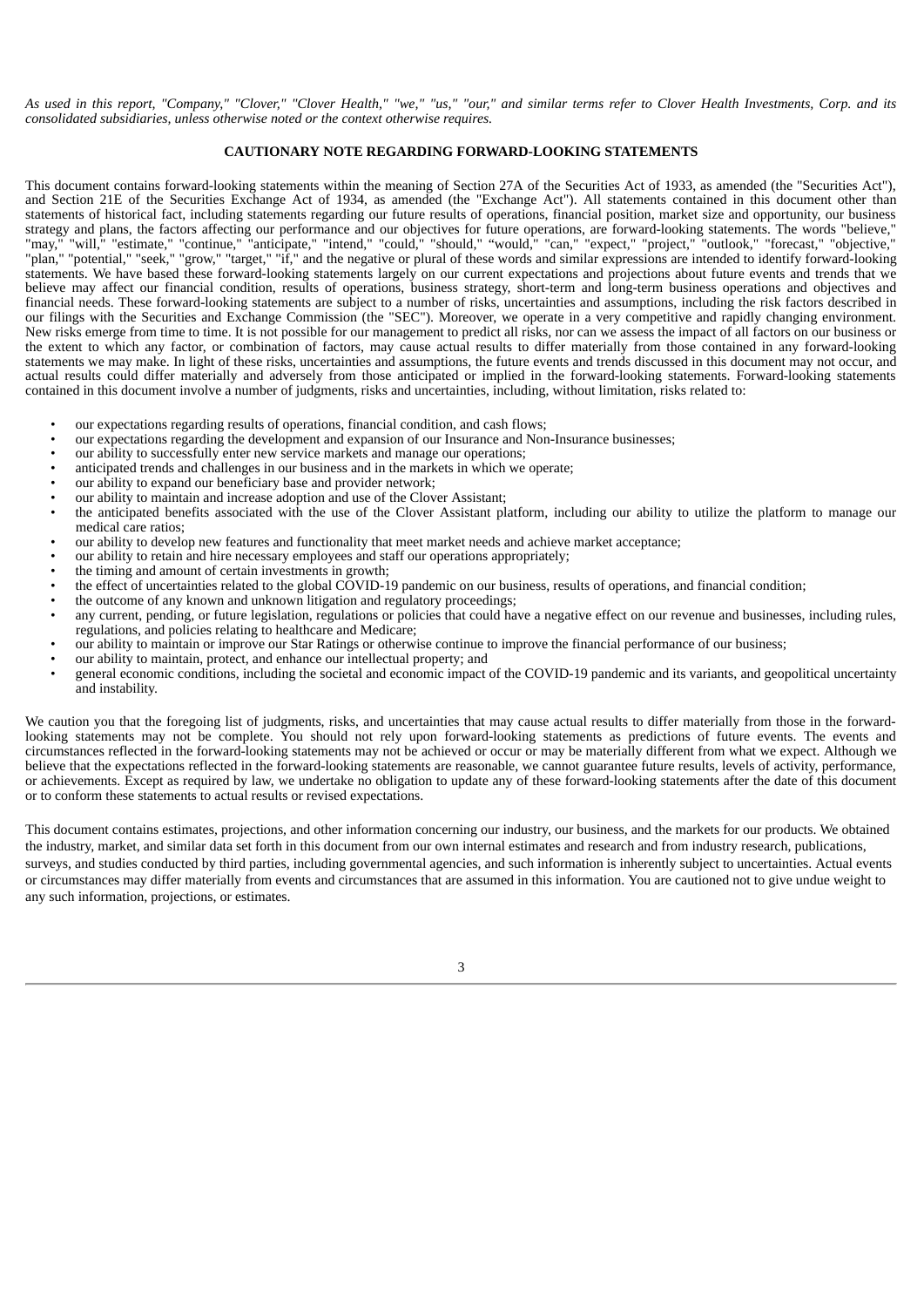*As used in this report, "Company," "Clover," "Clover Health," "we," "us," "our," and similar terms refer to Clover Health Investments, Corp. and its consolidated subsidiaries, unless otherwise noted or the context otherwise requires.*

## CAUTIONARY NOTE REGARDING FORWARD-LOOKING STATEMENTS

This document contains forward-looking statements within the meaning of Section 27A of the Securities Act of 1933, as amended (the "Securities Act"), and Section 21E of the Securities Exchange Act of 1934, as amended (the "Exchange Act"). All statements contained in this document other than statements of historical fact, including statements regarding our future results of operations, financial position, market size and opportunity, our business strategy and plans, the factors affecting our performance and our objectives for future operations, are forward-looking statements. The words "believe," "may," "will," "estimate," "continue," "anticipate," "intend," "could," "should," "would," "can," "expect," "project," "outlook," "forecast," "objective," "plan," "potential," "seek," "grow," "target," "if," and the negative or plural of these words and similar expressions are intended to identify forward-looking statements. We have based these forward-looking statements largely on our current expectations and projections about future events and trends that we believe may affect our financial condition, results of operations, business strategy, short-term and long-term business operations and objectives and financial needs. These forward-looking statements are subject to a number of risks, uncertainties and assumptions, including the risk factors described in our filings with the Securities and Exchange Commission (the "SEC"). Moreover, we operate in a very competitive and rapidly changing environment. New risks emerge from time to time. It is not possible for our management to predict all risks, nor can we assess the impact of all factors on our business or the extent to which any factor, or combination of factors, may cause actual results to differ materially from those contained in any forward-looking statements we may make. In light of these risks, uncertainties and assumptions, the future events and trends discussed in this document may not occur, and actual results could differ materially and adversely from those anticipated or implied in the forward-looking statements. Forward-looking statements contained in this document involve a number of judgments, risks and uncertainties, including, without limitation, risks related to:

- our expectations regarding results of operations, financial condition, and cash flows;
- our expectations regarding the development and expansion of our Insurance and Non-Insurance businesses;
- our ability to successfully enter new service markets and manage our operations;
- anticipated trends and challenges in our business and in the markets in which we operate;
- our ability to expand our beneficiary base and provider network;
- our ability to maintain and increase adoption and use of the Clover Assistant;
- the anticipated benefits associated with the use of the Clover Assistant platform, including our ability to utilize the platform to manage our medical care ratios;
- our ability to develop new features and functionality that meet market needs and achieve market acceptance;
- our ability to retain and hire necessary employees and staff our operations appropriately;
- the timing and amount of certain investments in growth;
- the effect of uncertainties related to the global COVID-19 pandemic on our business, results of operations, and financial condition;
- the outcome of any known and unknown litigation and regulatory proceedings;
- any current, pending, or future legislation, regulations or policies that could have a negative effect on our revenue and businesses, including rules, regulations, and policies relating to healthcare and Medicare;
- our ability to maintain or improve our Star Ratings or otherwise continue to improve the financial performance of our business;
- our ability to maintain, protect, and enhance our intellectual property; and
- general economic conditions, including the societal and economic impact of the COVID-19 pandemic and its variants, and geopolitical uncertainty and instability.

We caution you that the foregoing list of judgments, risks, and uncertainties that may cause actual results to differ materially from those in the forward-looking statements may not be complete. You should not rely upon forward-looking statements as predictions of future events. The events and circumstances reflected in the forward-looking statements may not be achieved or occur or may be materially different from what we expect. Although we believe that the expectations reflected in the forward-looking statements are reasonable, we cannot guarantee future results, levels of activity, performance, or achievements. Except as required by law, we undertake no obligation to update any of these forward-looking statements after the date of this document or to conform these statements to actual results or revised expectations.

This document contains estimates, projections, and other information concerning our industry, our business, and the markets for our products. We obtained the industry, market, and similar data set forth in this document from our own internal estimates and research and from industry research, publications, surveys, and studies conducted by third parties, including governmental agencies, and such information is inherently subject to uncertainties. Actual events or circumstances may differ materially from events and circumstances that are assumed in this information. You are cautioned not to give undue weight to any such information, projections, or estimates.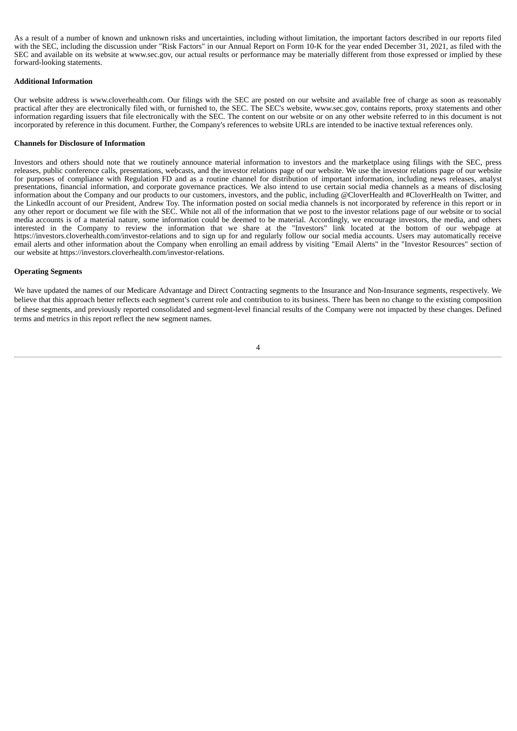As a result of a number of known and unknown risks and uncertainties, including without limitation, the important factors described in our reports filed with the SEC, including the discussion under "Risk Factors" in our Annual Report on Form 10-K for the year ended December 31, 2021, as filed with the SEC and available on its website at www.sec.gov, our actual results or performance may be materially different from those expressed or implied by these forward-looking statements.

**Additional Information**

Our website address is www.cloverhealth.com. Our filings with the SEC are posted on our website and available free of charge as soon as reasonably practical after they are electronically filed with, or furnished to, the SEC. The SEC's website, www.sec.gov, contains reports, proxy statements and other information regarding issuers that file electronically with the SEC. The content on our website or on any other website referred to in this document is not incorporated by reference in this document. Further, the Company's references to website URLs are intended to be inactive textual references only.

**Channels for Disclosure of Information**

Investors and others should note that we routinely announce material information to investors and the marketplace using filings with the SEC, press releases, public conference calls, presentations, webcasts, and the investor relations page of our website. We use the investor relations page of our website for purposes of compliance with Regulation FD and as a routine channel for distribution of important information, including news releases, analyst presentations, financial information, and corporate governance practices. We also intend to use certain social media channels as a means of disclosing information about the Company and our products to our customers, investors, and the public, including @CloverHealth and #CloverHealth on Twitter, and the LinkedIn account of our President, Andrew Toy. The information posted on social media channels is not incorporated by reference in this report or in any other report or document we file with the SEC. While not all of the information that we post to the investor relations page of our website or to social media accounts is of a material nature, some information could be deemed to be material. Accordingly, we encourage investors, the media, and others interested in the Company to review the information that we share at the "Investors" link located at the bottom of our webpage at https://investors.cloverhealth.com/investor-relations and to sign up for and regularly follow our social media accounts. Users may automatically receive email alerts and other information about the Company when enrolling an email address by visiting "Email Alerts" in the "Investor Resources" section of our website at https://investors.cloverhealth.com/investor-relations.

**Operating Segments**

We have updated the names of our Medicare Advantage and Direct Contracting segments to the Insurance and Non-Insurance segments, respectively. We believe that this approach better reflects each segment's current role and contribution to its business. There has been no change to the existing composition of these segments, and previously reported consolidated and segment-level financial results of the Company were not impacted by these changes. Defined terms and metrics in this report reflect the new segment names.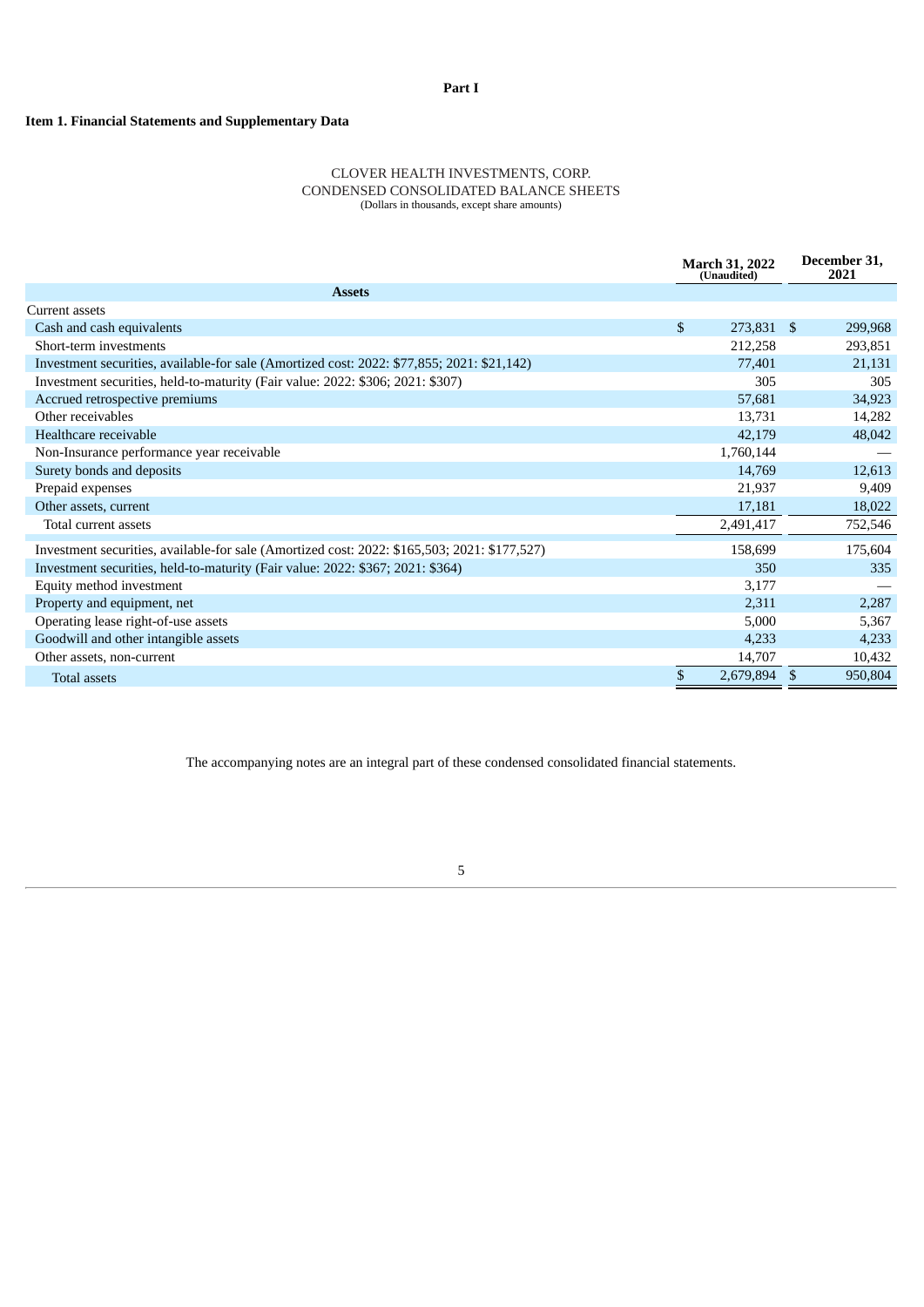**Part I**

**Item 1. Financial Statements and Supplementary Data**

CLOVER HEALTH INVESTMENTS, CORP.
CONDENSED CONSOLIDATED BALANCE SHEETS
(Dollars in thousands, except share amounts)

| | March 31, 2022 (Unaudited) | December 31, 2021 |
|---|---|---|
| **Assets** | | |
| Current assets | | |
| Cash and cash equivalents | $ 273,831 | $ 299,968 |
| Short-term investments | 212,258 | 293,851 |
| Investment securities, available-for sale (Amortized cost: 2022: $77,855; 2021: $21,142) | 77,401 | 21,131 |
| Investment securities, held-to-maturity (Fair value: 2022: $306; 2021: $307) | 305 | 305 |
| Accrued retrospective premiums | 57,681 | 34,923 |
| Other receivables | 13,731 | 14,282 |
| Healthcare receivable | 42,179 | 48,042 |
| Non-Insurance performance year receivable | 1,760,144 | — |
| Surety bonds and deposits | 14,769 | 12,613 |
| Prepaid expenses | 21,937 | 9,409 |
| Other assets, current | 17,181 | 18,022 |
| Total current assets | 2,491,417 | 752,546 |
| Investment securities, available-for sale (Amortized cost: 2022: $165,503; 2021: $177,527) | 158,699 | 175,604 |
| Investment securities, held-to-maturity (Fair value: 2022: $367; 2021: $364) | 350 | 335 |
| Equity method investment | 3,177 | — |
| Property and equipment, net | 2,311 | 2,287 |
| Operating lease right-of-use assets | 5,000 | 5,367 |
| Goodwill and other intangible assets | 4,233 | 4,233 |
| Other assets, non-current | 14,707 | 10,432 |
| Total assets | $ 2,679,894 | $ 950,804 |

The accompanying notes are an integral part of these condensed consolidated financial statements.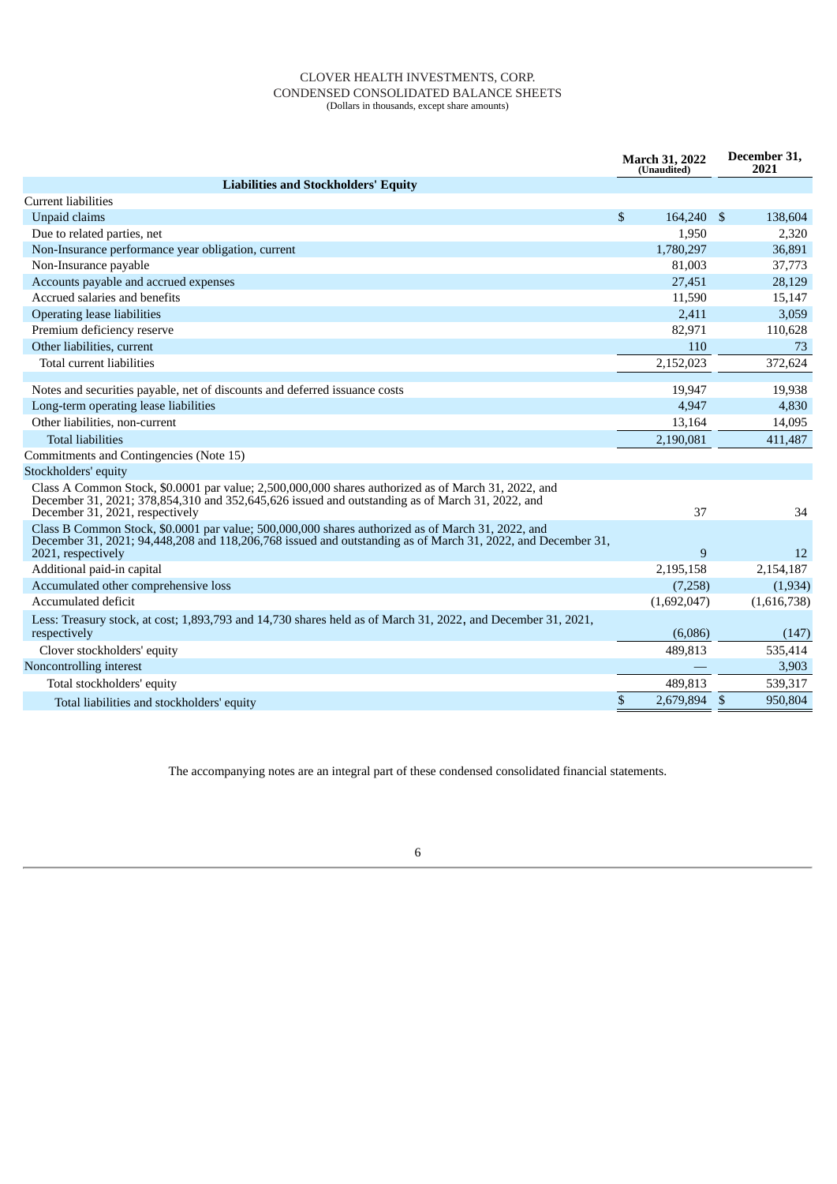CLOVER HEALTH INVESTMENTS, CORP.
CONDENSED CONSOLIDATED BALANCE SHEETS
(Dollars in thousands, except share amounts)

| | March 31, 2022 (Unaudited) | December 31, 2021 |
|---|---|---|
| **Liabilities and Stockholders' Equity** | | |
| Current liabilities | | |
| Unpaid claims | $ 164,240 | $ 138,604 |
| Due to related parties, net | 1,950 | 2,320 |
| Non-Insurance performance year obligation, current | 1,780,297 | 36,891 |
| Non-Insurance payable | 81,003 | 37,773 |
| Accounts payable and accrued expenses | 27,451 | 28,129 |
| Accrued salaries and benefits | 11,590 | 15,147 |
| Operating lease liabilities | 2,411 | 3,059 |
| Premium deficiency reserve | 82,971 | 110,628 |
| Other liabilities, current | 110 | 73 |
| Total current liabilities | 2,152,023 | 372,624 |
| | | |
| Notes and securities payable, net of discounts and deferred issuance costs | 19,947 | 19,938 |
| Long-term operating lease liabilities | 4,947 | 4,830 |
| Other liabilities, non-current | 13,164 | 14,095 |
| Total liabilities | 2,190,081 | 411,487 |
| Commitments and Contingencies (Note 15) | | |
| Stockholders' equity | | |
| Class A Common Stock, $0.0001 par value; 2,500,000,000 shares authorized as of March 31, 2022, and December 31, 2021; 378,854,310 and 352,645,626 issued and outstanding as of March 31, 2022, and December 31, 2021, respectively | 37 | 34 |
| Class B Common Stock, $0.0001 par value; 500,000,000 shares authorized as of March 31, 2022, and December 31, 2021; 94,448,208 and 118,206,768 issued and outstanding as of March 31, 2022, and December 31, 2021, respectively | 9 | 12 |
| Additional paid-in capital | 2,195,158 | 2,154,187 |
| Accumulated other comprehensive loss | (7,258) | (1,934) |
| Accumulated deficit | (1,692,047) | (1,616,738) |
| Less: Treasury stock, at cost; 1,893,793 and 14,730 shares held as of March 31, 2022, and December 31, 2021, respectively | (6,086) | (147) |
| Clover stockholders' equity | 489,813 | 535,414 |
| Noncontrolling interest | — | 3,903 |
| Total stockholders' equity | 489,813 | 539,317 |
| Total liabilities and stockholders' equity | $ 2,679,894 | $ 950,804 |

The accompanying notes are an integral part of these condensed consolidated financial statements.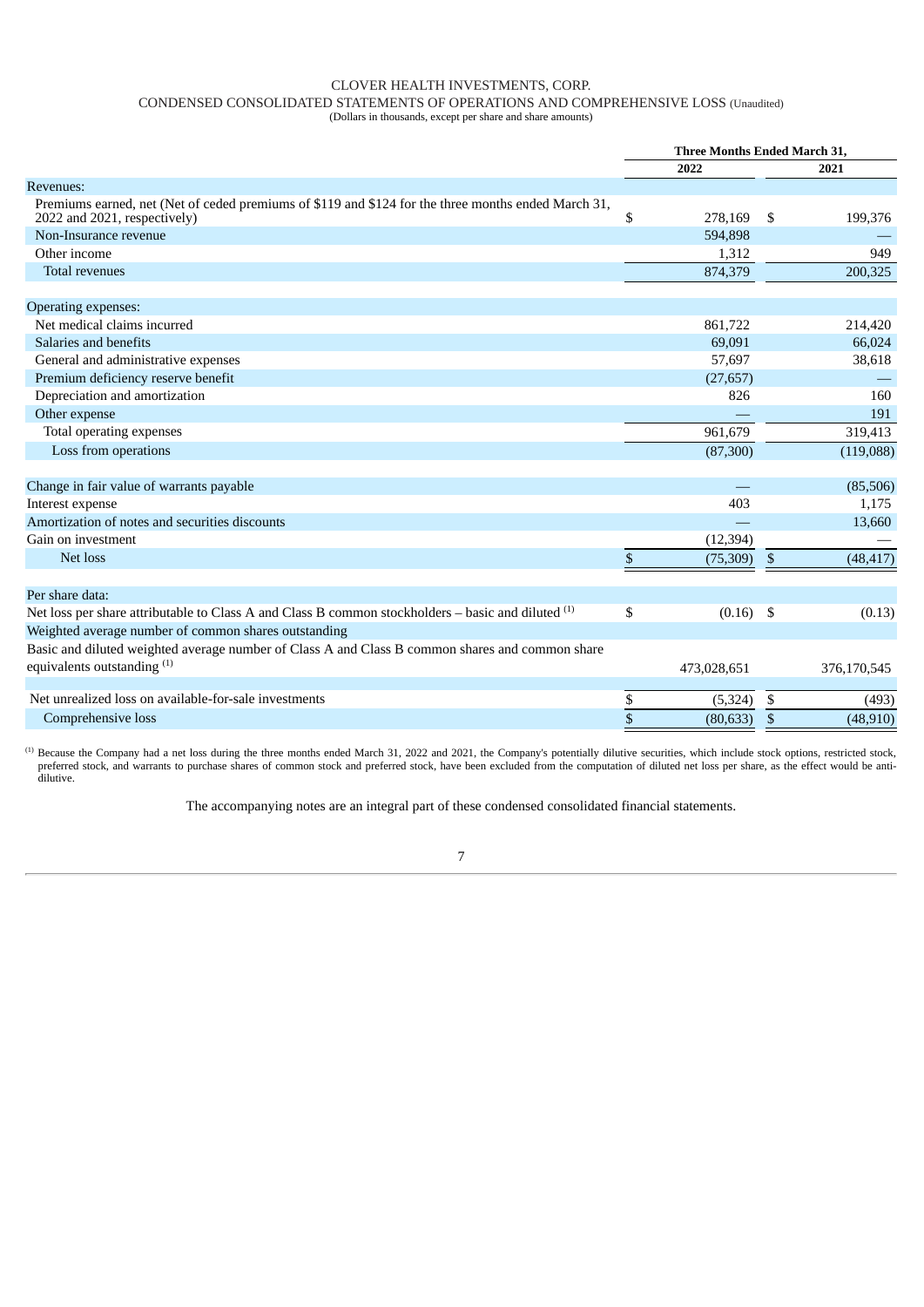# CLOVER HEALTH INVESTMENTS, CORP.

## CONDENSED CONSOLIDATED STATEMENTS OF OPERATIONS AND COMPREHENSIVE LOSS (Unaudited)

(Dollars in thousands, except per share and share amounts)

| | Three Months Ended March 31, | |
|---|---|---|
| | **2022** | **2021** |
| Revenues: | | |
| Premiums earned, net (Net of ceded premiums of $119 and $124 for the three months ended March 31, 2022 and 2021, respectively) | $ 278,169 | $ 199,376 |
| Non-Insurance revenue | 594,898 | — |
| Other income | 1,312 | 949 |
| Total revenues | 874,379 | 200,325 |
| Operating expenses: | | |
| Net medical claims incurred | 861,722 | 214,420 |
| Salaries and benefits | 69,091 | 66,024 |
| General and administrative expenses | 57,697 | 38,618 |
| Premium deficiency reserve benefit | (27,657) | — |
| Depreciation and amortization | 826 | 160 |
| Other expense | — | 191 |
| Total operating expenses | 961,679 | 319,413 |
| Loss from operations | (87,300) | (119,088) |
| Change in fair value of warrants payable | — | (85,506) |
| Interest expense | 403 | 1,175 |
| Amortization of notes and securities discounts | — | 13,660 |
| Gain on investment | (12,394) | — |
| Net loss | $ (75,309) | $ (48,417) |
| Per share data: | | |
| Net loss per share attributable to Class A and Class B common stockholders – basic and diluted [1] | $ (0.16) | $ (0.13) |
| Weighted average number of common shares outstanding | | |
| Basic and diluted weighted average number of Class A and Class B common shares and common share equivalents outstanding [1] | 473,028,651 | 376,170,545 |
| Net unrealized loss on available-for-sale investments | $ (5,324) | $ (493) |
| Comprehensive loss | $ (80,633) | $ (48,910) |

[1] Because the Company had a net loss during the three months ended March 31, 2022 and 2021, the Company's potentially dilutive securities, which include stock options, restricted stock, preferred stock, and warrants to purchase shares of common stock and preferred stock, have been excluded from the computation of diluted net loss per share, as the effect would be anti-dilutive.

The accompanying notes are an integral part of these condensed consolidated financial statements.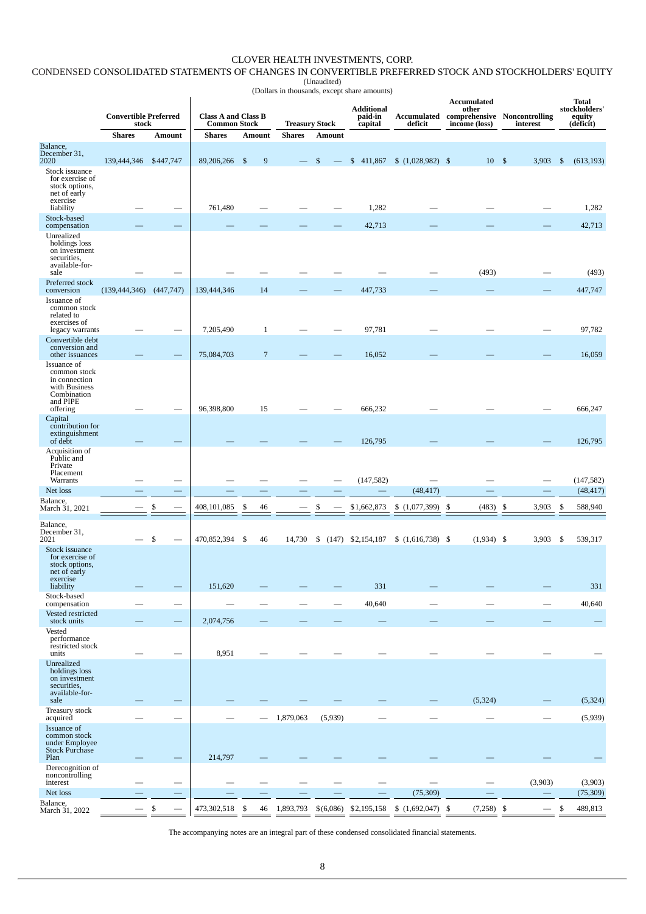# CLOVER HEALTH INVESTMENTS, CORP.

## CONDENSED CONSOLIDATED STATEMENTS OF CHANGES IN CONVERTIBLE PREFERRED STOCK AND STOCKHOLDERS' EQUITY

(Unaudited)

(Dollars in thousands, except share amounts)

| | Convertible Preferred stock | | Class A and Class B Common Stock | | Treasury Stock | | Additional paid-in capital | Accumulated deficit | Accumulated other comprehensive income (loss) | Noncontrolling interest | Total stockholders' equity (deficit) |
|---|---|---|---|---|---|---|---|---|---|---|---|
| | Shares | Amount | Shares | Amount | Shares | Amount | | | | | |
| Balance, December 31, 2020 | 139,444,346 | $447,747 | 89,206,266 | $ 9 | — | $ — | $ 411,867 | $ (1,028,982) | $ 10 | $ 3,903 | $ (613,193) |
| Stock issuance for exercise of stock options, net of early exercise liability | — | — | 761,480 | — | — | — | 1,282 | — | — | — | 1,282 |
| Stock-based compensation | — | — | — | — | — | — | 42,713 | — | — | — | 42,713 |
| Unrealized holdings loss on investment securities, available-for-sale | — | — | — | — | — | — | — | — | (493) | — | (493) |
| Preferred stock conversion | (139,444,346) | (447,747) | 139,444,346 | 14 | — | — | 447,733 | — | — | — | 447,747 |
| Issuance of common stock related to exercises of legacy warrants | — | — | 7,205,490 | 1 | — | — | 97,781 | — | — | — | 97,782 |
| Convertible debt conversion and other issuances | — | — | 75,084,703 | 7 | — | — | 16,052 | — | — | — | 16,059 |
| Issuance of common stock in connection with Business Combination and PIPE offering | — | — | 96,398,800 | 15 | — | — | 666,232 | — | — | — | 666,247 |
| Capital contribution for extinguishment of debt | — | — | — | — | — | — | 126,795 | — | — | — | 126,795 |
| Acquisition of Public and Private Placement Warrants | — | — | — | — | — | — | (147,582) | — | — | — | (147,582) |
| Net loss | — | — | — | — | — | — | — | (48,417) | — | — | (48,417) |
| Balance, March 31, 2021 | — | $ — | 408,101,085 | $ 46 | — | $ — | $1,662,873 | $ (1,077,399) | $ (483) | $ 3,903 | $ 588,940 |
| | | | | | | | | | | | |
| Balance, December 31, 2021 | — | $ — | 470,852,394 | $ 46 | 14,730 | $ (147) | $2,154,187 | $ (1,616,738) | $ (1,934) | $ 3,903 | $ 539,317 |
| Stock issuance for exercise of stock options, net of early exercise liability | — | — | 151,620 | — | — | — | 331 | — | — | — | 331 |
| Stock-based compensation | — | — | — | — | — | — | 40,640 | — | — | — | 40,640 |
| Vested restricted stock units | — | — | 2,074,756 | — | — | — | — | — | — | — | — |
| Vested performance restricted stock units | — | — | 8,951 | — | — | — | — | — | — | — | — |
| Unrealized holdings loss on investment securities, available-for-sale | — | — | — | — | — | — | — | — | (5,324) | — | (5,324) |
| Treasury stock acquired | — | — | — | — | 1,879,063 | (5,939) | — | — | — | — | (5,939) |
| Issuance of common stock under Employee Stock Purchase Plan | — | — | 214,797 | — | — | — | — | — | — | — | — |
| Derecognition of noncontrolling interest | — | — | — | — | — | — | — | — | — | (3,903) | (3,903) |
| Net loss | — | — | — | — | — | — | — | (75,309) | — | — | (75,309) |
| Balance, March 31, 2022 | — | $ — | 473,302,518 | $ 46 | 1,893,793 | $(6,086) | $2,195,158 | $ (1,692,047) | $ (7,258) | $ — | $ 489,813 |

The accompanying notes are an integral part of these condensed consolidated financial statements.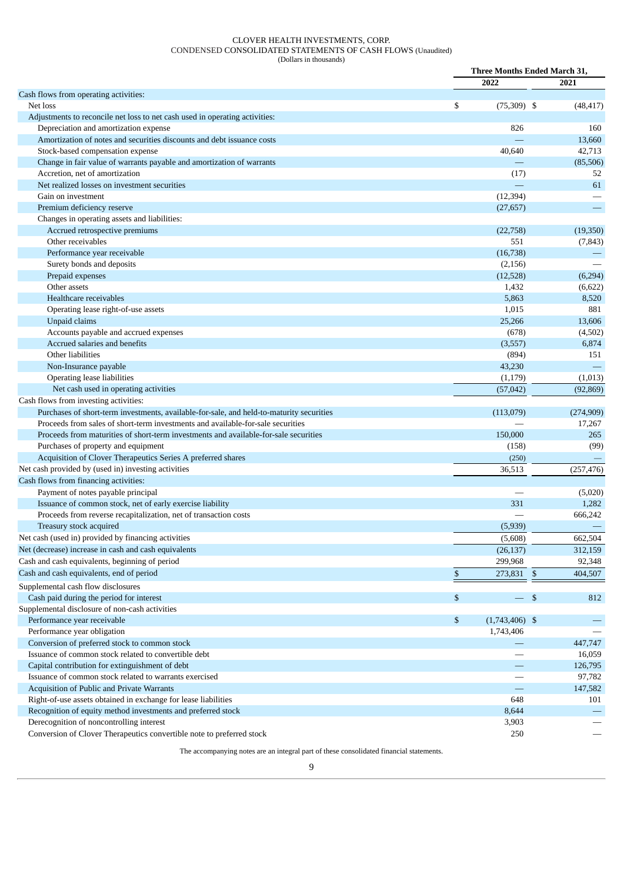CLOVER HEALTH INVESTMENTS, CORP.
CONDENSED CONSOLIDATED STATEMENTS OF CASH FLOWS (Unaudited)
(Dollars in thousands)

| | Three Months Ended March 31, | |
|---|---|---|
| | 2022 | 2021 |
| Cash flows from operating activities: | | |
| Net loss | $ (75,309) | $ (48,417) |
| Adjustments to reconcile net loss to net cash used in operating activities: | | |
| Depreciation and amortization expense | 826 | 160 |
| Amortization of notes and securities discounts and debt issuance costs | — | 13,660 |
| Stock-based compensation expense | 40,640 | 42,713 |
| Change in fair value of warrants payable and amortization of warrants | — | (85,506) |
| Accretion, net of amortization | (17) | 52 |
| Net realized losses on investment securities | — | 61 |
| Gain on investment | (12,394) | — |
| Premium deficiency reserve | (27,657) | — |
| Changes in operating assets and liabilities: | | |
| Accrued retrospective premiums | (22,758) | (19,350) |
| Other receivables | 551 | (7,843) |
| Performance year receivable | (16,738) | — |
| Surety bonds and deposits | (2,156) | — |
| Prepaid expenses | (12,528) | (6,294) |
| Other assets | 1,432 | (6,622) |
| Healthcare receivables | 5,863 | 8,520 |
| Operating lease right-of-use assets | 1,015 | 881 |
| Unpaid claims | 25,266 | 13,606 |
| Accounts payable and accrued expenses | (678) | (4,502) |
| Accrued salaries and benefits | (3,557) | 6,874 |
| Other liabilities | (894) | 151 |
| Non-Insurance payable | 43,230 | — |
| Operating lease liabilities | (1,179) | (1,013) |
| Net cash used in operating activities | (57,042) | (92,869) |
| Cash flows from investing activities: | | |
| Purchases of short-term investments, available-for-sale, and held-to-maturity securities | (113,079) | (274,909) |
| Proceeds from sales of short-term investments and available-for-sale securities | — | 17,267 |
| Proceeds from maturities of short-term investments and available-for-sale securities | 150,000 | 265 |
| Purchases of property and equipment | (158) | (99) |
| Acquisition of Clover Therapeutics Series A preferred shares | (250) | — |
| Net cash provided by (used in) investing activities | 36,513 | (257,476) |
| Cash flows from financing activities: | | |
| Payment of notes payable principal | — | (5,020) |
| Issuance of common stock, net of early exercise liability | 331 | 1,282 |
| Proceeds from reverse recapitalization, net of transaction costs | — | 666,242 |
| Treasury stock acquired | (5,939) | — |
| Net cash (used in) provided by financing activities | (5,608) | 662,504 |
| Net (decrease) increase in cash and cash equivalents | (26,137) | 312,159 |
| Cash and cash equivalents, beginning of period | 299,968 | 92,348 |
| Cash and cash equivalents, end of period | $ 273,831 | $ 404,507 |
| Supplemental cash flow disclosures | | |
| Cash paid during the period for interest | $ — | $ 812 |
| Supplemental disclosure of non-cash activities | | |
| Performance year receivable | $ (1,743,406) | $ — |
| Performance year obligation | 1,743,406 | — |
| Conversion of preferred stock to common stock | — | 447,747 |
| Issuance of common stock related to convertible debt | — | 16,059 |
| Capital contribution for extinguishment of debt | — | 126,795 |
| Issuance of common stock related to warrants exercised | — | 97,782 |
| Acquisition of Public and Private Warrants | — | 147,582 |
| Right-of-use assets obtained in exchange for lease liabilities | 648 | 101 |
| Recognition of equity method investments and preferred stock | 8,644 | — |
| Derecognition of noncontrolling interest | 3,903 | — |
| Conversion of Clover Therapeutics convertible note to preferred stock | 250 | — |

The accompanying notes are an integral part of these consolidated financial statements.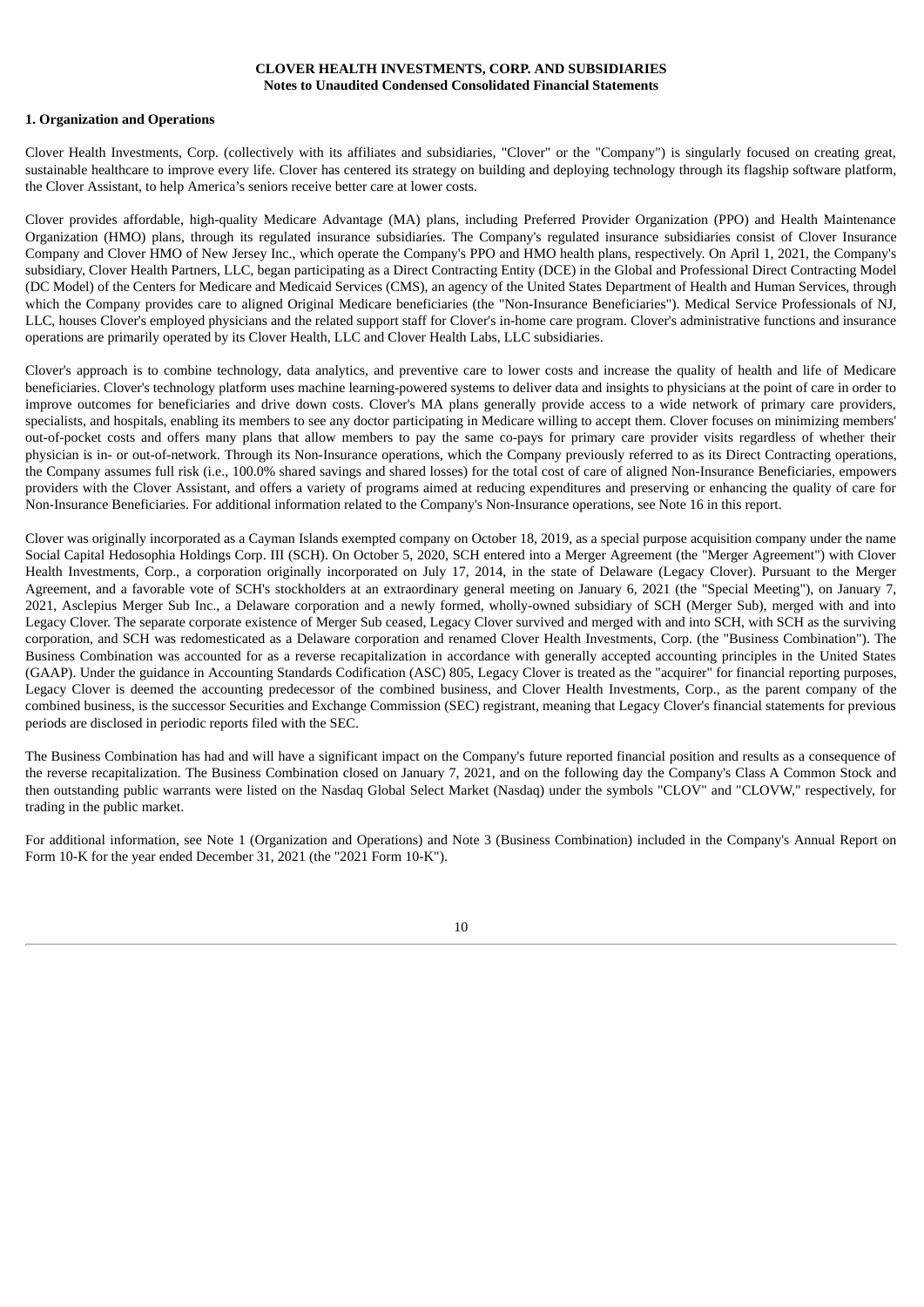**CLOVER HEALTH INVESTMENTS, CORP. AND SUBSIDIARIES**
**Notes to Unaudited Condensed Consolidated Financial Statements**

**1. Organization and Operations**

Clover Health Investments, Corp. (collectively with its affiliates and subsidiaries, "Clover" or the "Company") is singularly focused on creating great, sustainable healthcare to improve every life. Clover has centered its strategy on building and deploying technology through its flagship software platform, the Clover Assistant, to help America's seniors receive better care at lower costs.

Clover provides affordable, high-quality Medicare Advantage (MA) plans, including Preferred Provider Organization (PPO) and Health Maintenance Organization (HMO) plans, through its regulated insurance subsidiaries. The Company's regulated insurance subsidiaries consist of Clover Insurance Company and Clover HMO of New Jersey Inc., which operate the Company's PPO and HMO health plans, respectively. On April 1, 2021, the Company's subsidiary, Clover Health Partners, LLC, began participating as a Direct Contracting Entity (DCE) in the Global and Professional Direct Contracting Model (DC Model) of the Centers for Medicare and Medicaid Services (CMS), an agency of the United States Department of Health and Human Services, through which the Company provides care to aligned Original Medicare beneficiaries (the "Non-Insurance Beneficiaries"). Medical Service Professionals of NJ, LLC, houses Clover's employed physicians and the related support staff for Clover's in-home care program. Clover's administrative functions and insurance operations are primarily operated by its Clover Health, LLC and Clover Health Labs, LLC subsidiaries.

Clover's approach is to combine technology, data analytics, and preventive care to lower costs and increase the quality of health and life of Medicare beneficiaries. Clover's technology platform uses machine learning-powered systems to deliver data and insights to physicians at the point of care in order to improve outcomes for beneficiaries and drive down costs. Clover's MA plans generally provide access to a wide network of primary care providers, specialists, and hospitals, enabling its members to see any doctor participating in Medicare willing to accept them. Clover focuses on minimizing members' out-of-pocket costs and offers many plans that allow members to pay the same co-pays for primary care provider visits regardless of whether their physician is in- or out-of-network. Through its Non-Insurance operations, which the Company previously referred to as its Direct Contracting operations, the Company assumes full risk (i.e., 100.0% shared savings and shared losses) for the total cost of care of aligned Non-Insurance Beneficiaries, empowers providers with the Clover Assistant, and offers a variety of programs aimed at reducing expenditures and preserving or enhancing the quality of care for Non-Insurance Beneficiaries. For additional information related to the Company's Non-Insurance operations, see Note 16 in this report.

Clover was originally incorporated as a Cayman Islands exempted company on October 18, 2019, as a special purpose acquisition company under the name Social Capital Hedosophia Holdings Corp. III (SCH). On October 5, 2020, SCH entered into a Merger Agreement (the "Merger Agreement") with Clover Health Investments, Corp., a corporation originally incorporated on July 17, 2014, in the state of Delaware (Legacy Clover). Pursuant to the Merger Agreement, and a favorable vote of SCH's stockholders at an extraordinary general meeting on January 6, 2021 (the "Special Meeting"), on January 7, 2021, Asclepius Merger Sub Inc., a Delaware corporation and a newly formed, wholly-owned subsidiary of SCH (Merger Sub), merged with and into Legacy Clover. The separate corporate existence of Merger Sub ceased, Legacy Clover survived and merged with and into SCH, with SCH as the surviving corporation, and SCH was redomesticated as a Delaware corporation and renamed Clover Health Investments, Corp. (the "Business Combination"). The Business Combination was accounted for as a reverse recapitalization in accordance with generally accepted accounting principles in the United States (GAAP). Under the guidance in Accounting Standards Codification (ASC) 805, Legacy Clover is treated as the "acquirer" for financial reporting purposes, Legacy Clover is deemed the accounting predecessor of the combined business, and Clover Health Investments, Corp., as the parent company of the combined business, is the successor Securities and Exchange Commission (SEC) registrant, meaning that Legacy Clover's financial statements for previous periods are disclosed in periodic reports filed with the SEC.

The Business Combination has had and will have a significant impact on the Company's future reported financial position and results as a consequence of the reverse recapitalization. The Business Combination closed on January 7, 2021, and on the following day the Company's Class A Common Stock and then outstanding public warrants were listed on the Nasdaq Global Select Market (Nasdaq) under the symbols "CLOV" and "CLOVW," respectively, for trading in the public market.

For additional information, see Note 1 (Organization and Operations) and Note 3 (Business Combination) included in the Company's Annual Report on Form 10-K for the year ended December 31, 2021 (the "2021 Form 10-K").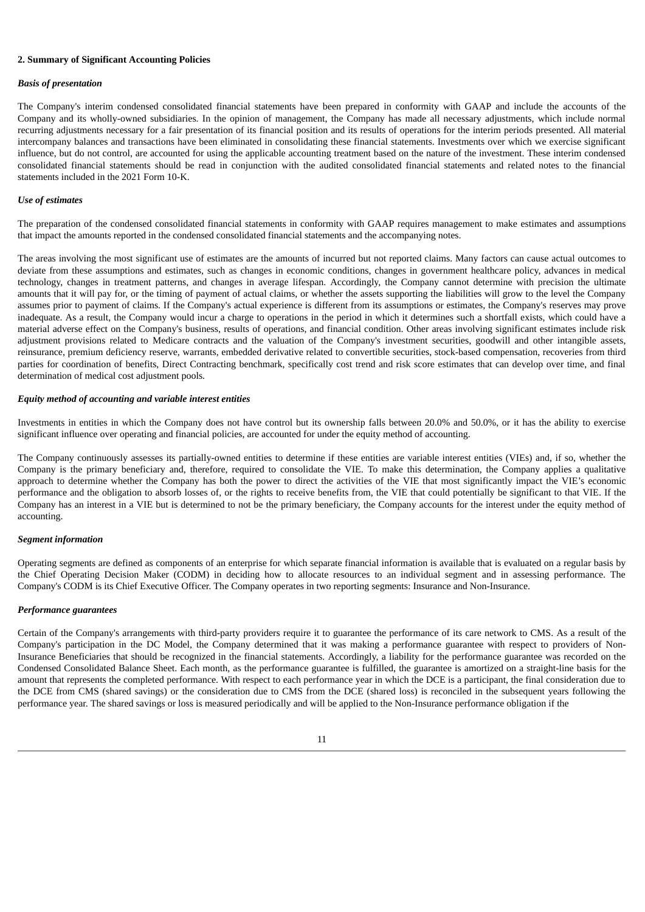**2. Summary of Significant Accounting Policies**

***Basis of presentation***

The Company's interim condensed consolidated financial statements have been prepared in conformity with GAAP and include the accounts of the Company and its wholly-owned subsidiaries. In the opinion of management, the Company has made all necessary adjustments, which include normal recurring adjustments necessary for a fair presentation of its financial position and its results of operations for the interim periods presented. All material intercompany balances and transactions have been eliminated in consolidating these financial statements. Investments over which we exercise significant influence, but do not control, are accounted for using the applicable accounting treatment based on the nature of the investment. These interim condensed consolidated financial statements should be read in conjunction with the audited consolidated financial statements and related notes to the financial statements included in the 2021 Form 10-K.

***Use of estimates***

The preparation of the condensed consolidated financial statements in conformity with GAAP requires management to make estimates and assumptions that impact the amounts reported in the condensed consolidated financial statements and the accompanying notes.

The areas involving the most significant use of estimates are the amounts of incurred but not reported claims. Many factors can cause actual outcomes to deviate from these assumptions and estimates, such as changes in economic conditions, changes in government healthcare policy, advances in medical technology, changes in treatment patterns, and changes in average lifespan. Accordingly, the Company cannot determine with precision the ultimate amounts that it will pay for, or the timing of payment of actual claims, or whether the assets supporting the liabilities will grow to the level the Company assumes prior to payment of claims. If the Company's actual experience is different from its assumptions or estimates, the Company's reserves may prove inadequate. As a result, the Company would incur a charge to operations in the period in which it determines such a shortfall exists, which could have a material adverse effect on the Company's business, results of operations, and financial condition. Other areas involving significant estimates include risk adjustment provisions related to Medicare contracts and the valuation of the Company's investment securities, goodwill and other intangible assets, reinsurance, premium deficiency reserve, warrants, embedded derivative related to convertible securities, stock-based compensation, recoveries from third parties for coordination of benefits, Direct Contracting benchmark, specifically cost trend and risk score estimates that can develop over time, and final determination of medical cost adjustment pools.

***Equity method of accounting and variable interest entities***

Investments in entities in which the Company does not have control but its ownership falls between 20.0% and 50.0%, or it has the ability to exercise significant influence over operating and financial policies, are accounted for under the equity method of accounting.

The Company continuously assesses its partially-owned entities to determine if these entities are variable interest entities (VIEs) and, if so, whether the Company is the primary beneficiary and, therefore, required to consolidate the VIE. To make this determination, the Company applies a qualitative approach to determine whether the Company has both the power to direct the activities of the VIE that most significantly impact the VIE's economic performance and the obligation to absorb losses of, or the rights to receive benefits from, the VIE that could potentially be significant to that VIE. If the Company has an interest in a VIE but is determined to not be the primary beneficiary, the Company accounts for the interest under the equity method of accounting.

***Segment information***

Operating segments are defined as components of an enterprise for which separate financial information is available that is evaluated on a regular basis by the Chief Operating Decision Maker (CODM) in deciding how to allocate resources to an individual segment and in assessing performance. The Company's CODM is its Chief Executive Officer. The Company operates in two reporting segments: Insurance and Non-Insurance.

***Performance guarantees***

Certain of the Company's arrangements with third-party providers require it to guarantee the performance of its care network to CMS. As a result of the Company's participation in the DC Model, the Company determined that it was making a performance guarantee with respect to providers of Non-Insurance Beneficiaries that should be recognized in the financial statements. Accordingly, a liability for the performance guarantee was recorded on the Condensed Consolidated Balance Sheet. Each month, as the performance guarantee is fulfilled, the guarantee is amortized on a straight-line basis for the amount that represents the completed performance. With respect to each performance year in which the DCE is a participant, the final consideration due to the DCE from CMS (shared savings) or the consideration due to CMS from the DCE (shared loss) is reconciled in the subsequent years following the performance year. The shared savings or loss is measured periodically and will be applied to the Non-Insurance performance obligation if the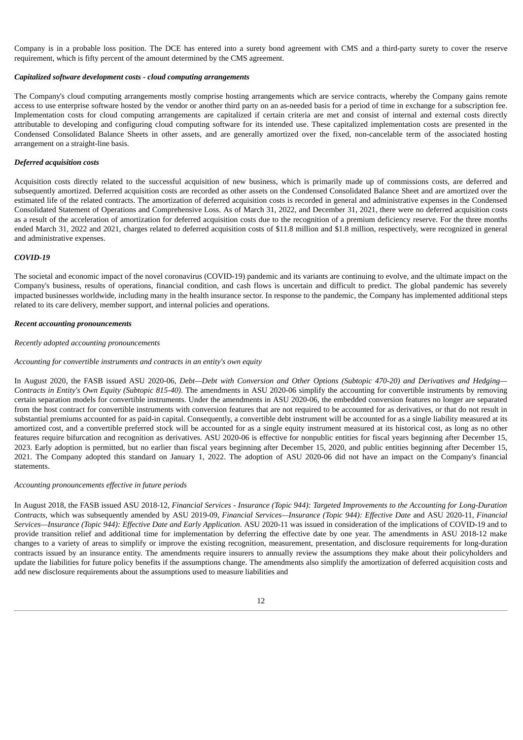Company is in a probable loss position. The DCE has entered into a surety bond agreement with CMS and a third-party surety to cover the reserve requirement, which is fifty percent of the amount determined by the CMS agreement.

***Capitalized software development costs - cloud computing arrangements***

The Company's cloud computing arrangements mostly comprise hosting arrangements which are service contracts, whereby the Company gains remote access to use enterprise software hosted by the vendor or another third party on an as-needed basis for a period of time in exchange for a subscription fee. Implementation costs for cloud computing arrangements are capitalized if certain criteria are met and consist of internal and external costs directly attributable to developing and configuring cloud computing software for its intended use. These capitalized implementation costs are presented in the Condensed Consolidated Balance Sheets in other assets, and are generally amortized over the fixed, non-cancelable term of the associated hosting arrangement on a straight-line basis.

***Deferred acquisition costs***

Acquisition costs directly related to the successful acquisition of new business, which is primarily made up of commissions costs, are deferred and subsequently amortized. Deferred acquisition costs are recorded as other assets on the Condensed Consolidated Balance Sheet and are amortized over the estimated life of the related contracts. The amortization of deferred acquisition costs is recorded in general and administrative expenses in the Condensed Consolidated Statement of Operations and Comprehensive Loss. As of March 31, 2022, and December 31, 2021, there were no deferred acquisition costs as a result of the acceleration of amortization for deferred acquisition costs due to the recognition of a premium deficiency reserve. For the three months ended March 31, 2022 and 2021, charges related to deferred acquisition costs of $11.8 million and $1.8 million, respectively, were recognized in general and administrative expenses.

***COVID-19***

The societal and economic impact of the novel coronavirus (COVID-19) pandemic and its variants are continuing to evolve, and the ultimate impact on the Company's business, results of operations, financial condition, and cash flows is uncertain and difficult to predict. The global pandemic has severely impacted businesses worldwide, including many in the health insurance sector. In response to the pandemic, the Company has implemented additional steps related to its care delivery, member support, and internal policies and operations.

***Recent accounting pronouncements***

*Recently adopted accounting pronouncements*

*Accounting for convertible instruments and contracts in an entity's own equity*

In August 2020, the FASB issued ASU 2020-06, *Debt—Debt with Conversion and Other Options (Subtopic 470-20) and Derivatives and Hedging—Contracts in Entity's Own Equity (Subtopic 815-40)*. The amendments in ASU 2020-06 simplify the accounting for convertible instruments by removing certain separation models for convertible instruments. Under the amendments in ASU 2020-06, the embedded conversion features no longer are separated from the host contract for convertible instruments with conversion features that are not required to be accounted for as derivatives, or that do not result in substantial premiums accounted for as paid-in capital. Consequently, a convertible debt instrument will be accounted for as a single liability measured at its amortized cost, and a convertible preferred stock will be accounted for as a single equity instrument measured at its historical cost, as long as no other features require bifurcation and recognition as derivatives. ASU 2020-06 is effective for nonpublic entities for fiscal years beginning after December 15, 2023. Early adoption is permitted, but no earlier than fiscal years beginning after December 15, 2020, and public entities beginning after December 15, 2021. The Company adopted this standard on January 1, 2022. The adoption of ASU 2020-06 did not have an impact on the Company's financial statements.

*Accounting pronouncements effective in future periods*

In August 2018, the FASB issued ASU 2018-12, *Financial Services - Insurance (Topic 944): Targeted Improvements to the Accounting for Long-Duration Contracts*, which was subsequently amended by ASU 2019-09, *Financial Services—Insurance (Topic 944): Effective Date* and ASU 2020-11, *Financial Services—Insurance (Topic 944): Effective Date and Early Application*. ASU 2020-11 was issued in consideration of the implications of COVID-19 and to provide transition relief and additional time for implementation by deferring the effective date by one year. The amendments in ASU 2018-12 make changes to a variety of areas to simplify or improve the existing recognition, measurement, presentation, and disclosure requirements for long-duration contracts issued by an insurance entity. The amendments require insurers to annually review the assumptions they make about their policyholders and update the liabilities for future policy benefits if the assumptions change. The amendments also simplify the amortization of deferred acquisition costs and add new disclosure requirements about the assumptions used to measure liabilities and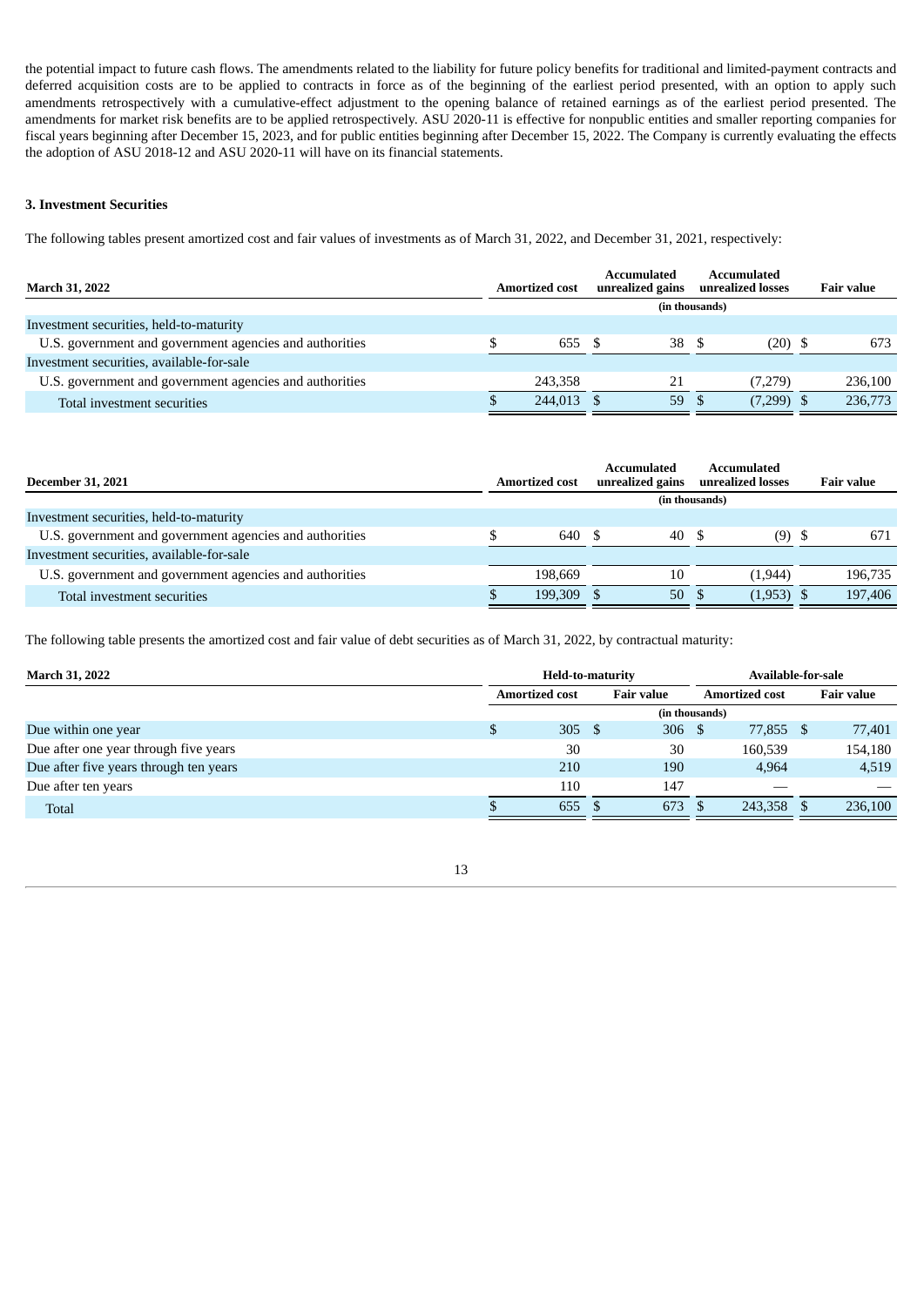the potential impact to future cash flows. The amendments related to the liability for future policy benefits for traditional and limited-payment contracts and deferred acquisition costs are to be applied to contracts in force as of the beginning of the earliest period presented, with an option to apply such amendments retrospectively with a cumulative-effect adjustment to the opening balance of retained earnings as of the earliest period presented. The amendments for market risk benefits are to be applied retrospectively. ASU 2020-11 is effective for nonpublic entities and smaller reporting companies for fiscal years beginning after December 15, 2023, and for public entities beginning after December 15, 2022. The Company is currently evaluating the effects the adoption of ASU 2018-12 and ASU 2020-11 will have on its financial statements.

**3. Investment Securities**

The following tables present amortized cost and fair values of investments as of March 31, 2022, and December 31, 2021, respectively:

| March 31, 2022 | Amortized cost | Accumulated unrealized gains | Accumulated unrealized losses | Fair value |
|---|---|---|---|---|
| | (in thousands) | | | |
| Investment securities, held-to-maturity | | | | |
| U.S. government and government agencies and authorities | $ 655 | $ 38 | $ (20) | $ 673 |
| Investment securities, available-for-sale | | | | |
| U.S. government and government agencies and authorities | 243,358 | 21 | (7,279) | 236,100 |
| Total investment securities | $ 244,013 | $ 59 | $ (7,299) | $ 236,773 |

| December 31, 2021 | Amortized cost | Accumulated unrealized gains | Accumulated unrealized losses | Fair value |
|---|---|---|---|---|
| | (in thousands) | | | |
| Investment securities, held-to-maturity | | | | |
| U.S. government and government agencies and authorities | $ 640 | $ 40 | $ (9) | $ 671 |
| Investment securities, available-for-sale | | | | |
| U.S. government and government agencies and authorities | 198,669 | 10 | (1,944) | 196,735 |
| Total investment securities | $ 199,309 | $ 50 | $ (1,953) | $ 197,406 |

The following table presents the amortized cost and fair value of debt securities as of March 31, 2022, by contractual maturity:

| March 31, 2022 | Held-to-maturity | | Available-for-sale | |
|---|---|---|---|---|
| | Amortized cost | Fair value | Amortized cost | Fair value |
| | (in thousands) | | | |
| Due within one year | $ 305 | $ 306 | $ 77,855 | $ 77,401 |
| Due after one year through five years | 30 | 30 | 160,539 | 154,180 |
| Due after five years through ten years | 210 | 190 | 4,964 | 4,519 |
| Due after ten years | 110 | 147 | — | — |
| Total | $ 655 | $ 673 | $ 243,358 | $ 236,100 |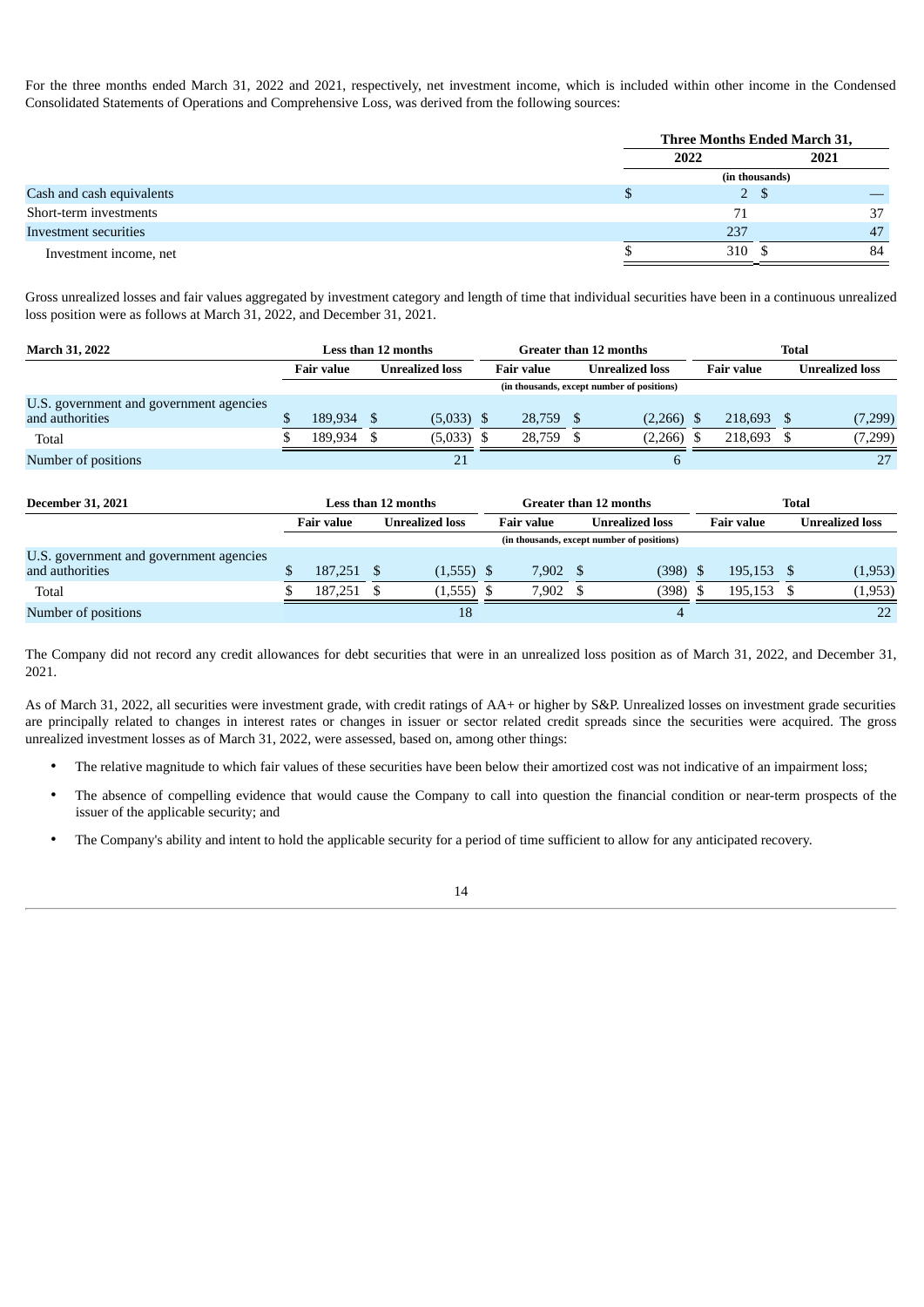For the three months ended March 31, 2022 and 2021, respectively, net investment income, which is included within other income in the Condensed Consolidated Statements of Operations and Comprehensive Loss, was derived from the following sources:

| | Three Months Ended March 31, | |
|---|---|---|
| | 2022 | 2021 |
| | (in thousands) | |
| Cash and cash equivalents | $ 2 | $ — |
| Short-term investments | 71 | 37 |
| Investment securities | 237 | 47 |
| Investment income, net | $ 310 | $ 84 |

Gross unrealized losses and fair values aggregated by investment category and length of time that individual securities have been in a continuous unrealized loss position were as follows at March 31, 2022, and December 31, 2021.

| March 31, 2022 | Less than 12 months | | Greater than 12 months | | Total | |
|---|---|---|---|---|---|---|
| | Fair value | Unrealized loss | Fair value | Unrealized loss | Fair value | Unrealized loss |
| | (in thousands, except number of positions) | | | | | |
| U.S. government and government agencies and authorities | $ 189,934 | $ (5,033) | $ 28,759 | $ (2,266) | $ 218,693 | $ (7,299) |
| Total | $ 189,934 | $ (5,033) | $ 28,759 | $ (2,266) | $ 218,693 | $ (7,299) |
| Number of positions | | 21 | | 6 | | 27 |

| December 31, 2021 | Less than 12 months | | Greater than 12 months | | Total | |
|---|---|---|---|---|---|---|
| | Fair value | Unrealized loss | Fair value | Unrealized loss | Fair value | Unrealized loss |
| | (in thousands, except number of positions) | | | | | |
| U.S. government and government agencies and authorities | $ 187,251 | $ (1,555) | $ 7,902 | $ (398) | $ 195,153 | $ (1,953) |
| Total | $ 187,251 | $ (1,555) | $ 7,902 | $ (398) | $ 195,153 | $ (1,953) |
| Number of positions | | 18 | | 4 | | 22 |

The Company did not record any credit allowances for debt securities that were in an unrealized loss position as of March 31, 2022, and December 31, 2021.

As of March 31, 2022, all securities were investment grade, with credit ratings of AA+ or higher by S&P. Unrealized losses on investment grade securities are principally related to changes in interest rates or changes in issuer or sector related credit spreads since the securities were acquired. The gross unrealized investment losses as of March 31, 2022, were assessed, based on, among other things:

- The relative magnitude to which fair values of these securities have been below their amortized cost was not indicative of an impairment loss;
- The absence of compelling evidence that would cause the Company to call into question the financial condition or near-term prospects of the issuer of the applicable security; and
- The Company's ability and intent to hold the applicable security for a period of time sufficient to allow for any anticipated recovery.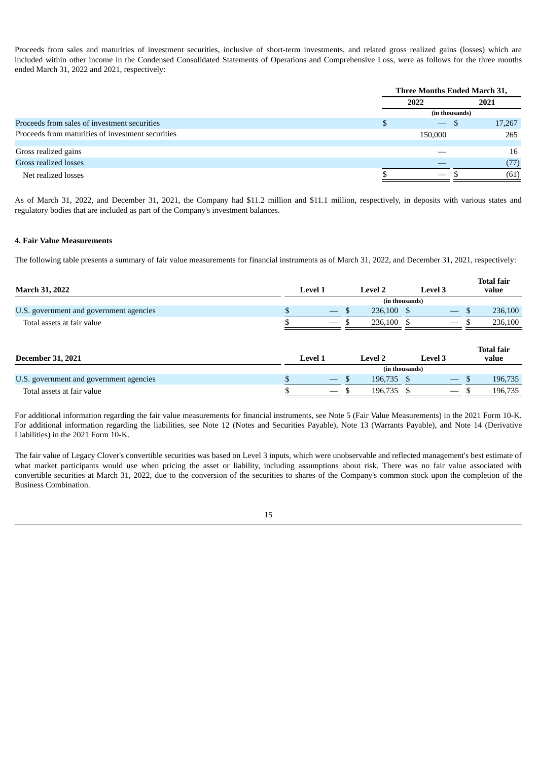Proceeds from sales and maturities of investment securities, inclusive of short-term investments, and related gross realized gains (losses) which are included within other income in the Condensed Consolidated Statements of Operations and Comprehensive Loss, were as follows for the three months ended March 31, 2022 and 2021, respectively:

| | Three Months Ended March 31, | |
|---|---|---|
| | 2022 | 2021 |
| | (in thousands) | |
| Proceeds from sales of investment securities | $ — | $ 17,267 |
| Proceeds from maturities of investment securities | 150,000 | 265 |
| | | |
| Gross realized gains | — | 16 |
| Gross realized losses | — | (77) |
| Net realized losses | $ — | $ (61) |

As of March 31, 2022, and December 31, 2021, the Company had $11.2 million and $11.1 million, respectively, in deposits with various states and regulatory bodies that are included as part of the Company's investment balances.

**4. Fair Value Measurements**

The following table presents a summary of fair value measurements for financial instruments as of March 31, 2022, and December 31, 2021, respectively:

| March 31, 2022 | Level 1 | Level 2 | Level 3 | Total fair value |
|---|---|---|---|---|
| | | (in thousands) | | |
| U.S. government and government agencies | $ — | $ 236,100 | $ — | $ 236,100 |
| Total assets at fair value | $ — | $ 236,100 | $ — | $ 236,100 |

| December 31, 2021 | Level 1 | Level 2 | Level 3 | Total fair value |
|---|---|---|---|---|
| | | (in thousands) | | |
| U.S. government and government agencies | $ — | $ 196,735 | $ — | $ 196,735 |
| Total assets at fair value | $ — | $ 196,735 | $ — | $ 196,735 |

For additional information regarding the fair value measurements for financial instruments, see Note 5 (Fair Value Measurements) in the 2021 Form 10-K. For additional information regarding the liabilities, see Note 12 (Notes and Securities Payable), Note 13 (Warrants Payable), and Note 14 (Derivative Liabilities) in the 2021 Form 10-K.

The fair value of Legacy Clover's convertible securities was based on Level 3 inputs, which were unobservable and reflected management's best estimate of what market participants would use when pricing the asset or liability, including assumptions about risk. There was no fair value associated with convertible securities at March 31, 2022, due to the conversion of the securities to shares of the Company's common stock upon the completion of the Business Combination.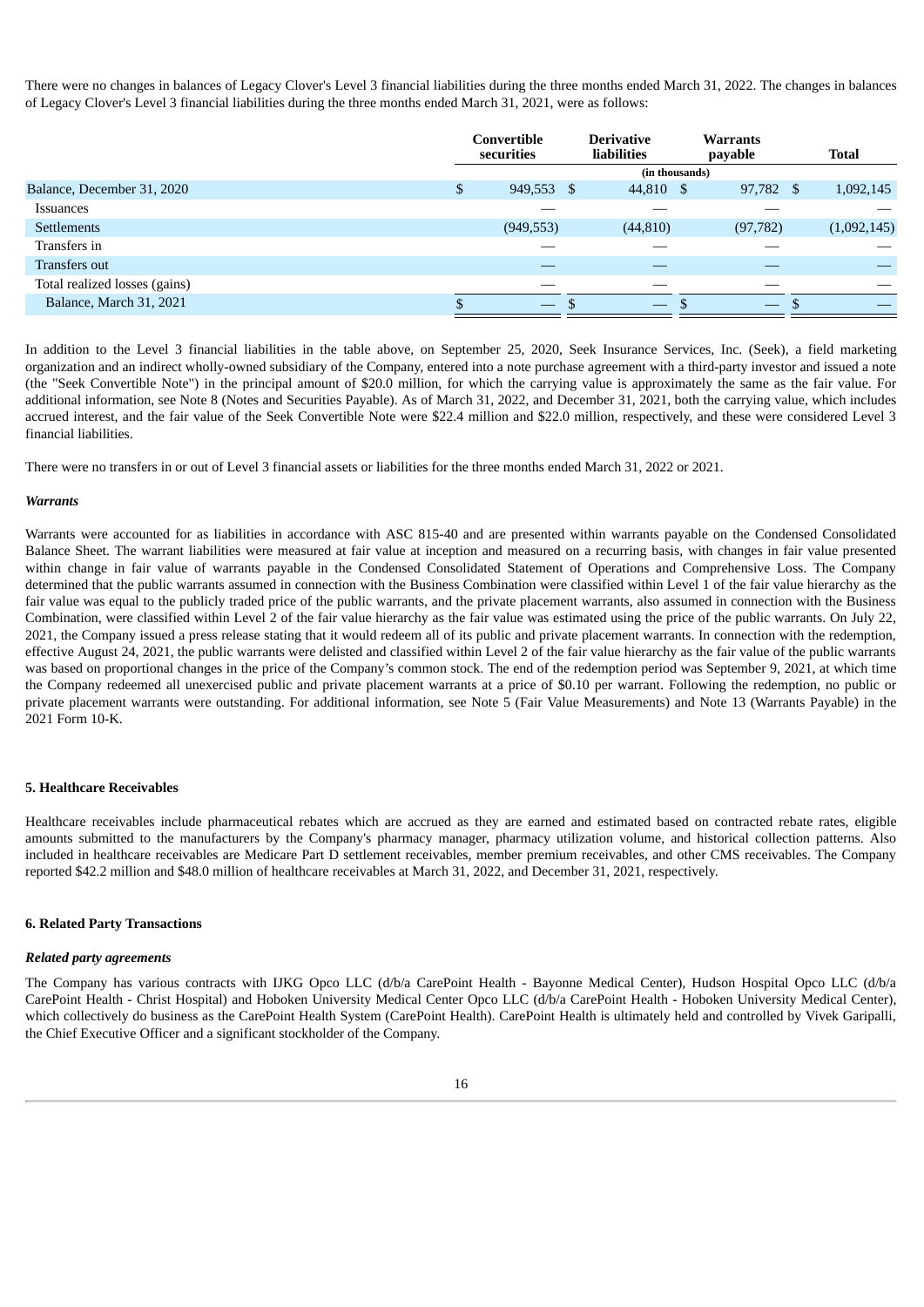There were no changes in balances of Legacy Clover's Level 3 financial liabilities during the three months ended March 31, 2022. The changes in balances of Legacy Clover's Level 3 financial liabilities during the three months ended March 31, 2021, were as follows:

| | Convertible securities | Derivative liabilities | Warrants payable | Total |
|---|---|---|---|---|
| | (in thousands) | | | |
| Balance, December 31, 2020 | $ 949,553 | $ 44,810 | $ 97,782 | $ 1,092,145 |
| Issuances | — | — | — | — |
| Settlements | (949,553) | (44,810) | (97,782) | (1,092,145) |
| Transfers in | — | — | — | — |
| Transfers out | — | — | — | — |
| Total realized losses (gains) | — | — | — | — |
| Balance, March 31, 2021 | $ — | $ — | $ — | $ — |

In addition to the Level 3 financial liabilities in the table above, on September 25, 2020, Seek Insurance Services, Inc. (Seek), a field marketing organization and an indirect wholly-owned subsidiary of the Company, entered into a note purchase agreement with a third-party investor and issued a note (the "Seek Convertible Note") in the principal amount of $20.0 million, for which the carrying value is approximately the same as the fair value. For additional information, see Note 8 (Notes and Securities Payable). As of March 31, 2022, and December 31, 2021, both the carrying value, which includes accrued interest, and the fair value of the Seek Convertible Note were $22.4 million and $22.0 million, respectively, and these were considered Level 3 financial liabilities.

There were no transfers in or out of Level 3 financial assets or liabilities for the three months ended March 31, 2022 or 2021.

***Warrants***

Warrants were accounted for as liabilities in accordance with ASC 815-40 and are presented within warrants payable on the Condensed Consolidated Balance Sheet. The warrant liabilities were measured at fair value at inception and measured on a recurring basis, with changes in fair value presented within change in fair value of warrants payable in the Condensed Consolidated Statement of Operations and Comprehensive Loss. The Company determined that the public warrants assumed in connection with the Business Combination were classified within Level 1 of the fair value hierarchy as the fair value was equal to the publicly traded price of the public warrants, and the private placement warrants, also assumed in connection with the Business Combination, were classified within Level 2 of the fair value hierarchy as the fair value was estimated using the price of the public warrants. On July 22, 2021, the Company issued a press release stating that it would redeem all of its public and private placement warrants. In connection with the redemption, effective August 24, 2021, the public warrants were delisted and classified within Level 2 of the fair value hierarchy as the fair value of the public warrants was based on proportional changes in the price of the Company's common stock. The end of the redemption period was September 9, 2021, at which time the Company redeemed all unexercised public and private placement warrants at a price of $0.10 per warrant. Following the redemption, no public or private placement warrants were outstanding. For additional information, see Note 5 (Fair Value Measurements) and Note 13 (Warrants Payable) in the 2021 Form 10-K.

**5. Healthcare Receivables**

Healthcare receivables include pharmaceutical rebates which are accrued as they are earned and estimated based on contracted rebate rates, eligible amounts submitted to the manufacturers by the Company's pharmacy manager, pharmacy utilization volume, and historical collection patterns. Also included in healthcare receivables are Medicare Part D settlement receivables, member premium receivables, and other CMS receivables. The Company reported $42.2 million and $48.0 million of healthcare receivables at March 31, 2022, and December 31, 2021, respectively.

**6. Related Party Transactions**

***Related party agreements***

The Company has various contracts with IJKG Opco LLC (d/b/a CarePoint Health - Bayonne Medical Center), Hudson Hospital Opco LLC (d/b/a CarePoint Health - Christ Hospital) and Hoboken University Medical Center Opco LLC (d/b/a CarePoint Health - Hoboken University Medical Center), which collectively do business as the CarePoint Health System (CarePoint Health). CarePoint Health is ultimately held and controlled by Vivek Garipalli, the Chief Executive Officer and a significant stockholder of the Company.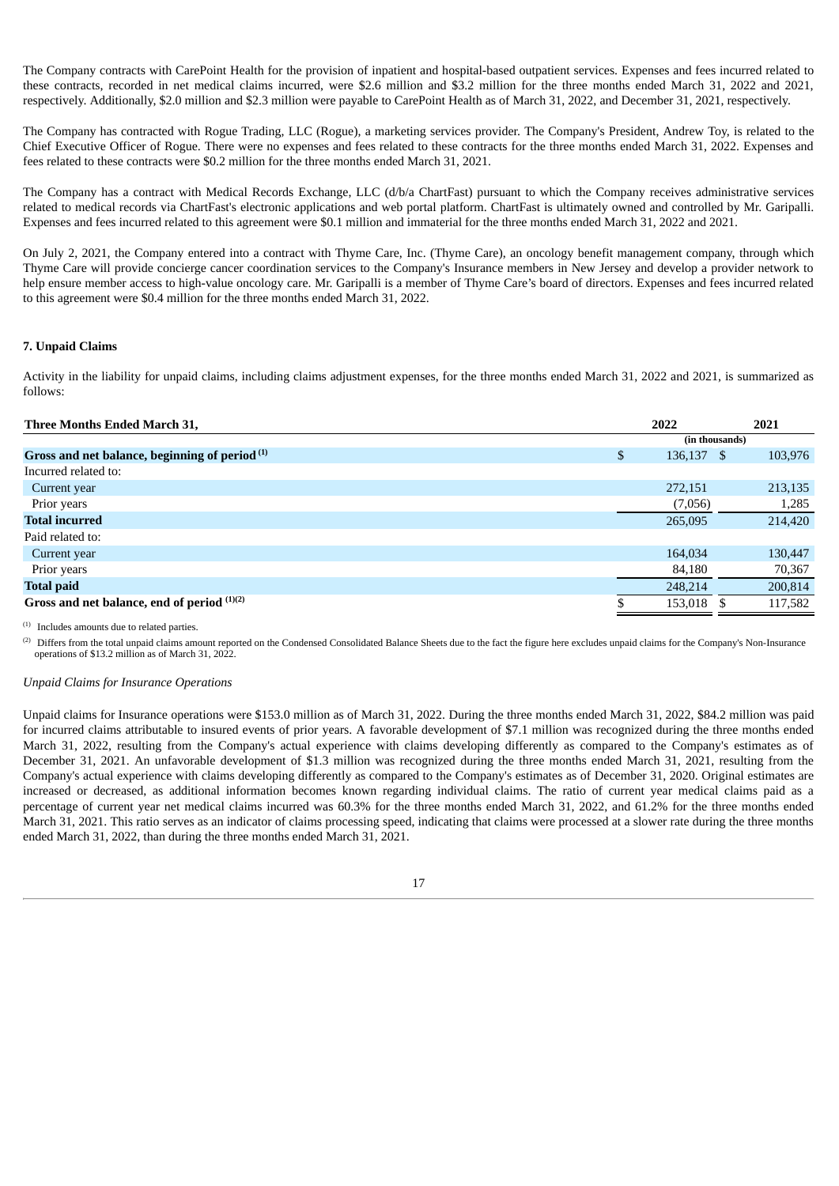The Company contracts with CarePoint Health for the provision of inpatient and hospital-based outpatient services. Expenses and fees incurred related to these contracts, recorded in net medical claims incurred, were $2.6 million and $3.2 million for the three months ended March 31, 2022 and 2021, respectively. Additionally, $2.0 million and $2.3 million were payable to CarePoint Health as of March 31, 2022, and December 31, 2021, respectively.

The Company has contracted with Rogue Trading, LLC (Rogue), a marketing services provider. The Company's President, Andrew Toy, is related to the Chief Executive Officer of Rogue. There were no expenses and fees related to these contracts for the three months ended March 31, 2022. Expenses and fees related to these contracts were $0.2 million for the three months ended March 31, 2021.

The Company has a contract with Medical Records Exchange, LLC (d/b/a ChartFast) pursuant to which the Company receives administrative services related to medical records via ChartFast's electronic applications and web portal platform. ChartFast is ultimately owned and controlled by Mr. Garipalli. Expenses and fees incurred related to this agreement were $0.1 million and immaterial for the three months ended March 31, 2022 and 2021.

On July 2, 2021, the Company entered into a contract with Thyme Care, Inc. (Thyme Care), an oncology benefit management company, through which Thyme Care will provide concierge cancer coordination services to the Company's Insurance members in New Jersey and develop a provider network to help ensure member access to high-value oncology care. Mr. Garipalli is a member of Thyme Care's board of directors. Expenses and fees incurred related to this agreement were $0.4 million for the three months ended March 31, 2022.

**7. Unpaid Claims**

Activity in the liability for unpaid claims, including claims adjustment expenses, for the three months ended March 31, 2022 and 2021, is summarized as follows:

| Three Months Ended March 31, | 2022 | 2021 |
|---|---|---|
| | (in thousands) | |
| **Gross and net balance, beginning of period [1]** | $ 136,137 | $ 103,976 |
| Incurred related to: | | |
| Current year | 272,151 | 213,135 |
| Prior years | (7,056) | 1,285 |
| **Total incurred** | 265,095 | 214,420 |
| Paid related to: | | |
| Current year | 164,034 | 130,447 |
| Prior years | 84,180 | 70,367 |
| **Total paid** | 248,214 | 200,814 |
| **Gross and net balance, end of period [1][2]** | $ 153,018 | $ 117,582 |

[1] Includes amounts due to related parties.

[2] Differs from the total unpaid claims amount reported on the Condensed Consolidated Balance Sheets due to the fact the figure here excludes unpaid claims for the Company's Non-Insurance operations of $13.2 million as of March 31, 2022.

*Unpaid Claims for Insurance Operations*

Unpaid claims for Insurance operations were $153.0 million as of March 31, 2022. During the three months ended March 31, 2022, $84.2 million was paid for incurred claims attributable to insured events of prior years. A favorable development of $7.1 million was recognized during the three months ended March 31, 2022, resulting from the Company's actual experience with claims developing differently as compared to the Company's estimates as of December 31, 2021. An unfavorable development of $1.3 million was recognized during the three months ended March 31, 2021, resulting from the Company's actual experience with claims developing differently as compared to the Company's estimates as of December 31, 2020. Original estimates are increased or decreased, as additional information becomes known regarding individual claims. The ratio of current year medical claims paid as a percentage of current year net medical claims incurred was 60.3% for the three months ended March 31, 2022, and 61.2% for the three months ended March 31, 2021. This ratio serves as an indicator of claims processing speed, indicating that claims were processed at a slower rate during the three months ended March 31, 2022, than during the three months ended March 31, 2021.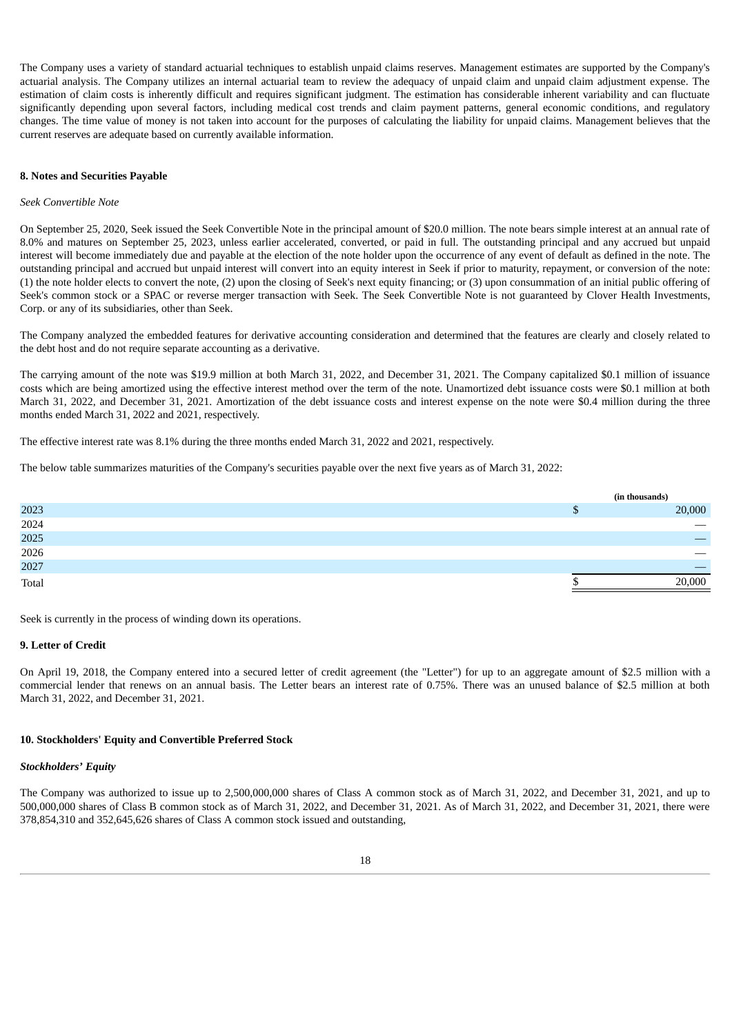The Company uses a variety of standard actuarial techniques to establish unpaid claims reserves. Management estimates are supported by the Company's actuarial analysis. The Company utilizes an internal actuarial team to review the adequacy of unpaid claim and unpaid claim adjustment expense. The estimation of claim costs is inherently difficult and requires significant judgment. The estimation has considerable inherent variability and can fluctuate significantly depending upon several factors, including medical cost trends and claim payment patterns, general economic conditions, and regulatory changes. The time value of money is not taken into account for the purposes of calculating the liability for unpaid claims. Management believes that the current reserves are adequate based on currently available information.

**8. Notes and Securities Payable**

*Seek Convertible Note*

On September 25, 2020, Seek issued the Seek Convertible Note in the principal amount of $20.0 million. The note bears simple interest at an annual rate of 8.0% and matures on September 25, 2023, unless earlier accelerated, converted, or paid in full. The outstanding principal and any accrued but unpaid interest will become immediately due and payable at the election of the note holder upon the occurrence of any event of default as defined in the note. The outstanding principal and accrued but unpaid interest will convert into an equity interest in Seek if prior to maturity, repayment, or conversion of the note: (1) the note holder elects to convert the note, (2) upon the closing of Seek's next equity financing; or (3) upon consummation of an initial public offering of Seek's common stock or a SPAC or reverse merger transaction with Seek. The Seek Convertible Note is not guaranteed by Clover Health Investments, Corp. or any of its subsidiaries, other than Seek.

The Company analyzed the embedded features for derivative accounting consideration and determined that the features are clearly and closely related to the debt host and do not require separate accounting as a derivative.

The carrying amount of the note was $19.9 million at both March 31, 2022, and December 31, 2021. The Company capitalized $0.1 million of issuance costs which are being amortized using the effective interest method over the term of the note. Unamortized debt issuance costs were $0.1 million at both March 31, 2022, and December 31, 2021. Amortization of the debt issuance costs and interest expense on the note were $0.4 million during the three months ended March 31, 2022 and 2021, respectively.

The effective interest rate was 8.1% during the three months ended March 31, 2022 and 2021, respectively.

The below table summarizes maturities of the Company's securities payable over the next five years as of March 31, 2022:

| | (in thousands) |
|---|---|
| 2023 | $ 20,000 |
| 2024 | — |
| 2025 | — |
| 2026 | — |
| 2027 | — |
| Total | $ 20,000 |

Seek is currently in the process of winding down its operations.

**9. Letter of Credit**

On April 19, 2018, the Company entered into a secured letter of credit agreement (the "Letter") for up to an aggregate amount of $2.5 million with a commercial lender that renews on an annual basis. The Letter bears an interest rate of 0.75%. There was an unused balance of $2.5 million at both March 31, 2022, and December 31, 2021.

**10. Stockholders' Equity and Convertible Preferred Stock**

***Stockholders' Equity***

The Company was authorized to issue up to 2,500,000,000 shares of Class A common stock as of March 31, 2022, and December 31, 2021, and up to 500,000,000 shares of Class B common stock as of March 31, 2022, and December 31, 2021. As of March 31, 2022, and December 31, 2021, there were 378,854,310 and 352,645,626 shares of Class A common stock issued and outstanding,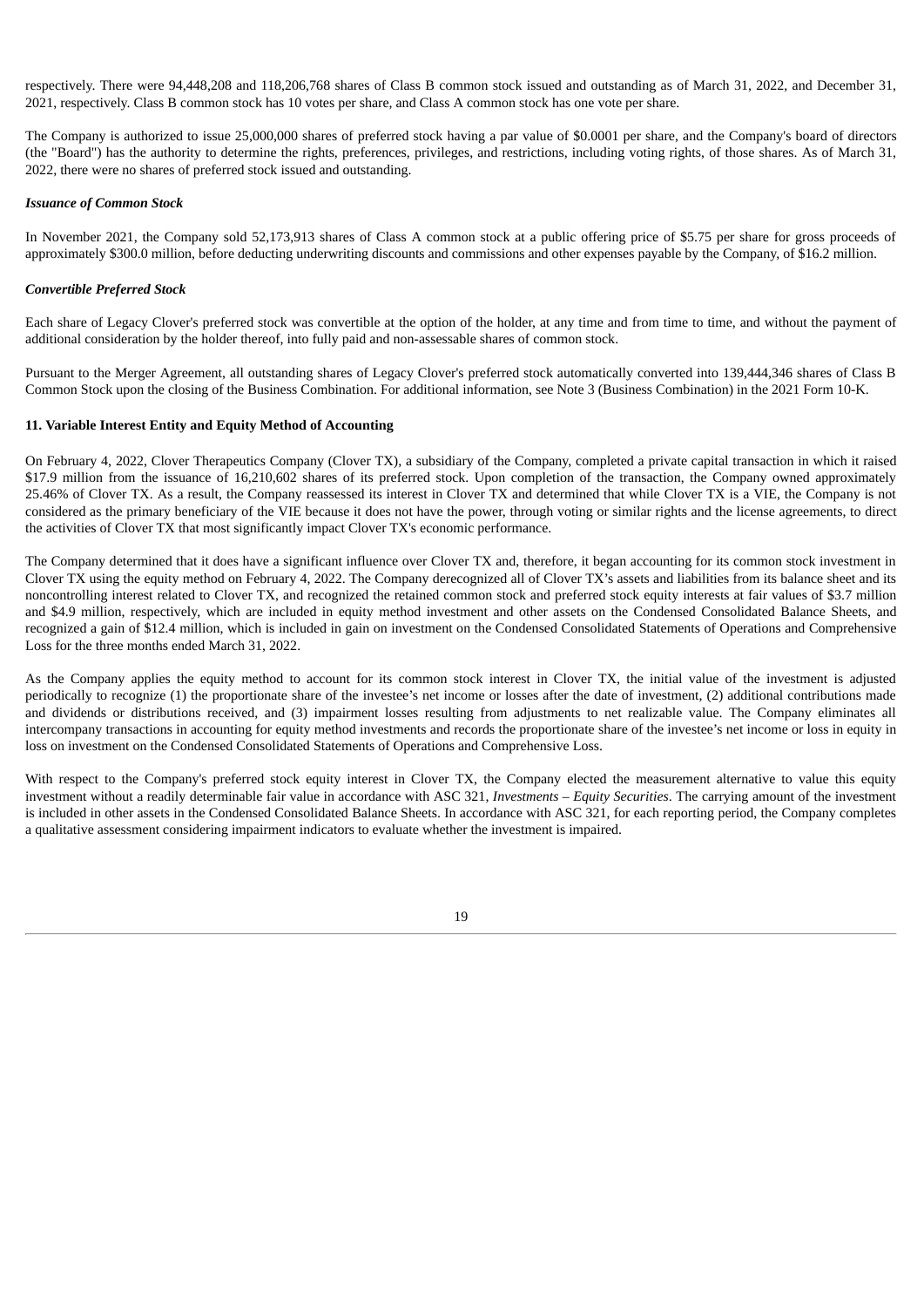respectively. There were 94,448,208 and 118,206,768 shares of Class B common stock issued and outstanding as of March 31, 2022, and December 31, 2021, respectively. Class B common stock has 10 votes per share, and Class A common stock has one vote per share.

The Company is authorized to issue 25,000,000 shares of preferred stock having a par value of $0.0001 per share, and the Company's board of directors (the "Board") has the authority to determine the rights, preferences, privileges, and restrictions, including voting rights, of those shares. As of March 31, 2022, there were no shares of preferred stock issued and outstanding.

***Issuance of Common Stock***

In November 2021, the Company sold 52,173,913 shares of Class A common stock at a public offering price of $5.75 per share for gross proceeds of approximately $300.0 million, before deducting underwriting discounts and commissions and other expenses payable by the Company, of $16.2 million.

***Convertible Preferred Stock***

Each share of Legacy Clover's preferred stock was convertible at the option of the holder, at any time and from time to time, and without the payment of additional consideration by the holder thereof, into fully paid and non-assessable shares of common stock.

Pursuant to the Merger Agreement, all outstanding shares of Legacy Clover's preferred stock automatically converted into 139,444,346 shares of Class B Common Stock upon the closing of the Business Combination. For additional information, see Note 3 (Business Combination) in the 2021 Form 10-K.

**11. Variable Interest Entity and Equity Method of Accounting**

On February 4, 2022, Clover Therapeutics Company (Clover TX), a subsidiary of the Company, completed a private capital transaction in which it raised $17.9 million from the issuance of 16,210,602 shares of its preferred stock. Upon completion of the transaction, the Company owned approximately 25.46% of Clover TX. As a result, the Company reassessed its interest in Clover TX and determined that while Clover TX is a VIE, the Company is not considered as the primary beneficiary of the VIE because it does not have the power, through voting or similar rights and the license agreements, to direct the activities of Clover TX that most significantly impact Clover TX's economic performance.

The Company determined that it does have a significant influence over Clover TX and, therefore, it began accounting for its common stock investment in Clover TX using the equity method on February 4, 2022. The Company derecognized all of Clover TX's assets and liabilities from its balance sheet and its noncontrolling interest related to Clover TX, and recognized the retained common stock and preferred stock equity interests at fair values of $3.7 million and $4.9 million, respectively, which are included in equity method investment and other assets on the Condensed Consolidated Balance Sheets, and recognized a gain of $12.4 million, which is included in gain on investment on the Condensed Consolidated Statements of Operations and Comprehensive Loss for the three months ended March 31, 2022.

As the Company applies the equity method to account for its common stock interest in Clover TX, the initial value of the investment is adjusted periodically to recognize (1) the proportionate share of the investee's net income or losses after the date of investment, (2) additional contributions made and dividends or distributions received, and (3) impairment losses resulting from adjustments to net realizable value. The Company eliminates all intercompany transactions in accounting for equity method investments and records the proportionate share of the investee's net income or loss in equity in loss on investment on the Condensed Consolidated Statements of Operations and Comprehensive Loss.

With respect to the Company's preferred stock equity interest in Clover TX, the Company elected the measurement alternative to value this equity investment without a readily determinable fair value in accordance with ASC 321, *Investments – Equity Securities*. The carrying amount of the investment is included in other assets in the Condensed Consolidated Balance Sheets. In accordance with ASC 321, for each reporting period, the Company completes a qualitative assessment considering impairment indicators to evaluate whether the investment is impaired.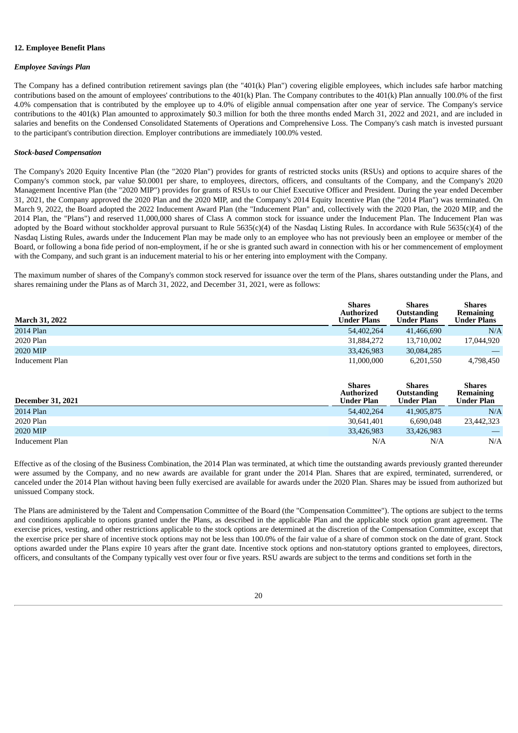**12. Employee Benefit Plans**

***Employee Savings Plan***

The Company has a defined contribution retirement savings plan (the "401(k) Plan") covering eligible employees, which includes safe harbor matching contributions based on the amount of employees' contributions to the 401(k) Plan. The Company contributes to the 401(k) Plan annually 100.0% of the first 4.0% compensation that is contributed by the employee up to 4.0% of eligible annual compensation after one year of service. The Company's service contributions to the 401(k) Plan amounted to approximately $0.3 million for both the three months ended March 31, 2022 and 2021, and are included in salaries and benefits on the Condensed Consolidated Statements of Operations and Comprehensive Loss. The Company's cash match is invested pursuant to the participant's contribution direction. Employer contributions are immediately 100.0% vested.

***Stock-based Compensation***

The Company's 2020 Equity Incentive Plan (the "2020 Plan") provides for grants of restricted stocks units (RSUs) and options to acquire shares of the Company's common stock, par value $0.0001 per share, to employees, directors, officers, and consultants of the Company, and the Company's 2020 Management Incentive Plan (the "2020 MIP") provides for grants of RSUs to our Chief Executive Officer and President. During the year ended December 31, 2021, the Company approved the 2020 Plan and the 2020 MIP, and the Company's 2014 Equity Incentive Plan (the "2014 Plan") was terminated. On March 9, 2022, the Board adopted the 2022 Inducement Award Plan (the "Inducement Plan" and, collectively with the 2020 Plan, the 2020 MIP, and the 2014 Plan, the "Plans") and reserved 11,000,000 shares of Class A common stock for issuance under the Inducement Plan. The Inducement Plan was adopted by the Board without stockholder approval pursuant to Rule 5635(c)(4) of the Nasdaq Listing Rules. In accordance with Rule 5635(c)(4) of the Nasdaq Listing Rules, awards under the Inducement Plan may be made only to an employee who has not previously been an employee or member of the Board, or following a bona fide period of non-employment, if he or she is granted such award in connection with his or her commencement of employment with the Company, and such grant is an inducement material to his or her entering into employment with the Company.

The maximum number of shares of the Company's common stock reserved for issuance over the term of the Plans, shares outstanding under the Plans, and shares remaining under the Plans as of March 31, 2022, and December 31, 2021, were as follows:

| March 31, 2022 | Shares Authorized Under Plans | Shares Outstanding Under Plans | Shares Remaining Under Plans |
|---|---|---|---|
| 2014 Plan | 54,402,264 | 41,466,690 | N/A |
| 2020 Plan | 31,884,272 | 13,710,002 | 17,044,920 |
| 2020 MIP | 33,426,983 | 30,084,285 | — |
| Inducement Plan | 11,000,000 | 6,201,550 | 4,798,450 |

| December 31, 2021 | Shares Authorized Under Plan | Shares Outstanding Under Plan | Shares Remaining Under Plan |
|---|---|---|---|
| 2014 Plan | 54,402,264 | 41,905,875 | N/A |
| 2020 Plan | 30,641,401 | 6,690,048 | 23,442,323 |
| 2020 MIP | 33,426,983 | 33,426,983 | — |
| Inducement Plan | N/A | N/A | N/A |

Effective as of the closing of the Business Combination, the 2014 Plan was terminated, at which time the outstanding awards previously granted thereunder were assumed by the Company, and no new awards are available for grant under the 2014 Plan. Shares that are expired, terminated, surrendered, or canceled under the 2014 Plan without having been fully exercised are available for awards under the 2020 Plan. Shares may be issued from authorized but unissued Company stock.

The Plans are administered by the Talent and Compensation Committee of the Board (the "Compensation Committee"). The options are subject to the terms and conditions applicable to options granted under the Plans, as described in the applicable Plan and the applicable stock option grant agreement. The exercise prices, vesting, and other restrictions applicable to the stock options are determined at the discretion of the Compensation Committee, except that the exercise price per share of incentive stock options may not be less than 100.0% of the fair value of a share of common stock on the date of grant. Stock options awarded under the Plans expire 10 years after the grant date. Incentive stock options and non-statutory options granted to employees, directors, officers, and consultants of the Company typically vest over four or five years. RSU awards are subject to the terms and conditions set forth in the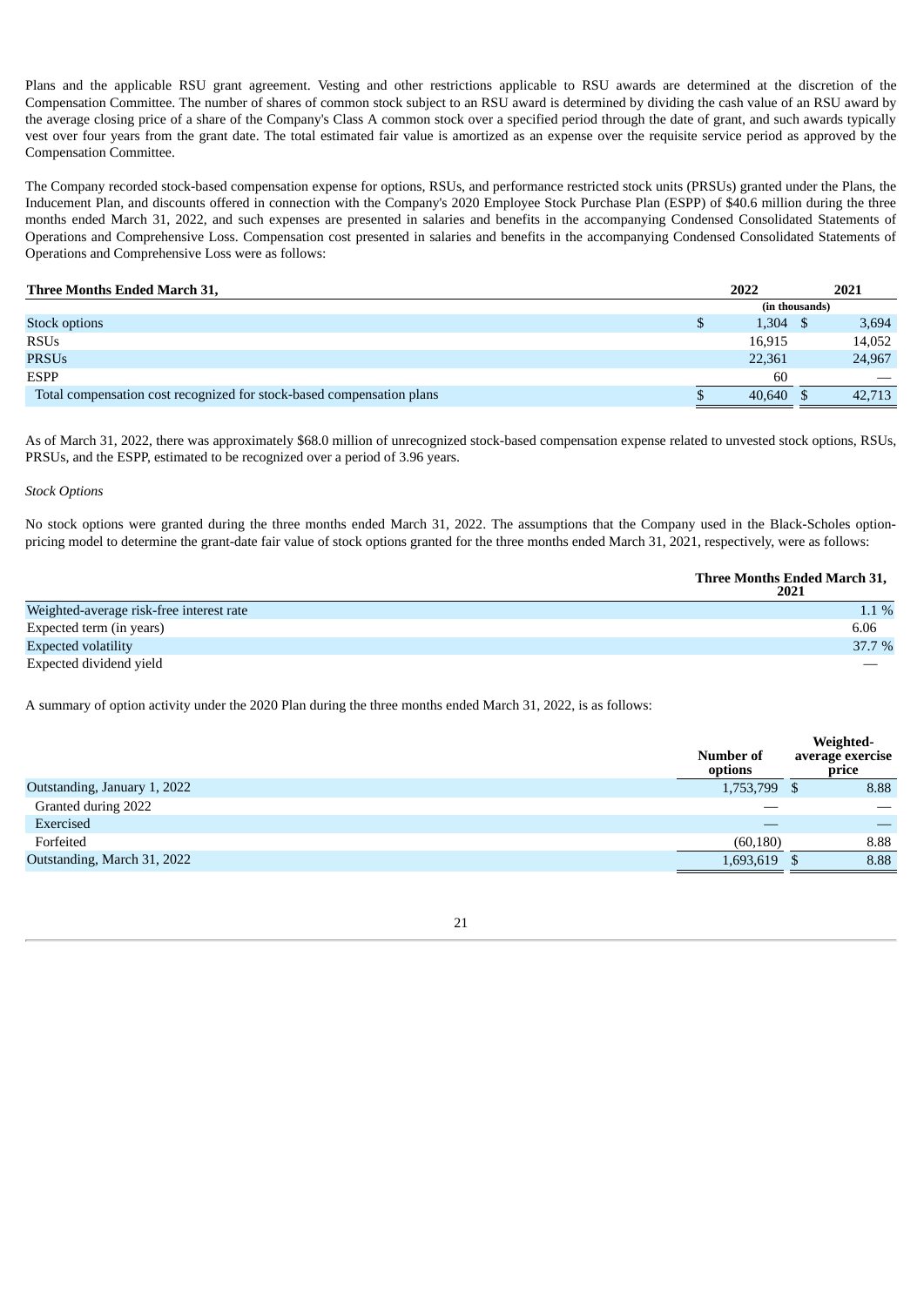Plans and the applicable RSU grant agreement. Vesting and other restrictions applicable to RSU awards are determined at the discretion of the Compensation Committee. The number of shares of common stock subject to an RSU award is determined by dividing the cash value of an RSU award by the average closing price of a share of the Company's Class A common stock over a specified period through the date of grant, and such awards typically vest over four years from the grant date. The total estimated fair value is amortized as an expense over the requisite service period as approved by the Compensation Committee.

The Company recorded stock-based compensation expense for options, RSUs, and performance restricted stock units (PRSUs) granted under the Plans, the Inducement Plan, and discounts offered in connection with the Company's 2020 Employee Stock Purchase Plan (ESPP) of $40.6 million during the three months ended March 31, 2022, and such expenses are presented in salaries and benefits in the accompanying Condensed Consolidated Statements of Operations and Comprehensive Loss. Compensation cost presented in salaries and benefits in the accompanying Condensed Consolidated Statements of Operations and Comprehensive Loss were as follows:

| **Three Months Ended March 31,** | **2022** | **2021** |
|---|---|---|
| | (in thousands) | |
| Stock options | $ 1,304 | $ 3,694 |
| RSUs | 16,915 | 14,052 |
| PRSUs | 22,361 | 24,967 |
| ESPP | 60 | — |
| Total compensation cost recognized for stock-based compensation plans | $ 40,640 | $ 42,713 |

As of March 31, 2022, there was approximately $68.0 million of unrecognized stock-based compensation expense related to unvested stock options, RSUs, PRSUs, and the ESPP, estimated to be recognized over a period of 3.96 years.

*Stock Options*

No stock options were granted during the three months ended March 31, 2022. The assumptions that the Company used in the Black-Scholes option-pricing model to determine the grant-date fair value of stock options granted for the three months ended March 31, 2021, respectively, were as follows:

| | **Three Months Ended March 31, 2021** |
|---|---|
| Weighted-average risk-free interest rate | 1.1 % |
| Expected term (in years) | 6.06 |
| Expected volatility | 37.7 % |
| Expected dividend yield | — |

A summary of option activity under the 2020 Plan during the three months ended March 31, 2022, is as follows:

| | **Number of options** | **Weighted-average exercise price** |
|---|---|---|
| Outstanding, January 1, 2022 | 1,753,799 | $ 8.88 |
| Granted during 2022 | — | — |
| Exercised | — | — |
| Forfeited | (60,180) | 8.88 |
| Outstanding, March 31, 2022 | 1,693,619 | $ 8.88 |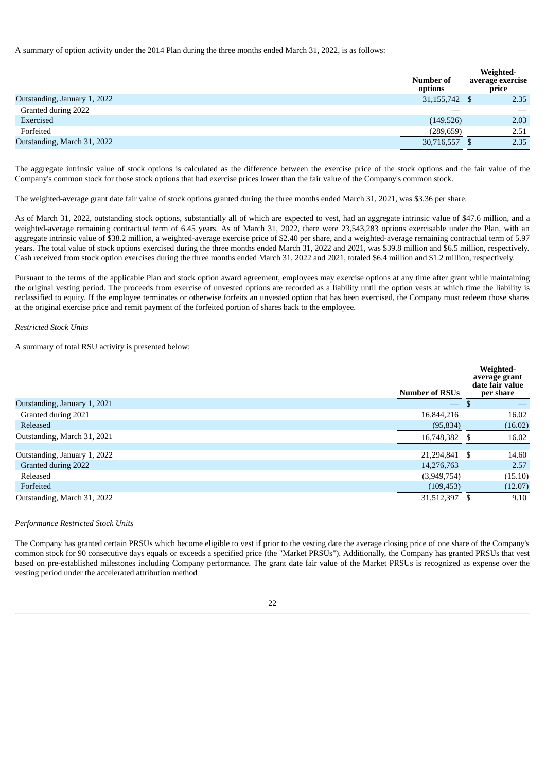A summary of option activity under the 2014 Plan during the three months ended March 31, 2022, is as follows:

| | Number of options | Weighted-average exercise price |
|---|---|---|
| Outstanding, January 1, 2022 | 31,155,742 | $ 2.35 |
| Granted during 2022 | — | — |
| Exercised | (149,526) | 2.03 |
| Forfeited | (289,659) | 2.51 |
| Outstanding, March 31, 2022 | 30,716,557 | $ 2.35 |

The aggregate intrinsic value of stock options is calculated as the difference between the exercise price of the stock options and the fair value of the Company's common stock for those stock options that had exercise prices lower than the fair value of the Company's common stock.

The weighted-average grant date fair value of stock options granted during the three months ended March 31, 2021, was $3.36 per share.

As of March 31, 2022, outstanding stock options, substantially all of which are expected to vest, had an aggregate intrinsic value of $47.6 million, and a weighted-average remaining contractual term of 6.45 years. As of March 31, 2022, there were 23,543,283 options exercisable under the Plan, with an aggregate intrinsic value of $38.2 million, a weighted-average exercise price of $2.40 per share, and a weighted-average remaining contractual term of 5.97 years. The total value of stock options exercised during the three months ended March 31, 2022 and 2021, was $39.8 million and $6.5 million, respectively. Cash received from stock option exercises during the three months ended March 31, 2022 and 2021, totaled $6.4 million and $1.2 million, respectively.

Pursuant to the terms of the applicable Plan and stock option award agreement, employees may exercise options at any time after grant while maintaining the original vesting period. The proceeds from exercise of unvested options are recorded as a liability until the option vests at which time the liability is reclassified to equity. If the employee terminates or otherwise forfeits an unvested option that has been exercised, the Company must redeem those shares at the original exercise price and remit payment of the forfeited portion of shares back to the employee.

*Restricted Stock Units*

A summary of total RSU activity is presented below:

| | Number of RSUs | Weighted-average grant date fair value per share |
|---|---|---|
| Outstanding, January 1, 2021 | — | $ — |
| Granted during 2021 | 16,844,216 | 16.02 |
| Released | (95,834) | (16.02) |
| Outstanding, March 31, 2021 | 16,748,382 | $ 16.02 |
| | | |
| Outstanding, January 1, 2022 | 21,294,841 | $ 14.60 |
| Granted during 2022 | 14,276,763 | 2.57 |
| Released | (3,949,754) | (15.10) |
| Forfeited | (109,453) | (12.07) |
| Outstanding, March 31, 2022 | 31,512,397 | $ 9.10 |

*Performance Restricted Stock Units*

The Company has granted certain PRSUs which become eligible to vest if prior to the vesting date the average closing price of one share of the Company's common stock for 90 consecutive days equals or exceeds a specified price (the "Market PRSUs"). Additionally, the Company has granted PRSUs that vest based on pre-established milestones including Company performance. The grant date fair value of the Market PRSUs is recognized as expense over the vesting period under the accelerated attribution method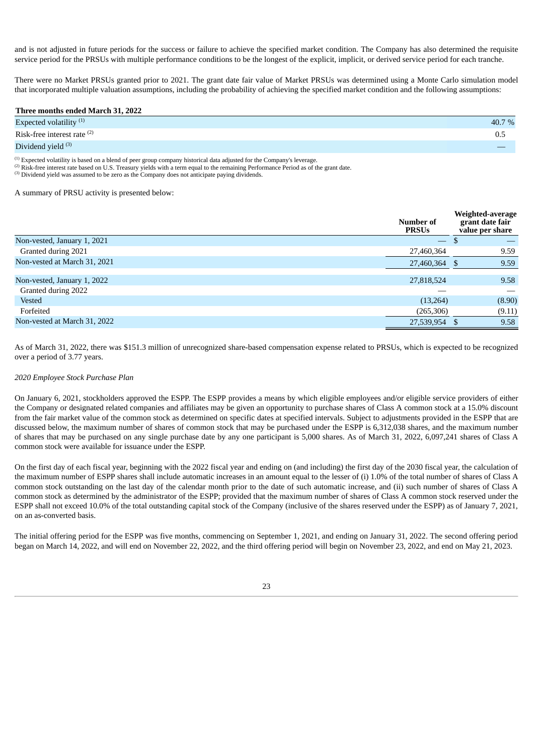and is not adjusted in future periods for the success or failure to achieve the specified market condition. The Company has also determined the requisite service period for the PRSUs with multiple performance conditions to be the longest of the explicit, implicit, or derived service period for each tranche.

There were no Market PRSUs granted prior to 2021. The grant date fair value of Market PRSUs was determined using a Monte Carlo simulation model that incorporated multiple valuation assumptions, including the probability of achieving the specified market condition and the following assumptions:

| Three months ended March 31, 2022 | |
|---|---|
| Expected volatility [1] | 40.7 % |
| Risk-free interest rate [2] | 0.5 |
| Dividend yield [3] | — |

[1] Expected volatility is based on a blend of peer group company historical data adjusted for the Company's leverage.
[2] Risk-free interest rate based on U.S. Treasury yields with a term equal to the remaining Performance Period as of the grant date.
[3] Dividend yield was assumed to be zero as the Company does not anticipate paying dividends.

A summary of PRSU activity is presented below:

| | Number of PRSUs | Weighted-average grant date fair value per share |
|---|---|---|
| Non-vested, January 1, 2021 | — | $ — |
| Granted during 2021 | 27,460,364 | 9.59 |
| Non-vested at March 31, 2021 | 27,460,364 | $ 9.59 |
| | | |
| Non-vested, January 1, 2022 | 27,818,524 | 9.58 |
| Granted during 2022 | — | — |
| Vested | (13,264) | (8.90) |
| Forfeited | (265,306) | (9.11) |
| Non-vested at March 31, 2022 | 27,539,954 | $ 9.58 |

As of March 31, 2022, there was $151.3 million of unrecognized share-based compensation expense related to PRSUs, which is expected to be recognized over a period of 3.77 years.

*2020 Employee Stock Purchase Plan*

On January 6, 2021, stockholders approved the ESPP. The ESPP provides a means by which eligible employees and/or eligible service providers of either the Company or designated related companies and affiliates may be given an opportunity to purchase shares of Class A common stock at a 15.0% discount from the fair market value of the common stock as determined on specific dates at specified intervals. Subject to adjustments provided in the ESPP that are discussed below, the maximum number of shares of common stock that may be purchased under the ESPP is 6,312,038 shares, and the maximum number of shares that may be purchased on any single purchase date by any one participant is 5,000 shares. As of March 31, 2022, 6,097,241 shares of Class A common stock were available for issuance under the ESPP.

On the first day of each fiscal year, beginning with the 2022 fiscal year and ending on (and including) the first day of the 2030 fiscal year, the calculation of the maximum number of ESPP shares shall include automatic increases in an amount equal to the lesser of (i) 1.0% of the total number of shares of Class A common stock outstanding on the last day of the calendar month prior to the date of such automatic increase, and (ii) such number of shares of Class A common stock as determined by the administrator of the ESPP; provided that the maximum number of shares of Class A common stock reserved under the ESPP shall not exceed 10.0% of the total outstanding capital stock of the Company (inclusive of the shares reserved under the ESPP) as of January 7, 2021, on an as-converted basis.

The initial offering period for the ESPP was five months, commencing on September 1, 2021, and ending on January 31, 2022. The second offering period began on March 14, 2022, and will end on November 22, 2022, and the third offering period will begin on November 23, 2022, and end on May 21, 2023.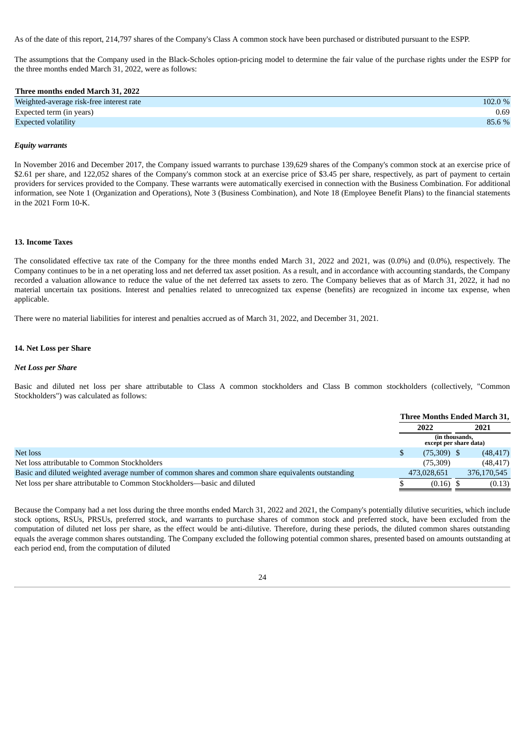As of the date of this report, 214,797 shares of the Company's Class A common stock have been purchased or distributed pursuant to the ESPP.

The assumptions that the Company used in the Black-Scholes option-pricing model to determine the fair value of the purchase rights under the ESPP for the three months ended March 31, 2022, were as follows:

| Three months ended March 31, 2022 | |
|---|---|
| Weighted-average risk-free interest rate | 102.0 % |
| Expected term (in years) | 0.69 |
| Expected volatility | 85.6 % |

***Equity warrants***

In November 2016 and December 2017, the Company issued warrants to purchase 139,629 shares of the Company's common stock at an exercise price of $2.61 per share, and 122,052 shares of the Company's common stock at an exercise price of $3.45 per share, respectively, as part of payment to certain providers for services provided to the Company. These warrants were automatically exercised in connection with the Business Combination. For additional information, see Note 1 (Organization and Operations), Note 3 (Business Combination), and Note 18 (Employee Benefit Plans) to the financial statements in the 2021 Form 10-K.

**13. Income Taxes**

The consolidated effective tax rate of the Company for the three months ended March 31, 2022 and 2021, was (0.0%) and (0.0%), respectively. The Company continues to be in a net operating loss and net deferred tax asset position. As a result, and in accordance with accounting standards, the Company recorded a valuation allowance to reduce the value of the net deferred tax assets to zero. The Company believes that as of March 31, 2022, it had no material uncertain tax positions. Interest and penalties related to unrecognized tax expense (benefits) are recognized in income tax expense, when applicable.

There were no material liabilities for interest and penalties accrued as of March 31, 2022, and December 31, 2021.

**14. Net Loss per Share**

***Net Loss per Share***

Basic and diluted net loss per share attributable to Class A common stockholders and Class B common stockholders (collectively, "Common Stockholders") was calculated as follows:

| | Three Months Ended March 31, | |
|---|---|---|
| | 2022 | 2021 |
| | (in thousands, except per share data) | |
| Net loss | $ (75,309) | $ (48,417) |
| Net loss attributable to Common Stockholders | (75,309) | (48,417) |
| Basic and diluted weighted average number of common shares and common share equivalents outstanding | 473,028,651 | 376,170,545 |
| Net loss per share attributable to Common Stockholders—basic and diluted | $ (0.16) | $ (0.13) |

Because the Company had a net loss during the three months ended March 31, 2022 and 2021, the Company's potentially dilutive securities, which include stock options, RSUs, PRSUs, preferred stock, and warrants to purchase shares of common stock and preferred stock, have been excluded from the computation of diluted net loss per share, as the effect would be anti-dilutive. Therefore, during these periods, the diluted common shares outstanding equals the average common shares outstanding. The Company excluded the following potential common shares, presented based on amounts outstanding at each period end, from the computation of diluted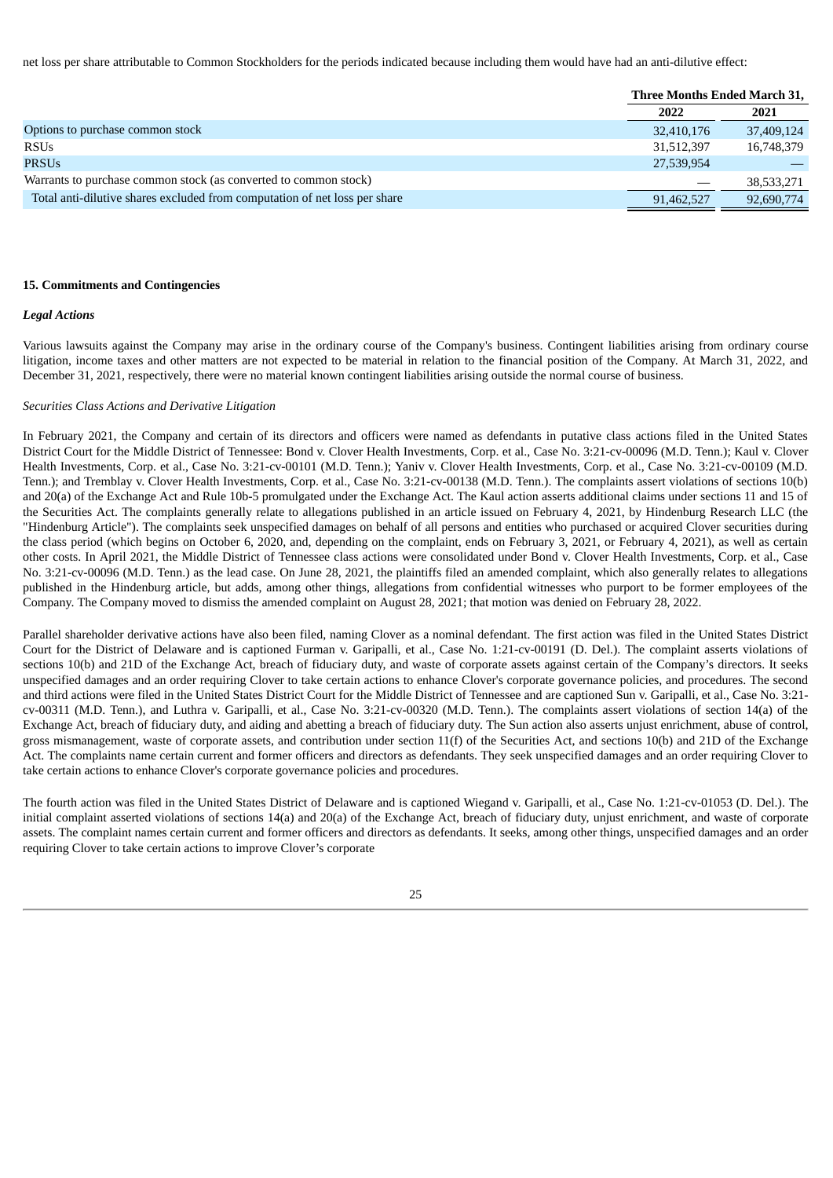net loss per share attributable to Common Stockholders for the periods indicated because including them would have had an anti-dilutive effect:

| | Three Months Ended March 31, | |
|---|---|---|
| | 2022 | 2021 |
| Options to purchase common stock | 32,410,176 | 37,409,124 |
| RSUs | 31,512,397 | 16,748,379 |
| PRSUs | 27,539,954 | — |
| Warrants to purchase common stock (as converted to common stock) | — | 38,533,271 |
| Total anti-dilutive shares excluded from computation of net loss per share | 91,462,527 | 92,690,774 |

**15. Commitments and Contingencies**

***Legal Actions***

Various lawsuits against the Company may arise in the ordinary course of the Company's business. Contingent liabilities arising from ordinary course litigation, income taxes and other matters are not expected to be material in relation to the financial position of the Company. At March 31, 2022, and December 31, 2021, respectively, there were no material known contingent liabilities arising outside the normal course of business.

*Securities Class Actions and Derivative Litigation*

In February 2021, the Company and certain of its directors and officers were named as defendants in putative class actions filed in the United States District Court for the Middle District of Tennessee: Bond v. Clover Health Investments, Corp. et al., Case No. 3:21-cv-00096 (M.D. Tenn.); Kaul v. Clover Health Investments, Corp. et al., Case No. 3:21-cv-00101 (M.D. Tenn.); Yaniv v. Clover Health Investments, Corp. et al., Case No. 3:21-cv-00109 (M.D. Tenn.); and Tremblay v. Clover Health Investments, Corp. et al., Case No. 3:21-cv-00138 (M.D. Tenn.). The complaints assert violations of sections 10(b) and 20(a) of the Exchange Act and Rule 10b-5 promulgated under the Exchange Act. The Kaul action asserts additional claims under sections 11 and 15 of the Securities Act. The complaints generally relate to allegations published in an article issued on February 4, 2021, by Hindenburg Research LLC (the "Hindenburg Article"). The complaints seek unspecified damages on behalf of all persons and entities who purchased or acquired Clover securities during the class period (which begins on October 6, 2020, and, depending on the complaint, ends on February 3, 2021, or February 4, 2021), as well as certain other costs. In April 2021, the Middle District of Tennessee class actions were consolidated under Bond v. Clover Health Investments, Corp. et al., Case No. 3:21-cv-00096 (M.D. Tenn.) as the lead case. On June 28, 2021, the plaintiffs filed an amended complaint, which also generally relates to allegations published in the Hindenburg article, but adds, among other things, allegations from confidential witnesses who purport to be former employees of the Company. The Company moved to dismiss the amended complaint on August 28, 2021; that motion was denied on February 28, 2022.

Parallel shareholder derivative actions have also been filed, naming Clover as a nominal defendant. The first action was filed in the United States District Court for the District of Delaware and is captioned Furman v. Garipalli, et al., Case No. 1:21-cv-00191 (D. Del.). The complaint asserts violations of sections 10(b) and 21D of the Exchange Act, breach of fiduciary duty, and waste of corporate assets against certain of the Company's directors. It seeks unspecified damages and an order requiring Clover to take certain actions to enhance Clover's corporate governance policies, and procedures. The second and third actions were filed in the United States District Court for the Middle District of Tennessee and are captioned Sun v. Garipalli, et al., Case No. 3:21-cv-00311 (M.D. Tenn.), and Luthra v. Garipalli, et al., Case No. 3:21-cv-00320 (M.D. Tenn.). The complaints assert violations of section 14(a) of the Exchange Act, breach of fiduciary duty, and aiding and abetting a breach of fiduciary duty. The Sun action also asserts unjust enrichment, abuse of control, gross mismanagement, waste of corporate assets, and contribution under section 11(f) of the Securities Act, and sections 10(b) and 21D of the Exchange Act. The complaints name certain current and former officers and directors as defendants. They seek unspecified damages and an order requiring Clover to take certain actions to enhance Clover's corporate governance policies and procedures.

The fourth action was filed in the United States District of Delaware and is captioned Wiegand v. Garipalli, et al., Case No. 1:21-cv-01053 (D. Del.). The initial complaint asserted violations of sections 14(a) and 20(a) of the Exchange Act, breach of fiduciary duty, unjust enrichment, and waste of corporate assets. The complaint names certain current and former officers and directors as defendants. It seeks, among other things, unspecified damages and an order requiring Clover to take certain actions to improve Clover's corporate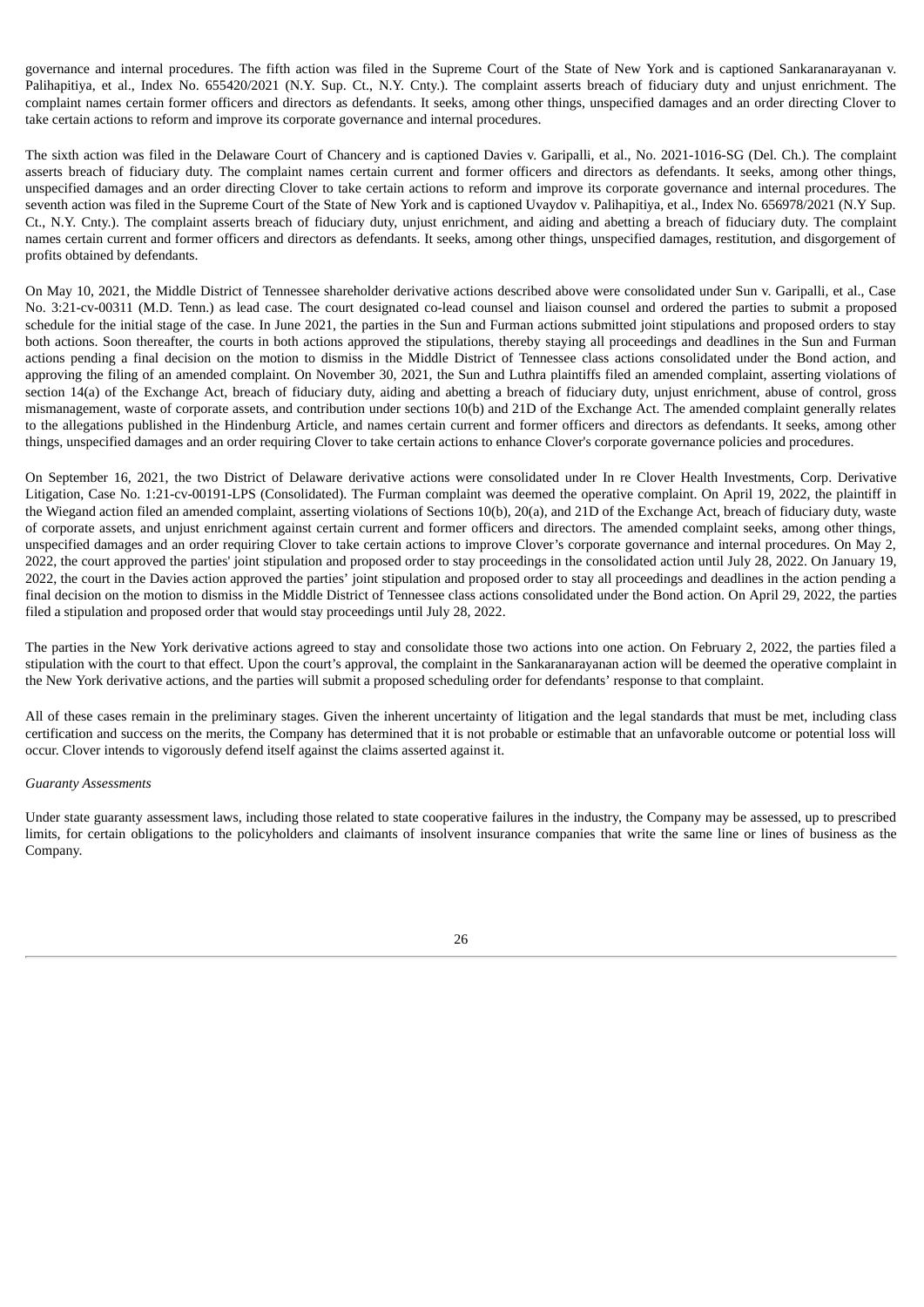governance and internal procedures. The fifth action was filed in the Supreme Court of the State of New York and is captioned Sankaranarayanan v. Palihapitiya, et al., Index No. 655420/2021 (N.Y. Sup. Ct., N.Y. Cnty.). The complaint asserts breach of fiduciary duty and unjust enrichment. The complaint names certain former officers and directors as defendants. It seeks, among other things, unspecified damages and an order directing Clover to take certain actions to reform and improve its corporate governance and internal procedures.

The sixth action was filed in the Delaware Court of Chancery and is captioned Davies v. Garipalli, et al., No. 2021-1016-SG (Del. Ch.). The complaint asserts breach of fiduciary duty. The complaint names certain current and former officers and directors as defendants. It seeks, among other things, unspecified damages and an order directing Clover to take certain actions to reform and improve its corporate governance and internal procedures. The seventh action was filed in the Supreme Court of the State of New York and is captioned Uvaydov v. Palihapitiya, et al., Index No. 656978/2021 (N.Y Sup. Ct., N.Y. Cnty.). The complaint asserts breach of fiduciary duty, unjust enrichment, and aiding and abetting a breach of fiduciary duty. The complaint names certain current and former officers and directors as defendants. It seeks, among other things, unspecified damages, restitution, and disgorgement of profits obtained by defendants.

On May 10, 2021, the Middle District of Tennessee shareholder derivative actions described above were consolidated under Sun v. Garipalli, et al., Case No. 3:21-cv-00311 (M.D. Tenn.) as lead case. The court designated co-lead counsel and liaison counsel and ordered the parties to submit a proposed schedule for the initial stage of the case. In June 2021, the parties in the Sun and Furman actions submitted joint stipulations and proposed orders to stay both actions. Soon thereafter, the courts in both actions approved the stipulations, thereby staying all proceedings and deadlines in the Sun and Furman actions pending a final decision on the motion to dismiss in the Middle District of Tennessee class actions consolidated under the Bond action, and approving the filing of an amended complaint. On November 30, 2021, the Sun and Luthra plaintiffs filed an amended complaint, asserting violations of section 14(a) of the Exchange Act, breach of fiduciary duty, aiding and abetting a breach of fiduciary duty, unjust enrichment, abuse of control, gross mismanagement, waste of corporate assets, and contribution under sections 10(b) and 21D of the Exchange Act. The amended complaint generally relates to the allegations published in the Hindenburg Article, and names certain current and former officers and directors as defendants. It seeks, among other things, unspecified damages and an order requiring Clover to take certain actions to enhance Clover's corporate governance policies and procedures.

On September 16, 2021, the two District of Delaware derivative actions were consolidated under In re Clover Health Investments, Corp. Derivative Litigation, Case No. 1:21-cv-00191-LPS (Consolidated). The Furman complaint was deemed the operative complaint. On April 19, 2022, the plaintiff in the Wiegand action filed an amended complaint, asserting violations of Sections 10(b), 20(a), and 21D of the Exchange Act, breach of fiduciary duty, waste of corporate assets, and unjust enrichment against certain current and former officers and directors. The amended complaint seeks, among other things, unspecified damages and an order requiring Clover to take certain actions to improve Clover's corporate governance and internal procedures. On May 2, 2022, the court approved the parties' joint stipulation and proposed order to stay proceedings in the consolidated action until July 28, 2022. On January 19, 2022, the court in the Davies action approved the parties' joint stipulation and proposed order to stay all proceedings and deadlines in the action pending a final decision on the motion to dismiss in the Middle District of Tennessee class actions consolidated under the Bond action. On April 29, 2022, the parties filed a stipulation and proposed order that would stay proceedings until July 28, 2022.

The parties in the New York derivative actions agreed to stay and consolidate those two actions into one action. On February 2, 2022, the parties filed a stipulation with the court to that effect. Upon the court's approval, the complaint in the Sankaranarayanan action will be deemed the operative complaint in the New York derivative actions, and the parties will submit a proposed scheduling order for defendants' response to that complaint.

All of these cases remain in the preliminary stages. Given the inherent uncertainty of litigation and the legal standards that must be met, including class certification and success on the merits, the Company has determined that it is not probable or estimable that an unfavorable outcome or potential loss will occur. Clover intends to vigorously defend itself against the claims asserted against it.

*Guaranty Assessments*

Under state guaranty assessment laws, including those related to state cooperative failures in the industry, the Company may be assessed, up to prescribed limits, for certain obligations to the policyholders and claimants of insolvent insurance companies that write the same line or lines of business as the Company.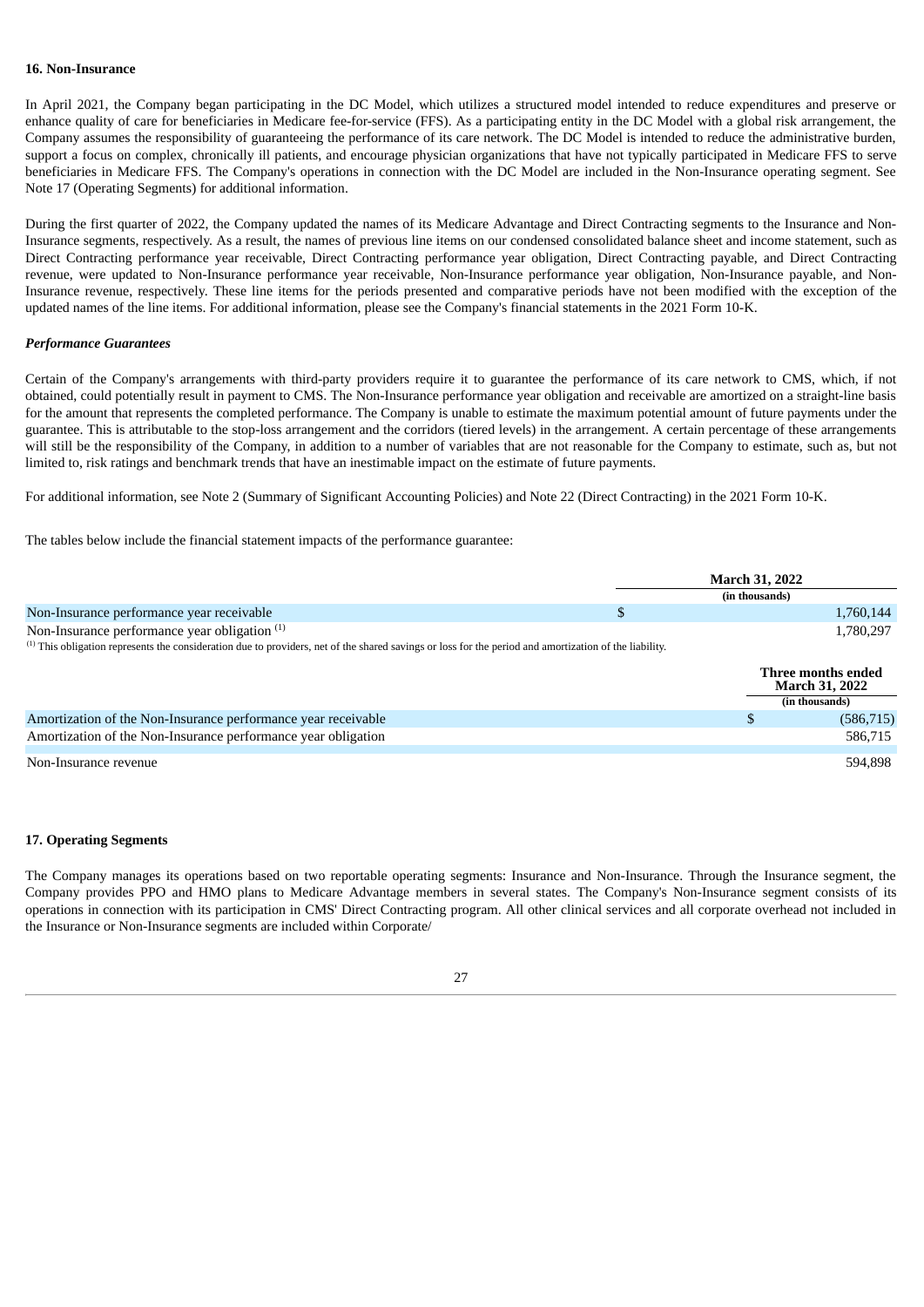### 16. Non-Insurance

In April 2021, the Company began participating in the DC Model, which utilizes a structured model intended to reduce expenditures and preserve or enhance quality of care for beneficiaries in Medicare fee-for-service (FFS). As a participating entity in the DC Model with a global risk arrangement, the Company assumes the responsibility of guaranteeing the performance of its care network. The DC Model is intended to reduce the administrative burden, support a focus on complex, chronically ill patients, and encourage physician organizations that have not typically participated in Medicare FFS to serve beneficiaries in Medicare FFS. The Company's operations in connection with the DC Model are included in the Non-Insurance operating segment. See Note 17 (Operating Segments) for additional information.

During the first quarter of 2022, the Company updated the names of its Medicare Advantage and Direct Contracting segments to the Insurance and Non-Insurance segments, respectively. As a result, the names of previous line items on our condensed consolidated balance sheet and income statement, such as Direct Contracting performance year receivable, Direct Contracting performance year obligation, Direct Contracting payable, and Direct Contracting revenue, were updated to Non-Insurance performance year receivable, Non-Insurance performance year obligation, Non-Insurance payable, and Non-Insurance revenue, respectively. These line items for the periods presented and comparative periods have not been modified with the exception of the updated names of the line items. For additional information, please see the Company's financial statements in the 2021 Form 10-K.

*Performance Guarantees*

Certain of the Company's arrangements with third-party providers require it to guarantee the performance of its care network to CMS, which, if not obtained, could potentially result in payment to CMS. The Non-Insurance performance year obligation and receivable are amortized on a straight-line basis for the amount that represents the completed performance. The Company is unable to estimate the maximum potential amount of future payments under the guarantee. This is attributable to the stop-loss arrangement and the corridors (tiered levels) in the arrangement. A certain percentage of these arrangements will still be the responsibility of the Company, in addition to a number of variables that are not reasonable for the Company to estimate, such as, but not limited to, risk ratings and benchmark trends that have an inestimable impact on the estimate of future payments.

For additional information, see Note 2 (Summary of Significant Accounting Policies) and Note 22 (Direct Contracting) in the 2021 Form 10-K.

The tables below include the financial statement impacts of the performance guarantee:

| | March 31, 2022 |
|---|---|
| | (in thousands) |
| Non-Insurance performance year receivable | $ 1,760,144 |
| Non-Insurance performance year obligation [1] | 1,780,297 |

[1] This obligation represents the consideration due to providers, net of the shared savings or loss for the period and amortization of the liability.

| | Three months ended March 31, 2022 |
|---|---|
| | (in thousands) |
| Amortization of the Non-Insurance performance year receivable | $ (586,715) |
| Amortization of the Non-Insurance performance year obligation | 586,715 |
| Non-Insurance revenue | 594,898 |

### 17. Operating Segments

The Company manages its operations based on two reportable operating segments: Insurance and Non-Insurance. Through the Insurance segment, the Company provides PPO and HMO plans to Medicare Advantage members in several states. The Company's Non-Insurance segment consists of its operations in connection with its participation in CMS' Direct Contracting program. All other clinical services and all corporate overhead not included in the Insurance or Non-Insurance segments are included within Corporate/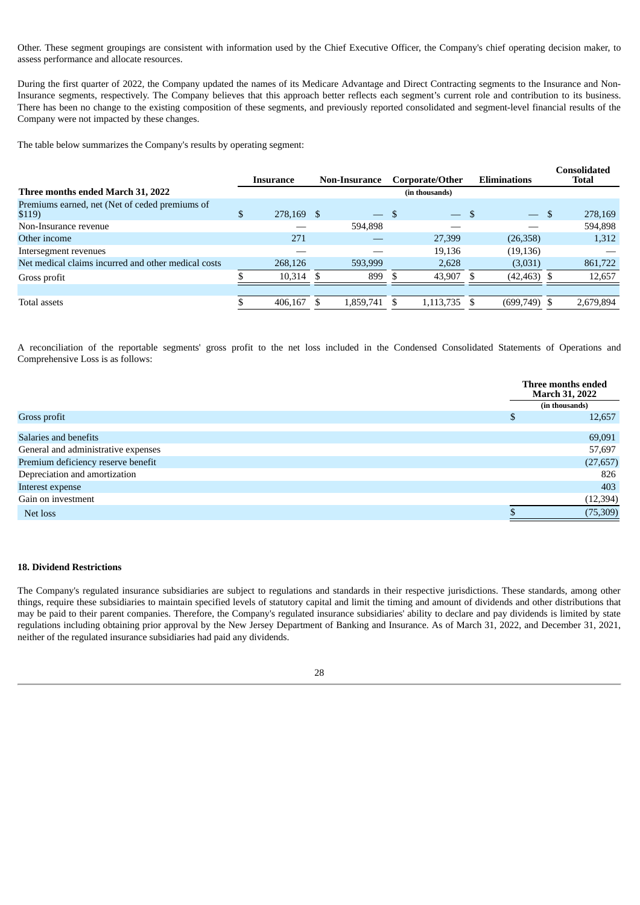Other. These segment groupings are consistent with information used by the Chief Executive Officer, the Company's chief operating decision maker, to assess performance and allocate resources.

During the first quarter of 2022, the Company updated the names of its Medicare Advantage and Direct Contracting segments to the Insurance and Non-Insurance segments, respectively. The Company believes that this approach better reflects each segment's current role and contribution to its business. There has been no change to the existing composition of these segments, and previously reported consolidated and segment-level financial results of the Company were not impacted by these changes.

The table below summarizes the Company's results by operating segment:

| Three months ended March 31, 2022 | Insurance | Non-Insurance | Corporate/Other | Eliminations | Consolidated Total |
|---|---|---|---|---|---|
| | | | (in thousands) | | |
| Premiums earned, net (Net of ceded premiums of $119) | $ 278,169 | $ — | $ — | $ — | $ 278,169 |
| Non-Insurance revenue | — | 594,898 | — | — | 594,898 |
| Other income | 271 | — | 27,399 | (26,358) | 1,312 |
| Intersegment revenues | — | — | 19,136 | (19,136) | — |
| Net medical claims incurred and other medical costs | 268,126 | 593,999 | 2,628 | (3,031) | 861,722 |
| Gross profit | $ 10,314 | $ 899 | $ 43,907 | $ (42,463) | $ 12,657 |
| | | | | | |
| Total assets | $ 406,167 | $ 1,859,741 | $ 1,113,735 | $ (699,749) | $ 2,679,894 |

A reconciliation of the reportable segments' gross profit to the net loss included in the Condensed Consolidated Statements of Operations and Comprehensive Loss is as follows:

| | Three months ended March 31, 2022 |
|---|---|
| | (in thousands) |
| Gross profit | $ 12,657 |
| | |
| Salaries and benefits | 69,091 |
| General and administrative expenses | 57,697 |
| Premium deficiency reserve benefit | (27,657) |
| Depreciation and amortization | 826 |
| Interest expense | 403 |
| Gain on investment | (12,394) |
| Net loss | $ (75,309) |

**18. Dividend Restrictions**

The Company's regulated insurance subsidiaries are subject to regulations and standards in their respective jurisdictions. These standards, among other things, require these subsidiaries to maintain specified levels of statutory capital and limit the timing and amount of dividends and other distributions that may be paid to their parent companies. Therefore, the Company's regulated insurance subsidiaries' ability to declare and pay dividends is limited by state regulations including obtaining prior approval by the New Jersey Department of Banking and Insurance. As of March 31, 2022, and December 31, 2021, neither of the regulated insurance subsidiaries had paid any dividends.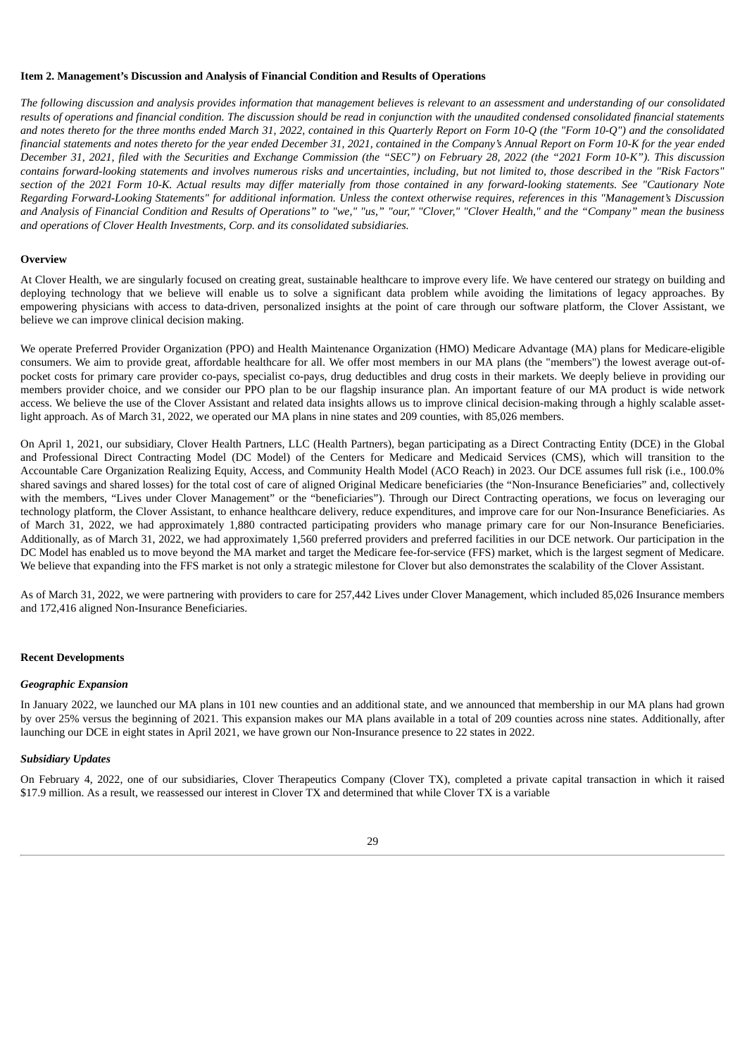## Item 2. Management's Discussion and Analysis of Financial Condition and Results of Operations

*The following discussion and analysis provides information that management believes is relevant to an assessment and understanding of our consolidated results of operations and financial condition. The discussion should be read in conjunction with the unaudited condensed consolidated financial statements and notes thereto for the three months ended March 31, 2022, contained in this Quarterly Report on Form 10-Q (the "Form 10-Q") and the consolidated financial statements and notes thereto for the year ended December 31, 2021, contained in the Company's Annual Report on Form 10-K for the year ended December 31, 2021, filed with the Securities and Exchange Commission (the "SEC") on February 28, 2022 (the "2021 Form 10-K"). This discussion contains forward-looking statements and involves numerous risks and uncertainties, including, but not limited to, those described in the "Risk Factors" section of the 2021 Form 10-K. Actual results may differ materially from those contained in any forward-looking statements. See "Cautionary Note Regarding Forward-Looking Statements" for additional information. Unless the context otherwise requires, references in this "Management's Discussion and Analysis of Financial Condition and Results of Operations" to "we," "us," "our," "Clover," "Clover Health," and the "Company" mean the business and operations of Clover Health Investments, Corp. and its consolidated subsidiaries.*

### Overview

At Clover Health, we are singularly focused on creating great, sustainable healthcare to improve every life. We have centered our strategy on building and deploying technology that we believe will enable us to solve a significant data problem while avoiding the limitations of legacy approaches. By empowering physicians with access to data-driven, personalized insights at the point of care through our software platform, the Clover Assistant, we believe we can improve clinical decision making.

We operate Preferred Provider Organization (PPO) and Health Maintenance Organization (HMO) Medicare Advantage (MA) plans for Medicare-eligible consumers. We aim to provide great, affordable healthcare for all. We offer most members in our MA plans (the "members") the lowest average out-of-pocket costs for primary care provider co-pays, specialist co-pays, drug deductibles and drug costs in their markets. We deeply believe in providing our members provider choice, and we consider our PPO plan to be our flagship insurance plan. An important feature of our MA product is wide network access. We believe the use of the Clover Assistant and related data insights allows us to improve clinical decision-making through a highly scalable asset-light approach. As of March 31, 2022, we operated our MA plans in nine states and 209 counties, with 85,026 members.

On April 1, 2021, our subsidiary, Clover Health Partners, LLC (Health Partners), began participating as a Direct Contracting Entity (DCE) in the Global and Professional Direct Contracting Model (DC Model) of the Centers for Medicare and Medicaid Services (CMS), which will transition to the Accountable Care Organization Realizing Equity, Access, and Community Health Model (ACO Reach) in 2023. Our DCE assumes full risk (i.e., 100.0% shared savings and shared losses) for the total cost of care of aligned Original Medicare beneficiaries (the "Non-Insurance Beneficiaries" and, collectively with the members, "Lives under Clover Management" or the "beneficiaries"). Through our Direct Contracting operations, we focus on leveraging our technology platform, the Clover Assistant, to enhance healthcare delivery, reduce expenditures, and improve care for our Non-Insurance Beneficiaries. As of March 31, 2022, we had approximately 1,880 contracted participating providers who manage primary care for our Non-Insurance Beneficiaries. Additionally, as of March 31, 2022, we had approximately 1,560 preferred providers and preferred facilities in our DCE network. Our participation in the DC Model has enabled us to move beyond the MA market and target the Medicare fee-for-service (FFS) market, which is the largest segment of Medicare. We believe that expanding into the FFS market is not only a strategic milestone for Clover but also demonstrates the scalability of the Clover Assistant.

As of March 31, 2022, we were partnering with providers to care for 257,442 Lives under Clover Management, which included 85,026 Insurance members and 172,416 aligned Non-Insurance Beneficiaries.

### Recent Developments

#### *Geographic Expansion*

In January 2022, we launched our MA plans in 101 new counties and an additional state, and we announced that membership in our MA plans had grown by over 25% versus the beginning of 2021. This expansion makes our MA plans available in a total of 209 counties across nine states. Additionally, after launching our DCE in eight states in April 2021, we have grown our Non-Insurance presence to 22 states in 2022.

#### *Subsidiary Updates*

On February 4, 2022, one of our subsidiaries, Clover Therapeutics Company (Clover TX), completed a private capital transaction in which it raised $17.9 million. As a result, we reassessed our interest in Clover TX and determined that while Clover TX is a variable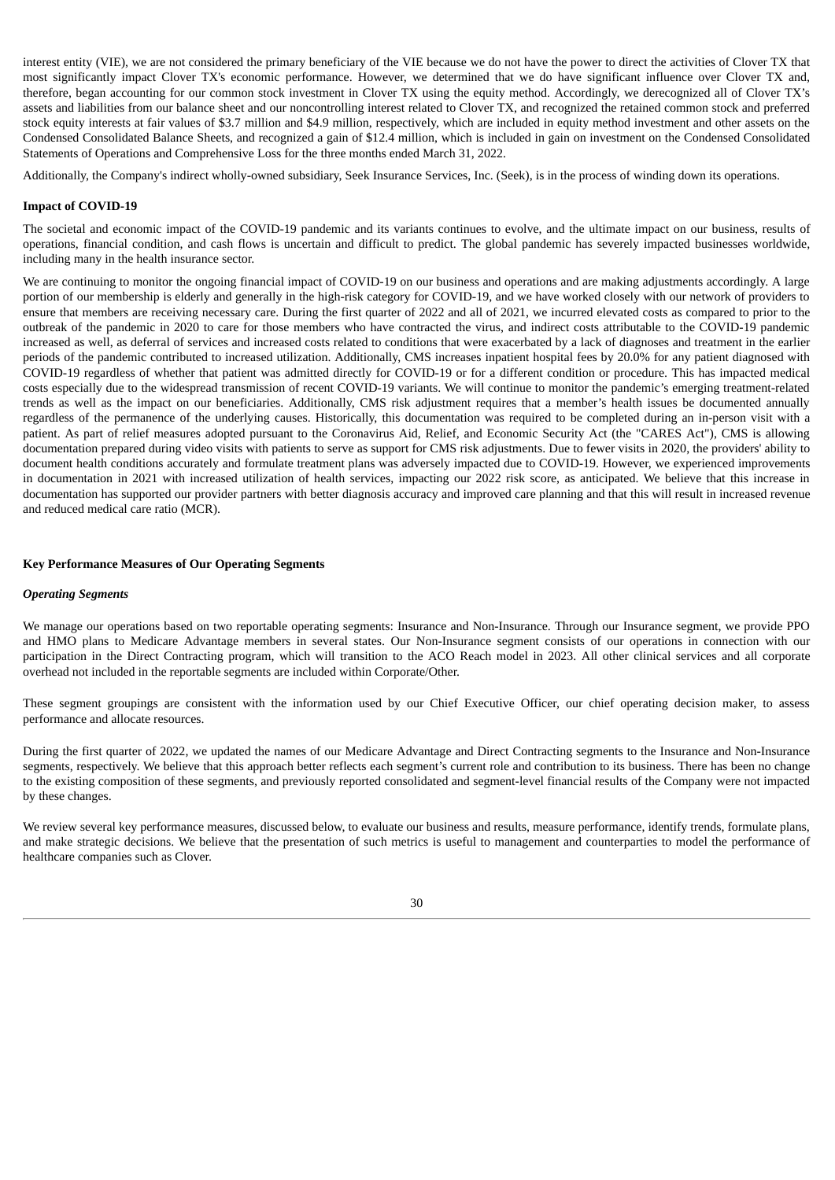interest entity (VIE), we are not considered the primary beneficiary of the VIE because we do not have the power to direct the activities of Clover TX that most significantly impact Clover TX's economic performance. However, we determined that we do have significant influence over Clover TX and, therefore, began accounting for our common stock investment in Clover TX using the equity method. Accordingly, we derecognized all of Clover TX's assets and liabilities from our balance sheet and our noncontrolling interest related to Clover TX, and recognized the retained common stock and preferred stock equity interests at fair values of $3.7 million and $4.9 million, respectively, which are included in equity method investment and other assets on the Condensed Consolidated Balance Sheets, and recognized a gain of $12.4 million, which is included in gain on investment on the Condensed Consolidated Statements of Operations and Comprehensive Loss for the three months ended March 31, 2022.

Additionally, the Company's indirect wholly-owned subsidiary, Seek Insurance Services, Inc. (Seek), is in the process of winding down its operations.

**Impact of COVID-19**

The societal and economic impact of the COVID-19 pandemic and its variants continues to evolve, and the ultimate impact on our business, results of operations, financial condition, and cash flows is uncertain and difficult to predict. The global pandemic has severely impacted businesses worldwide, including many in the health insurance sector.

We are continuing to monitor the ongoing financial impact of COVID-19 on our business and operations and are making adjustments accordingly. A large portion of our membership is elderly and generally in the high-risk category for COVID-19, and we have worked closely with our network of providers to ensure that members are receiving necessary care. During the first quarter of 2022 and all of 2021, we incurred elevated costs as compared to prior to the outbreak of the pandemic in 2020 to care for those members who have contracted the virus, and indirect costs attributable to the COVID-19 pandemic increased as well, as deferral of services and increased costs related to conditions that were exacerbated by a lack of diagnoses and treatment in the earlier periods of the pandemic contributed to increased utilization. Additionally, CMS increases inpatient hospital fees by 20.0% for any patient diagnosed with COVID-19 regardless of whether that patient was admitted directly for COVID-19 or for a different condition or procedure. This has impacted medical costs especially due to the widespread transmission of recent COVID-19 variants. We will continue to monitor the pandemic's emerging treatment-related trends as well as the impact on our beneficiaries. Additionally, CMS risk adjustment requires that a member's health issues be documented annually regardless of the permanence of the underlying causes. Historically, this documentation was required to be completed during an in-person visit with a patient. As part of relief measures adopted pursuant to the Coronavirus Aid, Relief, and Economic Security Act (the "CARES Act"), CMS is allowing documentation prepared during video visits with patients to serve as support for CMS risk adjustments. Due to fewer visits in 2020, the providers' ability to document health conditions accurately and formulate treatment plans was adversely impacted due to COVID-19. However, we experienced improvements in documentation in 2021 with increased utilization of health services, impacting our 2022 risk score, as anticipated. We believe that this increase in documentation has supported our provider partners with better diagnosis accuracy and improved care planning and that this will result in increased revenue and reduced medical care ratio (MCR).

**Key Performance Measures of Our Operating Segments**

***Operating Segments***

We manage our operations based on two reportable operating segments: Insurance and Non-Insurance. Through our Insurance segment, we provide PPO and HMO plans to Medicare Advantage members in several states. Our Non-Insurance segment consists of our operations in connection with our participation in the Direct Contracting program, which will transition to the ACO Reach model in 2023. All other clinical services and all corporate overhead not included in the reportable segments are included within Corporate/Other.

These segment groupings are consistent with the information used by our Chief Executive Officer, our chief operating decision maker, to assess performance and allocate resources.

During the first quarter of 2022, we updated the names of our Medicare Advantage and Direct Contracting segments to the Insurance and Non-Insurance segments, respectively. We believe that this approach better reflects each segment's current role and contribution to its business. There has been no change to the existing composition of these segments, and previously reported consolidated and segment-level financial results of the Company were not impacted by these changes.

We review several key performance measures, discussed below, to evaluate our business and results, measure performance, identify trends, formulate plans, and make strategic decisions. We believe that the presentation of such metrics is useful to management and counterparties to model the performance of healthcare companies such as Clover.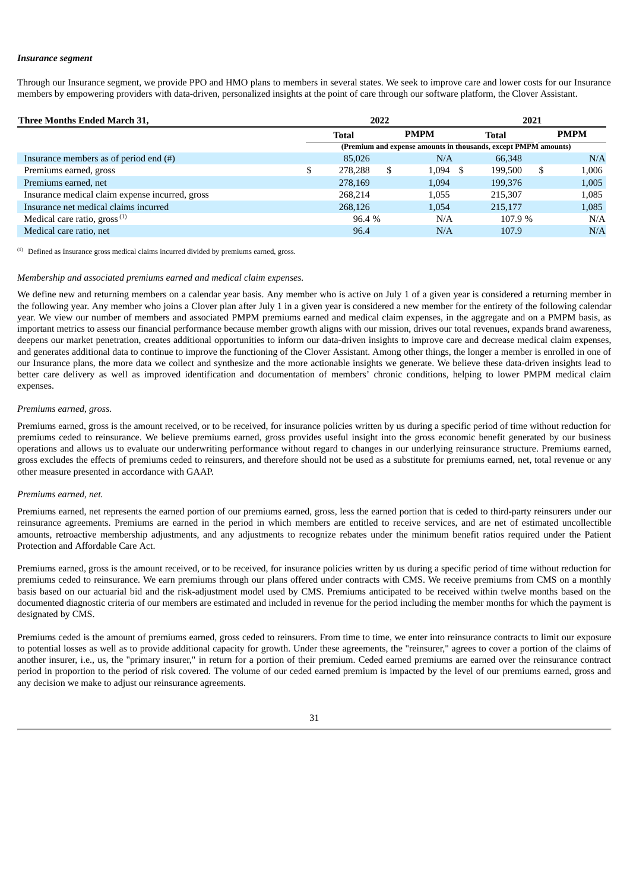***Insurance segment***

Through our Insurance segment, we provide PPO and HMO plans to members in several states. We seek to improve care and lower costs for our Insurance members by empowering providers with data-driven, personalized insights at the point of care through our software platform, the Clover Assistant.

| **Three Months Ended March 31,** | **2022** | | **2021** | |
|---|---|---|---|---|
| | **Total** | **PMPM** | **Total** | **PMPM** |
| | (Premium and expense amounts in thousands, except PMPM amounts) | | | |
| Insurance members as of period end (#) | 85,026 | N/A | 66,348 | N/A |
| Premiums earned, gross | $ 278,288 | $ 1,094 | $ 199,500 | $ 1,006 |
| Premiums earned, net | 278,169 | 1,094 | 199,376 | 1,005 |
| Insurance medical claim expense incurred, gross | 268,214 | 1,055 | 215,307 | 1,085 |
| Insurance net medical claims incurred | 268,126 | 1,054 | 215,177 | 1,085 |
| Medical care ratio, gross [(1)] | 96.4 % | N/A | 107.9 % | N/A |
| Medical care ratio, net | 96.4 | N/A | 107.9 | N/A |

[(1)] Defined as Insurance gross medical claims incurred divided by premiums earned, gross.

*Membership and associated premiums earned and medical claim expenses.*

We define new and returning members on a calendar year basis. Any member who is active on July 1 of a given year is considered a returning member in the following year. Any member who joins a Clover plan after July 1 in a given year is considered a new member for the entirety of the following calendar year. We view our number of members and associated PMPM premiums earned and medical claim expenses, in the aggregate and on a PMPM basis, as important metrics to assess our financial performance because member growth aligns with our mission, drives our total revenues, expands brand awareness, deepens our market penetration, creates additional opportunities to inform our data-driven insights to improve care and decrease medical claim expenses, and generates additional data to continue to improve the functioning of the Clover Assistant. Among other things, the longer a member is enrolled in one of our Insurance plans, the more data we collect and synthesize and the more actionable insights we generate. We believe these data-driven insights lead to better care delivery as well as improved identification and documentation of members' chronic conditions, helping to lower PMPM medical claim expenses.

*Premiums earned, gross.*

Premiums earned, gross is the amount received, or to be received, for insurance policies written by us during a specific period of time without reduction for premiums ceded to reinsurance. We believe premiums earned, gross provides useful insight into the gross economic benefit generated by our business operations and allows us to evaluate our underwriting performance without regard to changes in our underlying reinsurance structure. Premiums earned, gross excludes the effects of premiums ceded to reinsurers, and therefore should not be used as a substitute for premiums earned, net, total revenue or any other measure presented in accordance with GAAP.

*Premiums earned, net.*

Premiums earned, net represents the earned portion of our premiums earned, gross, less the earned portion that is ceded to third-party reinsurers under our reinsurance agreements. Premiums are earned in the period in which members are entitled to receive services, and are net of estimated uncollectible amounts, retroactive membership adjustments, and any adjustments to recognize rebates under the minimum benefit ratios required under the Patient Protection and Affordable Care Act.

Premiums earned, gross is the amount received, or to be received, for insurance policies written by us during a specific period of time without reduction for premiums ceded to reinsurance. We earn premiums through our plans offered under contracts with CMS. We receive premiums from CMS on a monthly basis based on our actuarial bid and the risk-adjustment model used by CMS. Premiums anticipated to be received within twelve months based on the documented diagnostic criteria of our members are estimated and included in revenue for the period including the member months for which the payment is designated by CMS.

Premiums ceded is the amount of premiums earned, gross ceded to reinsurers. From time to time, we enter into reinsurance contracts to limit our exposure to potential losses as well as to provide additional capacity for growth. Under these agreements, the "reinsurer," agrees to cover a portion of the claims of another insurer, i.e., us, the "primary insurer," in return for a portion of their premium. Ceded earned premiums are earned over the reinsurance contract period in proportion to the period of risk covered. The volume of our ceded earned premium is impacted by the level of our premiums earned, gross and any decision we make to adjust our reinsurance agreements.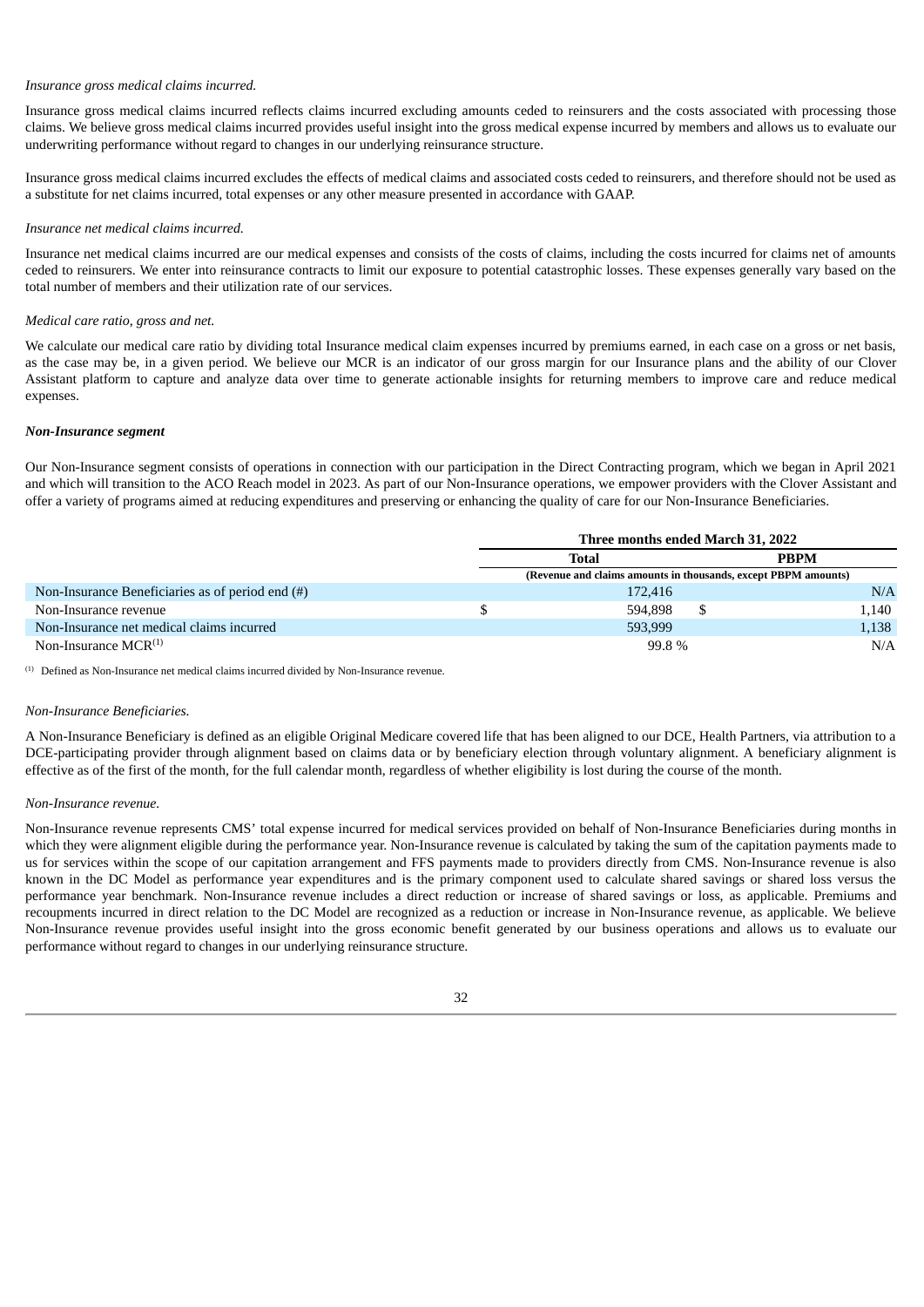*Insurance gross medical claims incurred.*

Insurance gross medical claims incurred reflects claims incurred excluding amounts ceded to reinsurers and the costs associated with processing those claims. We believe gross medical claims incurred provides useful insight into the gross medical expense incurred by members and allows us to evaluate our underwriting performance without regard to changes in our underlying reinsurance structure.

Insurance gross medical claims incurred excludes the effects of medical claims and associated costs ceded to reinsurers, and therefore should not be used as a substitute for net claims incurred, total expenses or any other measure presented in accordance with GAAP.

*Insurance net medical claims incurred.*

Insurance net medical claims incurred are our medical expenses and consists of the costs of claims, including the costs incurred for claims net of amounts ceded to reinsurers. We enter into reinsurance contracts to limit our exposure to potential catastrophic losses. These expenses generally vary based on the total number of members and their utilization rate of our services.

*Medical care ratio, gross and net.*

We calculate our medical care ratio by dividing total Insurance medical claim expenses incurred by premiums earned, in each case on a gross or net basis, as the case may be, in a given period. We believe our MCR is an indicator of our gross margin for our Insurance plans and the ability of our Clover Assistant platform to capture and analyze data over time to generate actionable insights for returning members to improve care and reduce medical expenses.

***Non-Insurance segment***

Our Non-Insurance segment consists of operations in connection with our participation in the Direct Contracting program, which we began in April 2021 and which will transition to the ACO Reach model in 2023. As part of our Non-Insurance operations, we empower providers with the Clover Assistant and offer a variety of programs aimed at reducing expenditures and preserving or enhancing the quality of care for our Non-Insurance Beneficiaries.

| | Three months ended March 31, 2022 | |
|---|---|---|
| | Total | PBPM |
| | (Revenue and claims amounts in thousands, except PBPM amounts) | |
| Non-Insurance Beneficiaries as of period end (#) | 172,416 | N/A |
| Non-Insurance revenue | $ 594,898 | $ 1,140 |
| Non-Insurance net medical claims incurred | 593,999 | 1,138 |
| Non-Insurance MCR[(1)] | 99.8 % | N/A |

[(1)] Defined as Non-Insurance net medical claims incurred divided by Non-Insurance revenue.

*Non-Insurance Beneficiaries.*

A Non-Insurance Beneficiary is defined as an eligible Original Medicare covered life that has been aligned to our DCE, Health Partners, via attribution to a DCE-participating provider through alignment based on claims data or by beneficiary election through voluntary alignment. A beneficiary alignment is effective as of the first of the month, for the full calendar month, regardless of whether eligibility is lost during the course of the month.

*Non-Insurance revenue.*

Non-Insurance revenue represents CMS' total expense incurred for medical services provided on behalf of Non-Insurance Beneficiaries during months in which they were alignment eligible during the performance year. Non-Insurance revenue is calculated by taking the sum of the capitation payments made to us for services within the scope of our capitation arrangement and FFS payments made to providers directly from CMS. Non-Insurance revenue is also known in the DC Model as performance year expenditures and is the primary component used to calculate shared savings or shared loss versus the performance year benchmark. Non-Insurance revenue includes a direct reduction or increase of shared savings or loss, as applicable. Premiums and recoupments incurred in direct relation to the DC Model are recognized as a reduction or increase in Non-Insurance revenue, as applicable. We believe Non-Insurance revenue provides useful insight into the gross economic benefit generated by our business operations and allows us to evaluate our performance without regard to changes in our underlying reinsurance structure.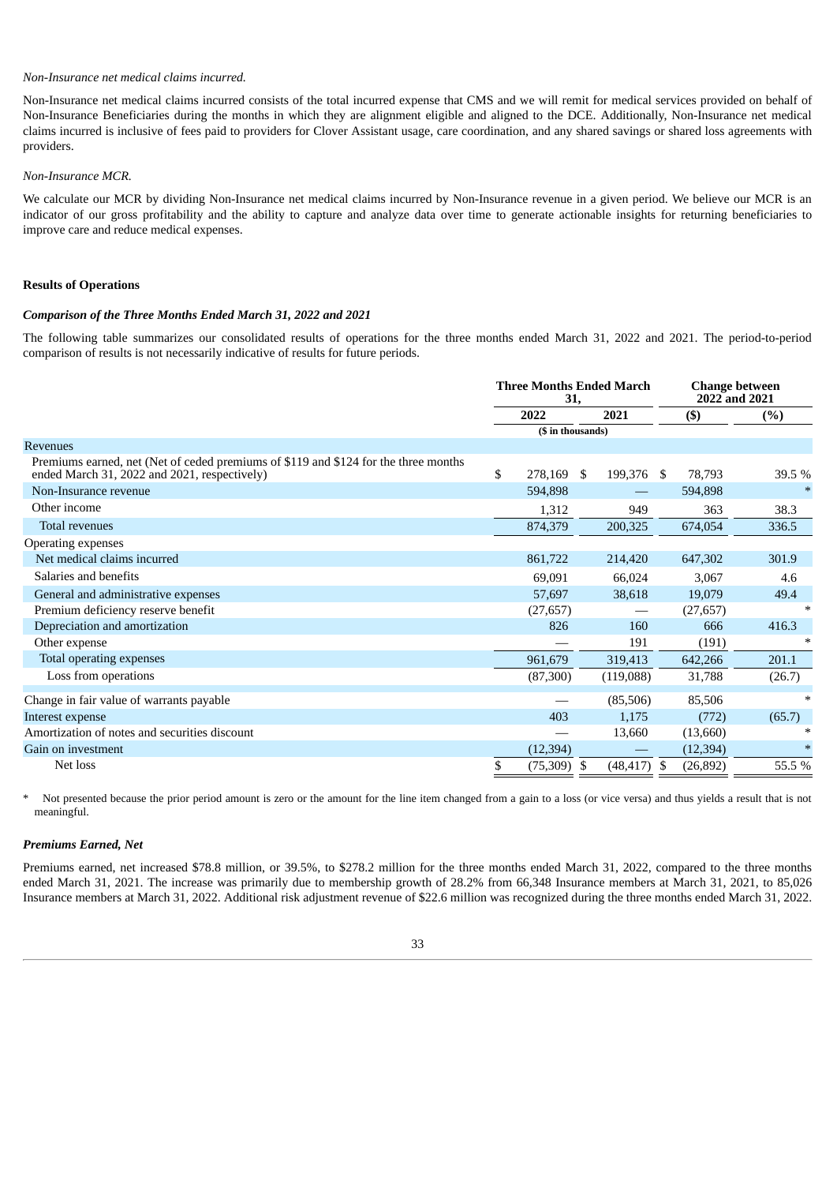*Non-Insurance net medical claims incurred.*

Non-Insurance net medical claims incurred consists of the total incurred expense that CMS and we will remit for medical services provided on behalf of Non-Insurance Beneficiaries during the months in which they are alignment eligible and aligned to the DCE. Additionally, Non-Insurance net medical claims incurred is inclusive of fees paid to providers for Clover Assistant usage, care coordination, and any shared savings or shared loss agreements with providers.

*Non-Insurance MCR.*

We calculate our MCR by dividing Non-Insurance net medical claims incurred by Non-Insurance revenue in a given period. We believe our MCR is an indicator of our gross profitability and the ability to capture and analyze data over time to generate actionable insights for returning beneficiaries to improve care and reduce medical expenses.

**Results of Operations**

***Comparison of the Three Months Ended March 31, 2022 and 2021***

The following table summarizes our consolidated results of operations for the three months ended March 31, 2022 and 2021. The period-to-period comparison of results is not necessarily indicative of results for future periods.

| | Three Months Ended March 31, | | Change between 2022 and 2021 | |
|---|---|---|---|---|
| | 2022 | 2021 | ($) | (%) |
| | ($ in thousands) | | | |
| Revenues | | | | |
| Premiums earned, net (Net of ceded premiums of $119 and $124 for the three months ended March 31, 2022 and 2021, respectively) | $ 278,169 | $ 199,376 | $ 78,793 | 39.5 % |
| Non-Insurance revenue | 594,898 | — | 594,898 | * |
| Other income | 1,312 | 949 | 363 | 38.3 |
| Total revenues | 874,379 | 200,325 | 674,054 | 336.5 |
| Operating expenses | | | | |
| Net medical claims incurred | 861,722 | 214,420 | 647,302 | 301.9 |
| Salaries and benefits | 69,091 | 66,024 | 3,067 | 4.6 |
| General and administrative expenses | 57,697 | 38,618 | 19,079 | 49.4 |
| Premium deficiency reserve benefit | (27,657) | — | (27,657) | * |
| Depreciation and amortization | 826 | 160 | 666 | 416.3 |
| Other expense | — | 191 | (191) | * |
| Total operating expenses | 961,679 | 319,413 | 642,266 | 201.1 |
| Loss from operations | (87,300) | (119,088) | 31,788 | (26.7) |
| Change in fair value of warrants payable | — | (85,506) | 85,506 | * |
| Interest expense | 403 | 1,175 | (772) | (65.7) |
| Amortization of notes and securities discount | — | 13,660 | (13,660) | * |
| Gain on investment | (12,394) | — | (12,394) | * |
| Net loss | $ (75,309) | $ (48,417) | $ (26,892) | 55.5 % |

\* Not presented because the prior period amount is zero or the amount for the line item changed from a gain to a loss (or vice versa) and thus yields a result that is not meaningful.

***Premiums Earned, Net***

Premiums earned, net increased $78.8 million, or 39.5%, to $278.2 million for the three months ended March 31, 2022, compared to the three months ended March 31, 2021. The increase was primarily due to membership growth of 28.2% from 66,348 Insurance members at March 31, 2021, to 85,026 Insurance members at March 31, 2022. Additional risk adjustment revenue of $22.6 million was recognized during the three months ended March 31, 2022.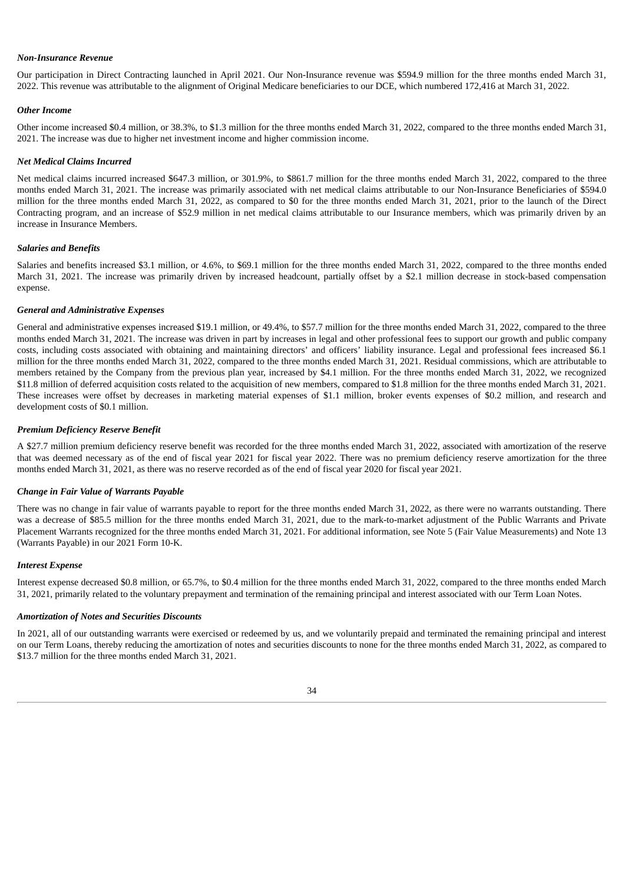***Non-Insurance Revenue***

Our participation in Direct Contracting launched in April 2021. Our Non-Insurance revenue was $594.9 million for the three months ended March 31, 2022. This revenue was attributable to the alignment of Original Medicare beneficiaries to our DCE, which numbered 172,416 at March 31, 2022.

***Other Income***

Other income increased $0.4 million, or 38.3%, to $1.3 million for the three months ended March 31, 2022, compared to the three months ended March 31, 2021. The increase was due to higher net investment income and higher commission income.

***Net Medical Claims Incurred***

Net medical claims incurred increased $647.3 million, or 301.9%, to $861.7 million for the three months ended March 31, 2022, compared to the three months ended March 31, 2021. The increase was primarily associated with net medical claims attributable to our Non-Insurance Beneficiaries of $594.0 million for the three months ended March 31, 2022, as compared to $0 for the three months ended March 31, 2021, prior to the launch of the Direct Contracting program, and an increase of $52.9 million in net medical claims attributable to our Insurance members, which was primarily driven by an increase in Insurance Members.

***Salaries and Benefits***

Salaries and benefits increased $3.1 million, or 4.6%, to $69.1 million for the three months ended March 31, 2022, compared to the three months ended March 31, 2021. The increase was primarily driven by increased headcount, partially offset by a $2.1 million decrease in stock-based compensation expense.

***General and Administrative Expenses***

General and administrative expenses increased $19.1 million, or 49.4%, to $57.7 million for the three months ended March 31, 2022, compared to the three months ended March 31, 2021. The increase was driven in part by increases in legal and other professional fees to support our growth and public company costs, including costs associated with obtaining and maintaining directors' and officers' liability insurance. Legal and professional fees increased $6.1 million for the three months ended March 31, 2022, compared to the three months ended March 31, 2021. Residual commissions, which are attributable to members retained by the Company from the previous plan year, increased by $4.1 million. For the three months ended March 31, 2022, we recognized $11.8 million of deferred acquisition costs related to the acquisition of new members, compared to $1.8 million for the three months ended March 31, 2021. These increases were offset by decreases in marketing material expenses of $1.1 million, broker events expenses of $0.2 million, and research and development costs of $0.1 million.

***Premium Deficiency Reserve Benefit***

A $27.7 million premium deficiency reserve benefit was recorded for the three months ended March 31, 2022, associated with amortization of the reserve that was deemed necessary as of the end of fiscal year 2021 for fiscal year 2022. There was no premium deficiency reserve amortization for the three months ended March 31, 2021, as there was no reserve recorded as of the end of fiscal year 2020 for fiscal year 2021.

***Change in Fair Value of Warrants Payable***

There was no change in fair value of warrants payable to report for the three months ended March 31, 2022, as there were no warrants outstanding. There was a decrease of $85.5 million for the three months ended March 31, 2021, due to the mark-to-market adjustment of the Public Warrants and Private Placement Warrants recognized for the three months ended March 31, 2021. For additional information, see Note 5 (Fair Value Measurements) and Note 13 (Warrants Payable) in our 2021 Form 10-K.

***Interest Expense***

Interest expense decreased $0.8 million, or 65.7%, to $0.4 million for the three months ended March 31, 2022, compared to the three months ended March 31, 2021, primarily related to the voluntary prepayment and termination of the remaining principal and interest associated with our Term Loan Notes.

***Amortization of Notes and Securities Discounts***

In 2021, all of our outstanding warrants were exercised or redeemed by us, and we voluntarily prepaid and terminated the remaining principal and interest on our Term Loans, thereby reducing the amortization of notes and securities discounts to none for the three months ended March 31, 2022, as compared to $13.7 million for the three months ended March 31, 2021.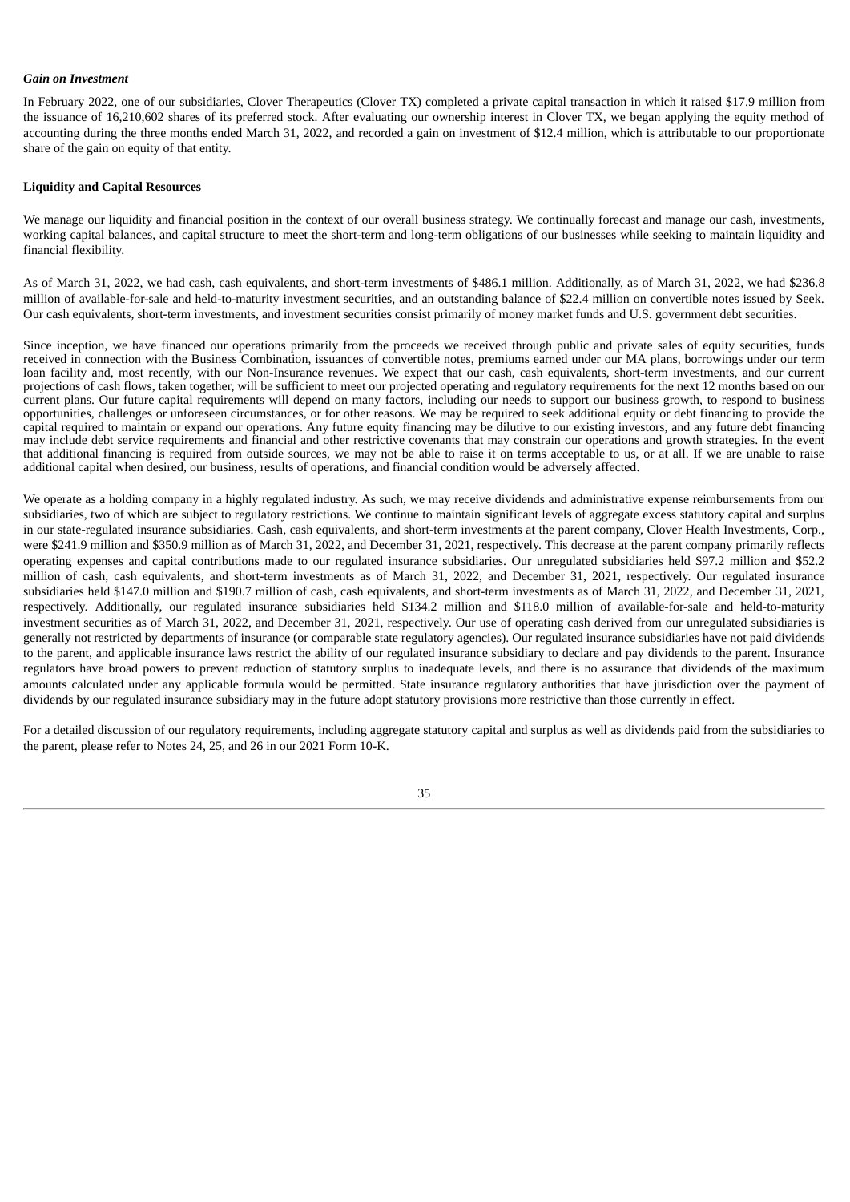### *Gain on Investment*

In February 2022, one of our subsidiaries, Clover Therapeutics (Clover TX) completed a private capital transaction in which it raised $17.9 million from the issuance of 16,210,602 shares of its preferred stock. After evaluating our ownership interest in Clover TX, we began applying the equity method of accounting during the three months ended March 31, 2022, and recorded a gain on investment of $12.4 million, which is attributable to our proportionate share of the gain on equity of that entity.

## Liquidity and Capital Resources

We manage our liquidity and financial position in the context of our overall business strategy. We continually forecast and manage our cash, investments, working capital balances, and capital structure to meet the short-term and long-term obligations of our businesses while seeking to maintain liquidity and financial flexibility.

As of March 31, 2022, we had cash, cash equivalents, and short-term investments of $486.1 million. Additionally, as of March 31, 2022, we had $236.8 million of available-for-sale and held-to-maturity investment securities, and an outstanding balance of $22.4 million on convertible notes issued by Seek. Our cash equivalents, short-term investments, and investment securities consist primarily of money market funds and U.S. government debt securities.

Since inception, we have financed our operations primarily from the proceeds we received through public and private sales of equity securities, funds received in connection with the Business Combination, issuances of convertible notes, premiums earned under our MA plans, borrowings under our term loan facility and, most recently, with our Non-Insurance revenues. We expect that our cash, cash equivalents, short-term investments, and our current projections of cash flows, taken together, will be sufficient to meet our projected operating and regulatory requirements for the next 12 months based on our current plans. Our future capital requirements will depend on many factors, including our needs to support our business growth, to respond to business opportunities, challenges or unforeseen circumstances, or for other reasons. We may be required to seek additional equity or debt financing to provide the capital required to maintain or expand our operations. Any future equity financing may be dilutive to our existing investors, and any future debt financing may include debt service requirements and financial and other restrictive covenants that may constrain our operations and growth strategies. In the event that additional financing is required from outside sources, we may not be able to raise it on terms acceptable to us, or at all. If we are unable to raise additional capital when desired, our business, results of operations, and financial condition would be adversely affected.

We operate as a holding company in a highly regulated industry. As such, we may receive dividends and administrative expense reimbursements from our subsidiaries, two of which are subject to regulatory restrictions. We continue to maintain significant levels of aggregate excess statutory capital and surplus in our state-regulated insurance subsidiaries. Cash, cash equivalents, and short-term investments at the parent company, Clover Health Investments, Corp., were $241.9 million and $350.9 million as of March 31, 2022, and December 31, 2021, respectively. This decrease at the parent company primarily reflects operating expenses and capital contributions made to our regulated insurance subsidiaries. Our unregulated subsidiaries held $97.2 million and $52.2 million of cash, cash equivalents, and short-term investments as of March 31, 2022, and December 31, 2021, respectively. Our regulated insurance subsidiaries held $147.0 million and $190.7 million of cash, cash equivalents, and short-term investments as of March 31, 2022, and December 31, 2021, respectively. Additionally, our regulated insurance subsidiaries held $134.2 million and $118.0 million of available-for-sale and held-to-maturity investment securities as of March 31, 2022, and December 31, 2021, respectively. Our use of operating cash derived from our unregulated subsidiaries is generally not restricted by departments of insurance (or comparable state regulatory agencies). Our regulated insurance subsidiaries have not paid dividends to the parent, and applicable insurance laws restrict the ability of our regulated insurance subsidiary to declare and pay dividends to the parent. Insurance regulators have broad powers to prevent reduction of statutory surplus to inadequate levels, and there is no assurance that dividends of the maximum amounts calculated under any applicable formula would be permitted. State insurance regulatory authorities that have jurisdiction over the payment of dividends by our regulated insurance subsidiary may in the future adopt statutory provisions more restrictive than those currently in effect.

For a detailed discussion of our regulatory requirements, including aggregate statutory capital and surplus as well as dividends paid from the subsidiaries to the parent, please refer to Notes 24, 25, and 26 in our 2021 Form 10-K.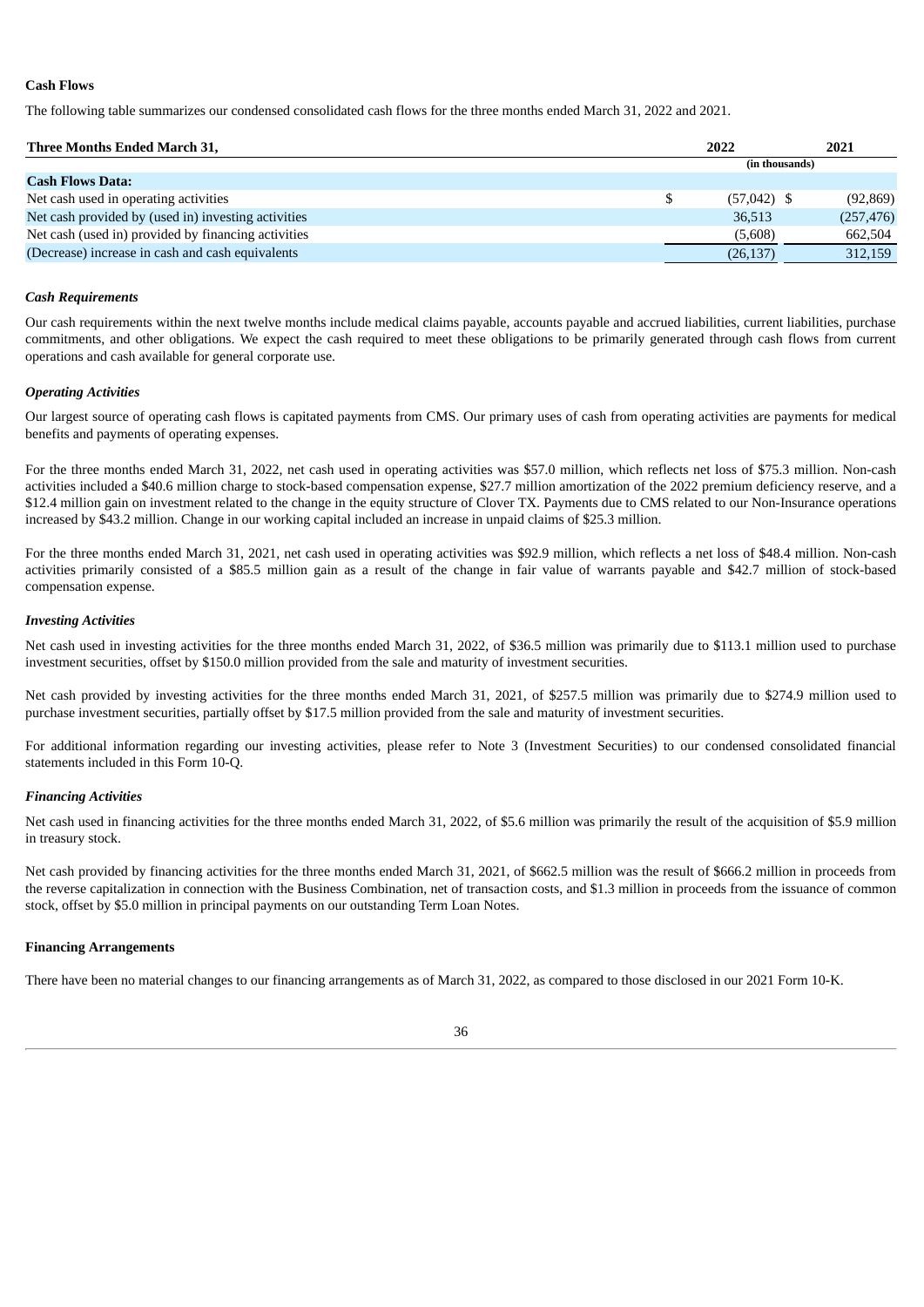**Cash Flows**

The following table summarizes our condensed consolidated cash flows for the three months ended March 31, 2022 and 2021.

| Three Months Ended March 31, | 2022 | 2021 |
|---|---|---|
| | (in thousands) | |
| **Cash Flows Data:** | | |
| Net cash used in operating activities | $ (57,042) | $ (92,869) |
| Net cash provided by (used in) investing activities | 36,513 | (257,476) |
| Net cash (used in) provided by financing activities | (5,608) | 662,504 |
| (Decrease) increase in cash and cash equivalents | (26,137) | 312,159 |

***Cash Requirements***

Our cash requirements within the next twelve months include medical claims payable, accounts payable and accrued liabilities, current liabilities, purchase commitments, and other obligations. We expect the cash required to meet these obligations to be primarily generated through cash flows from current operations and cash available for general corporate use.

***Operating Activities***

Our largest source of operating cash flows is capitated payments from CMS. Our primary uses of cash from operating activities are payments for medical benefits and payments of operating expenses.

For the three months ended March 31, 2022, net cash used in operating activities was $57.0 million, which reflects net loss of $75.3 million. Non-cash activities included a $40.6 million charge to stock-based compensation expense, $27.7 million amortization of the 2022 premium deficiency reserve, and a $12.4 million gain on investment related to the change in the equity structure of Clover TX. Payments due to CMS related to our Non-Insurance operations increased by $43.2 million. Change in our working capital included an increase in unpaid claims of $25.3 million.

For the three months ended March 31, 2021, net cash used in operating activities was $92.9 million, which reflects a net loss of $48.4 million. Non-cash activities primarily consisted of a $85.5 million gain as a result of the change in fair value of warrants payable and $42.7 million of stock-based compensation expense.

***Investing Activities***

Net cash used in investing activities for the three months ended March 31, 2022, of $36.5 million was primarily due to $113.1 million used to purchase investment securities, offset by $150.0 million provided from the sale and maturity of investment securities.

Net cash provided by investing activities for the three months ended March 31, 2021, of $257.5 million was primarily due to $274.9 million used to purchase investment securities, partially offset by $17.5 million provided from the sale and maturity of investment securities.

For additional information regarding our investing activities, please refer to Note 3 (Investment Securities) to our condensed consolidated financial statements included in this Form 10-Q.

***Financing Activities***

Net cash used in financing activities for the three months ended March 31, 2022, of $5.6 million was primarily the result of the acquisition of $5.9 million in treasury stock.

Net cash provided by financing activities for the three months ended March 31, 2021, of $662.5 million was the result of $666.2 million in proceeds from the reverse capitalization in connection with the Business Combination, net of transaction costs, and $1.3 million in proceeds from the issuance of common stock, offset by $5.0 million in principal payments on our outstanding Term Loan Notes.

**Financing Arrangements**

There have been no material changes to our financing arrangements as of March 31, 2022, as compared to those disclosed in our 2021 Form 10-K.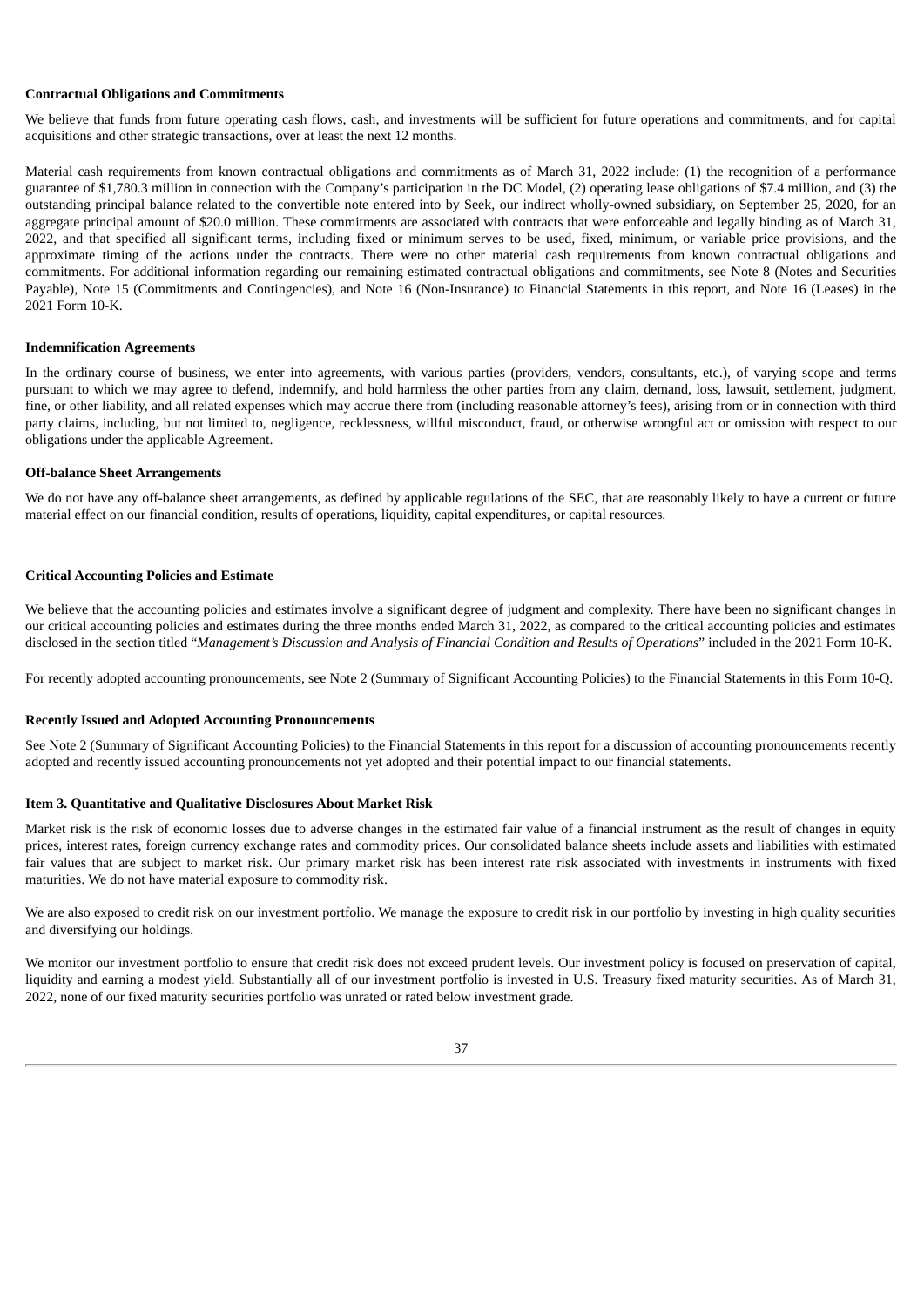**Contractual Obligations and Commitments**

We believe that funds from future operating cash flows, cash, and investments will be sufficient for future operations and commitments, and for capital acquisitions and other strategic transactions, over at least the next 12 months.

Material cash requirements from known contractual obligations and commitments as of March 31, 2022 include: (1) the recognition of a performance guarantee of $1,780.3 million in connection with the Company's participation in the DC Model, (2) operating lease obligations of $7.4 million, and (3) the outstanding principal balance related to the convertible note entered into by Seek, our indirect wholly-owned subsidiary, on September 25, 2020, for an aggregate principal amount of $20.0 million. These commitments are associated with contracts that were enforceable and legally binding as of March 31, 2022, and that specified all significant terms, including fixed or minimum serves to be used, fixed, minimum, or variable price provisions, and the approximate timing of the actions under the contracts. There were no other material cash requirements from known contractual obligations and commitments. For additional information regarding our remaining estimated contractual obligations and commitments, see Note 8 (Notes and Securities Payable), Note 15 (Commitments and Contingencies), and Note 16 (Non-Insurance) to Financial Statements in this report, and Note 16 (Leases) in the 2021 Form 10-K.

**Indemnification Agreements**

In the ordinary course of business, we enter into agreements, with various parties (providers, vendors, consultants, etc.), of varying scope and terms pursuant to which we may agree to defend, indemnify, and hold harmless the other parties from any claim, demand, loss, lawsuit, settlement, judgment, fine, or other liability, and all related expenses which may accrue there from (including reasonable attorney's fees), arising from or in connection with third party claims, including, but not limited to, negligence, recklessness, willful misconduct, fraud, or otherwise wrongful act or omission with respect to our obligations under the applicable Agreement.

**Off-balance Sheet Arrangements**

We do not have any off-balance sheet arrangements, as defined by applicable regulations of the SEC, that are reasonably likely to have a current or future material effect on our financial condition, results of operations, liquidity, capital expenditures, or capital resources.

**Critical Accounting Policies and Estimate**

We believe that the accounting policies and estimates involve a significant degree of judgment and complexity. There have been no significant changes in our critical accounting policies and estimates during the three months ended March 31, 2022, as compared to the critical accounting policies and estimates disclosed in the section titled "*Management's Discussion and Analysis of Financial Condition and Results of Operations*" included in the 2021 Form 10-K.

For recently adopted accounting pronouncements, see Note 2 (Summary of Significant Accounting Policies) to the Financial Statements in this Form 10-Q.

**Recently Issued and Adopted Accounting Pronouncements**

See Note 2 (Summary of Significant Accounting Policies) to the Financial Statements in this report for a discussion of accounting pronouncements recently adopted and recently issued accounting pronouncements not yet adopted and their potential impact to our financial statements.

**Item 3. Quantitative and Qualitative Disclosures About Market Risk**

Market risk is the risk of economic losses due to adverse changes in the estimated fair value of a financial instrument as the result of changes in equity prices, interest rates, foreign currency exchange rates and commodity prices. Our consolidated balance sheets include assets and liabilities with estimated fair values that are subject to market risk. Our primary market risk has been interest rate risk associated with investments in instruments with fixed maturities. We do not have material exposure to commodity risk.

We are also exposed to credit risk on our investment portfolio. We manage the exposure to credit risk in our portfolio by investing in high quality securities and diversifying our holdings.

We monitor our investment portfolio to ensure that credit risk does not exceed prudent levels. Our investment policy is focused on preservation of capital, liquidity and earning a modest yield. Substantially all of our investment portfolio is invested in U.S. Treasury fixed maturity securities. As of March 31, 2022, none of our fixed maturity securities portfolio was unrated or rated below investment grade.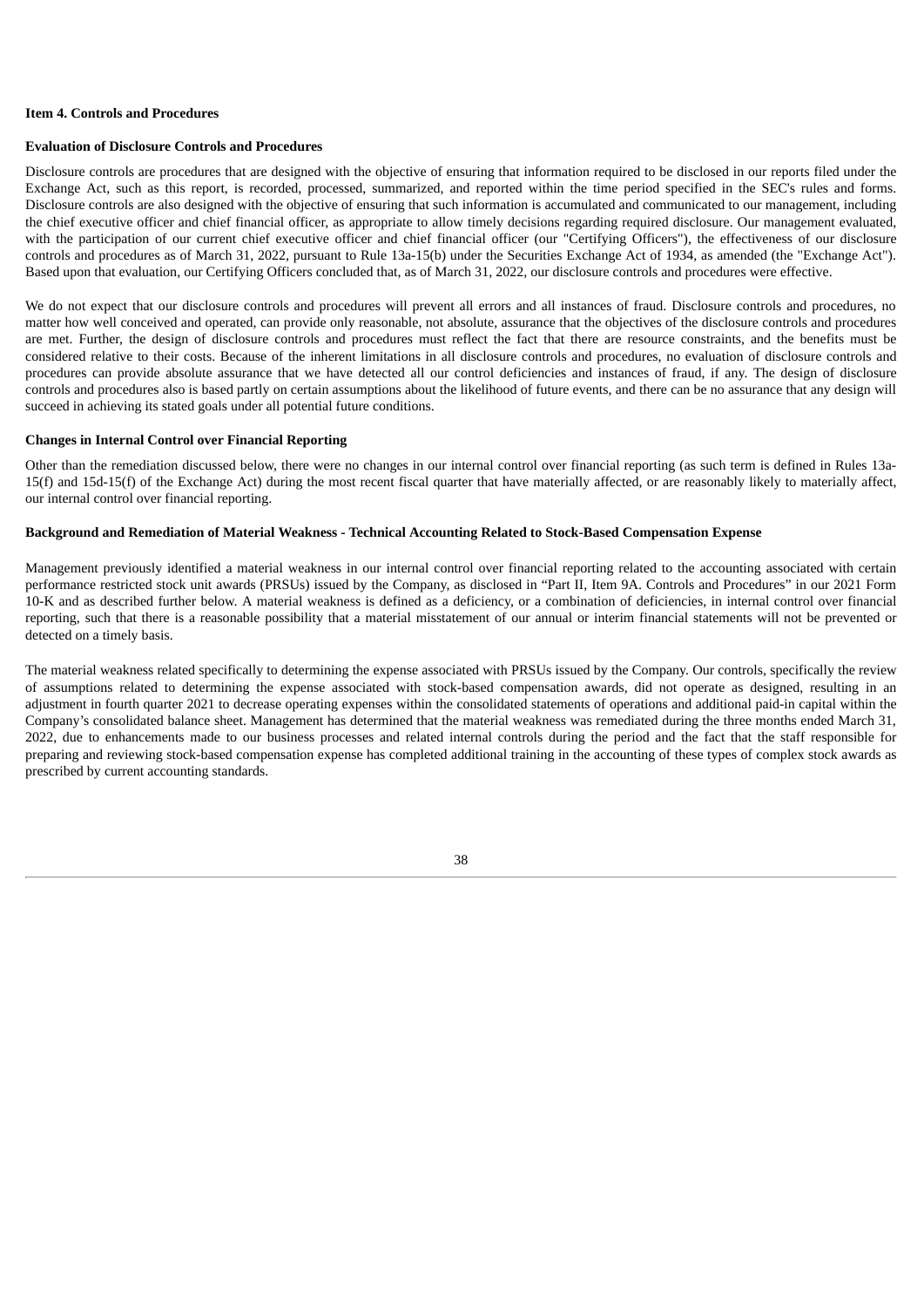## Item 4. Controls and Procedures

### Evaluation of Disclosure Controls and Procedures

Disclosure controls are procedures that are designed with the objective of ensuring that information required to be disclosed in our reports filed under the Exchange Act, such as this report, is recorded, processed, summarized, and reported within the time period specified in the SEC's rules and forms. Disclosure controls are also designed with the objective of ensuring that such information is accumulated and communicated to our management, including the chief executive officer and chief financial officer, as appropriate to allow timely decisions regarding required disclosure. Our management evaluated, with the participation of our current chief executive officer and chief financial officer (our "Certifying Officers"), the effectiveness of our disclosure controls and procedures as of March 31, 2022, pursuant to Rule 13a-15(b) under the Securities Exchange Act of 1934, as amended (the "Exchange Act"). Based upon that evaluation, our Certifying Officers concluded that, as of March 31, 2022, our disclosure controls and procedures were effective.

We do not expect that our disclosure controls and procedures will prevent all errors and all instances of fraud. Disclosure controls and procedures, no matter how well conceived and operated, can provide only reasonable, not absolute, assurance that the objectives of the disclosure controls and procedures are met. Further, the design of disclosure controls and procedures must reflect the fact that there are resource constraints, and the benefits must be considered relative to their costs. Because of the inherent limitations in all disclosure controls and procedures, no evaluation of disclosure controls and procedures can provide absolute assurance that we have detected all our control deficiencies and instances of fraud, if any. The design of disclosure controls and procedures also is based partly on certain assumptions about the likelihood of future events, and there can be no assurance that any design will succeed in achieving its stated goals under all potential future conditions.

### Changes in Internal Control over Financial Reporting

Other than the remediation discussed below, there were no changes in our internal control over financial reporting (as such term is defined in Rules 13a-15(f) and 15d-15(f) of the Exchange Act) during the most recent fiscal quarter that have materially affected, or are reasonably likely to materially affect, our internal control over financial reporting.

### Background and Remediation of Material Weakness - Technical Accounting Related to Stock-Based Compensation Expense

Management previously identified a material weakness in our internal control over financial reporting related to the accounting associated with certain performance restricted stock unit awards (PRSUs) issued by the Company, as disclosed in "Part II, Item 9A. Controls and Procedures" in our 2021 Form 10-K and as described further below. A material weakness is defined as a deficiency, or a combination of deficiencies, in internal control over financial reporting, such that there is a reasonable possibility that a material misstatement of our annual or interim financial statements will not be prevented or detected on a timely basis.

The material weakness related specifically to determining the expense associated with PRSUs issued by the Company. Our controls, specifically the review of assumptions related to determining the expense associated with stock-based compensation awards, did not operate as designed, resulting in an adjustment in fourth quarter 2021 to decrease operating expenses within the consolidated statements of operations and additional paid-in capital within the Company's consolidated balance sheet. Management has determined that the material weakness was remediated during the three months ended March 31, 2022, due to enhancements made to our business processes and related internal controls during the period and the fact that the staff responsible for preparing and reviewing stock-based compensation expense has completed additional training in the accounting of these types of complex stock awards as prescribed by current accounting standards.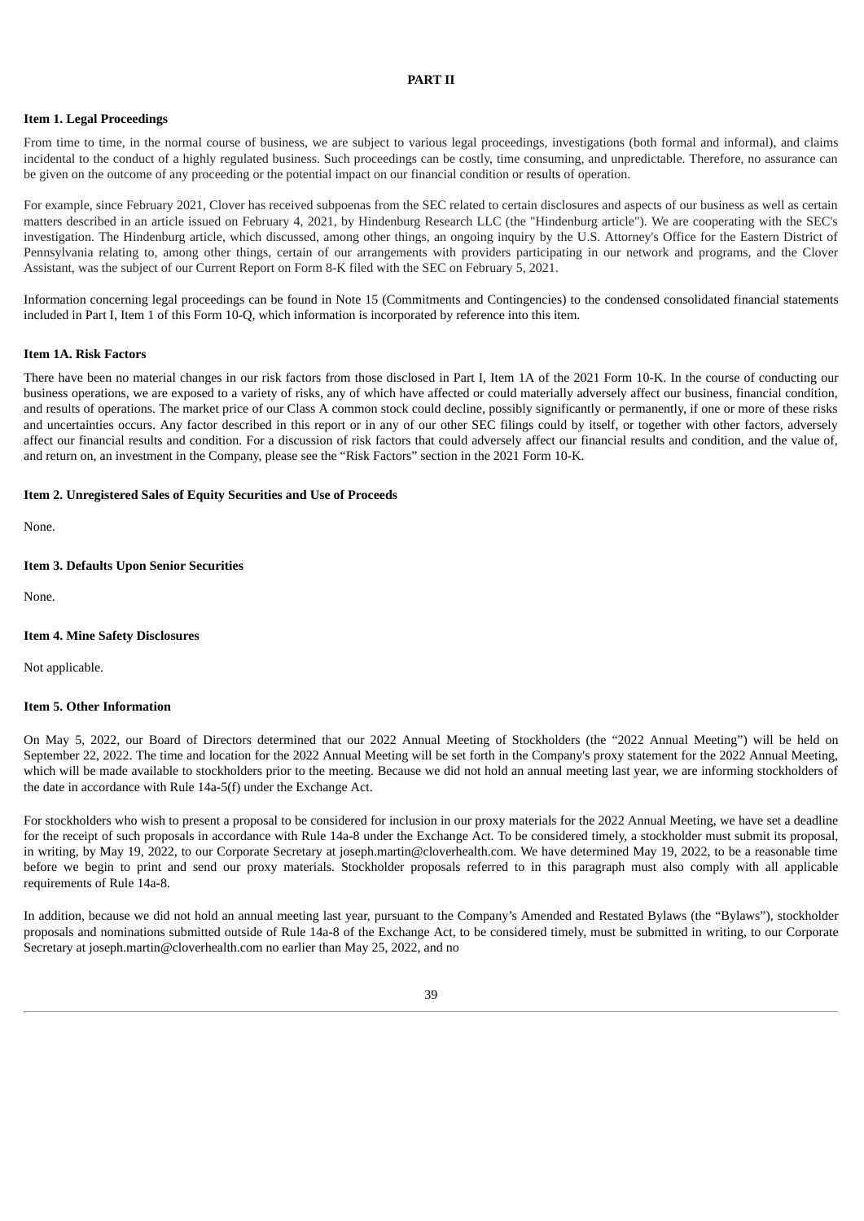**PART II**

**Item 1. Legal Proceedings**

From time to time, in the normal course of business, we are subject to various legal proceedings, investigations (both formal and informal), and claims incidental to the conduct of a highly regulated business. Such proceedings can be costly, time consuming, and unpredictable. Therefore, no assurance can be given on the outcome of any proceeding or the potential impact on our financial condition or results of operation.

For example, since February 2021, Clover has received subpoenas from the SEC related to certain disclosures and aspects of our business as well as certain matters described in an article issued on February 4, 2021, by Hindenburg Research LLC (the "Hindenburg article"). We are cooperating with the SEC's investigation. The Hindenburg article, which discussed, among other things, an ongoing inquiry by the U.S. Attorney's Office for the Eastern District of Pennsylvania relating to, among other things, certain of our arrangements with providers participating in our network and programs, and the Clover Assistant, was the subject of our Current Report on Form 8-K filed with the SEC on February 5, 2021.

Information concerning legal proceedings can be found in Note 15 (Commitments and Contingencies) to the condensed consolidated financial statements included in Part I, Item 1 of this Form 10-Q, which information is incorporated by reference into this item.

**Item 1A. Risk Factors**

There have been no material changes in our risk factors from those disclosed in Part I, Item 1A of the 2021 Form 10-K. In the course of conducting our business operations, we are exposed to a variety of risks, any of which have affected or could materially adversely affect our business, financial condition, and results of operations. The market price of our Class A common stock could decline, possibly significantly or permanently, if one or more of these risks and uncertainties occurs. Any factor described in this report or in any of our other SEC filings could by itself, or together with other factors, adversely affect our financial results and condition. For a discussion of risk factors that could adversely affect our financial results and condition, and the value of, and return on, an investment in the Company, please see the "Risk Factors" section in the 2021 Form 10-K.

**Item 2. Unregistered Sales of Equity Securities and Use of Proceeds**

None.

**Item 3. Defaults Upon Senior Securities**

None.

**Item 4. Mine Safety Disclosures**

Not applicable.

**Item 5. Other Information**

On May 5, 2022, our Board of Directors determined that our 2022 Annual Meeting of Stockholders (the "2022 Annual Meeting") will be held on September 22, 2022. The time and location for the 2022 Annual Meeting will be set forth in the Company's proxy statement for the 2022 Annual Meeting, which will be made available to stockholders prior to the meeting. Because we did not hold an annual meeting last year, we are informing stockholders of the date in accordance with Rule 14a-5(f) under the Exchange Act.

For stockholders who wish to present a proposal to be considered for inclusion in our proxy materials for the 2022 Annual Meeting, we have set a deadline for the receipt of such proposals in accordance with Rule 14a-8 under the Exchange Act. To be considered timely, a stockholder must submit its proposal, in writing, by May 19, 2022, to our Corporate Secretary at joseph.martin@cloverhealth.com. We have determined May 19, 2022, to be a reasonable time before we begin to print and send our proxy materials. Stockholder proposals referred to in this paragraph must also comply with all applicable requirements of Rule 14a-8.

In addition, because we did not hold an annual meeting last year, pursuant to the Company's Amended and Restated Bylaws (the "Bylaws"), stockholder proposals and nominations submitted outside of Rule 14a-8 of the Exchange Act, to be considered timely, must be submitted in writing, to our Corporate Secretary at joseph.martin@cloverhealth.com no earlier than May 25, 2022, and no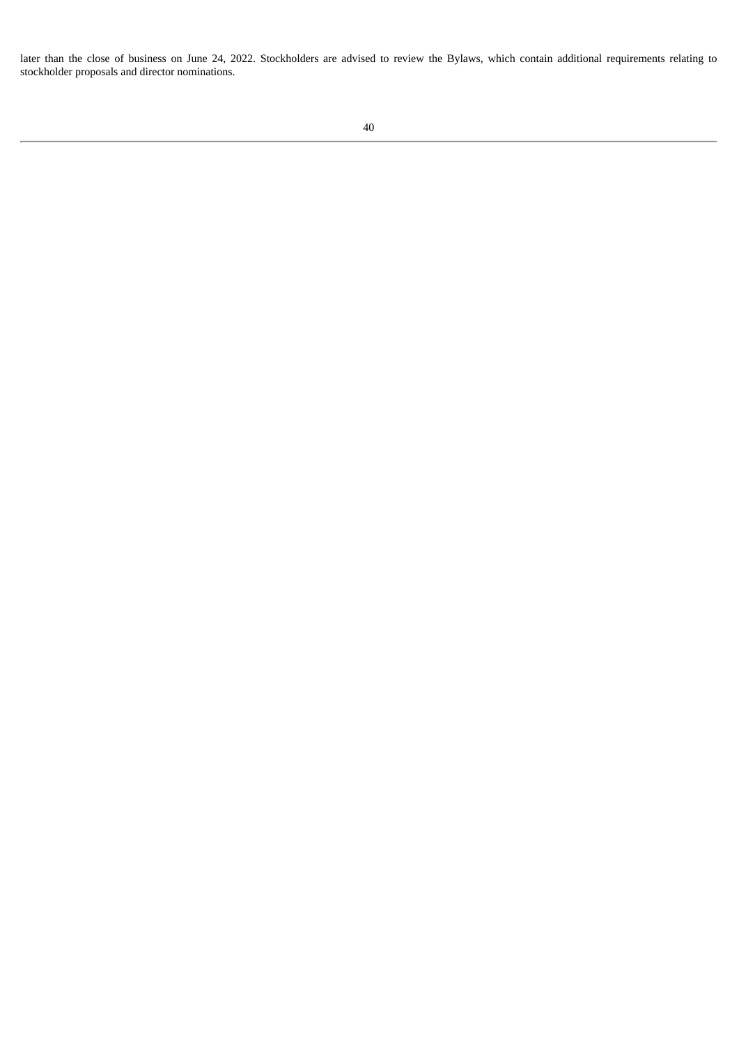later than the close of business on June 24, 2022. Stockholders are advised to review the Bylaws, which contain additional requirements relating to stockholder proposals and director nominations.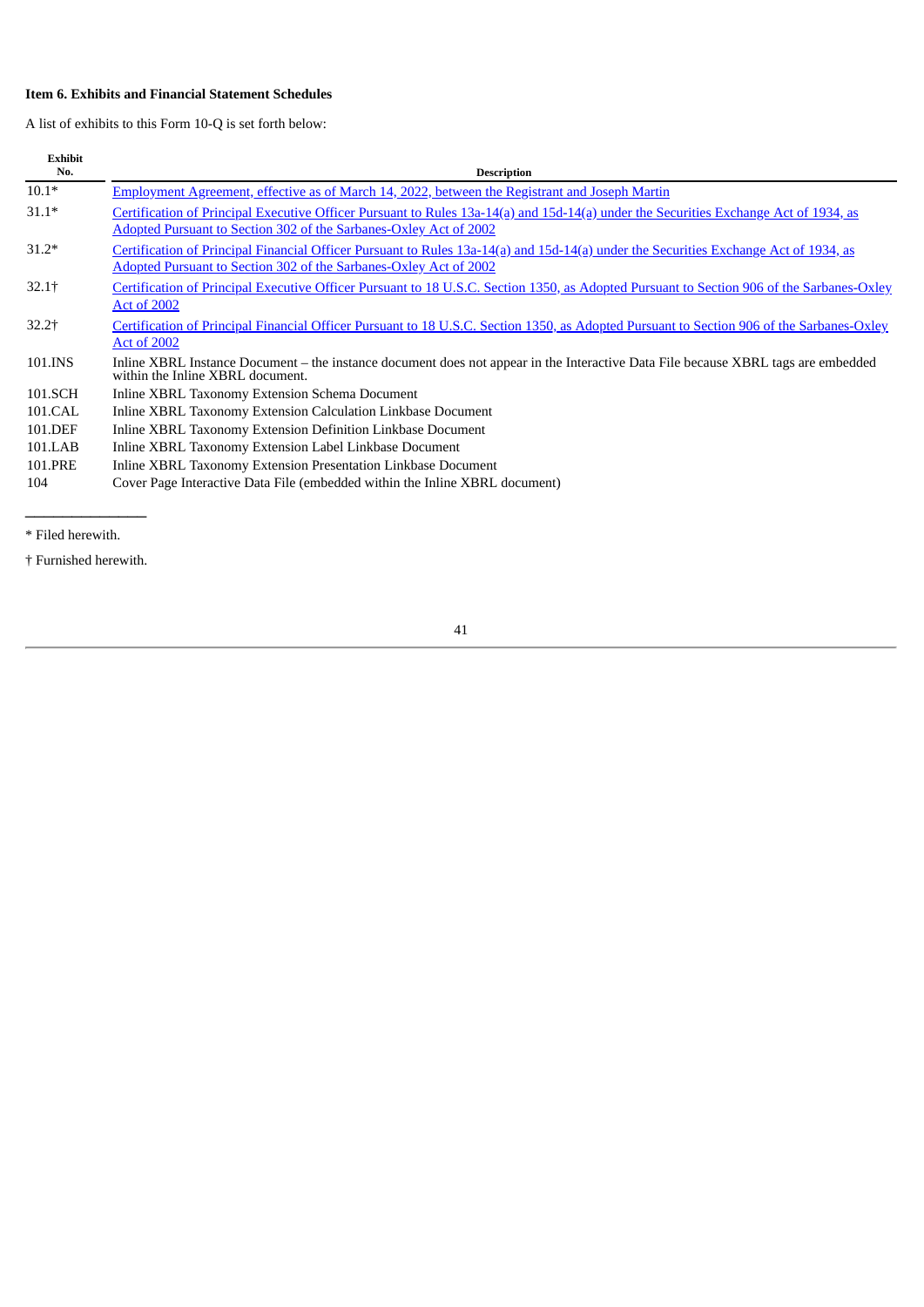**Item 6. Exhibits and Financial Statement Schedules**

A list of exhibits to this Form 10-Q is set forth below:

| Exhibit No. | Description |
|---|---|
| 10.1* | Employment Agreement, effective as of March 14, 2022, between the Registrant and Joseph Martin |
| 31.1* | Certification of Principal Executive Officer Pursuant to Rules 13a-14(a) and 15d-14(a) under the Securities Exchange Act of 1934, as Adopted Pursuant to Section 302 of the Sarbanes-Oxley Act of 2002 |
| 31.2* | Certification of Principal Financial Officer Pursuant to Rules 13a-14(a) and 15d-14(a) under the Securities Exchange Act of 1934, as Adopted Pursuant to Section 302 of the Sarbanes-Oxley Act of 2002 |
| 32.1† | Certification of Principal Executive Officer Pursuant to 18 U.S.C. Section 1350, as Adopted Pursuant to Section 906 of the Sarbanes-Oxley Act of 2002 |
| 32.2† | Certification of Principal Financial Officer Pursuant to 18 U.S.C. Section 1350, as Adopted Pursuant to Section 906 of the Sarbanes-Oxley Act of 2002 |
| 101.INS | Inline XBRL Instance Document – the instance document does not appear in the Interactive Data File because XBRL tags are embedded within the Inline XBRL document. |
| 101.SCH | Inline XBRL Taxonomy Extension Schema Document |
| 101.CAL | Inline XBRL Taxonomy Extension Calculation Linkbase Document |
| 101.DEF | Inline XBRL Taxonomy Extension Definition Linkbase Document |
| 101.LAB | Inline XBRL Taxonomy Extension Label Linkbase Document |
| 101.PRE | Inline XBRL Taxonomy Extension Presentation Linkbase Document |
| 104 | Cover Page Interactive Data File (embedded within the Inline XBRL document) |

* Filed herewith.

† Furnished herewith.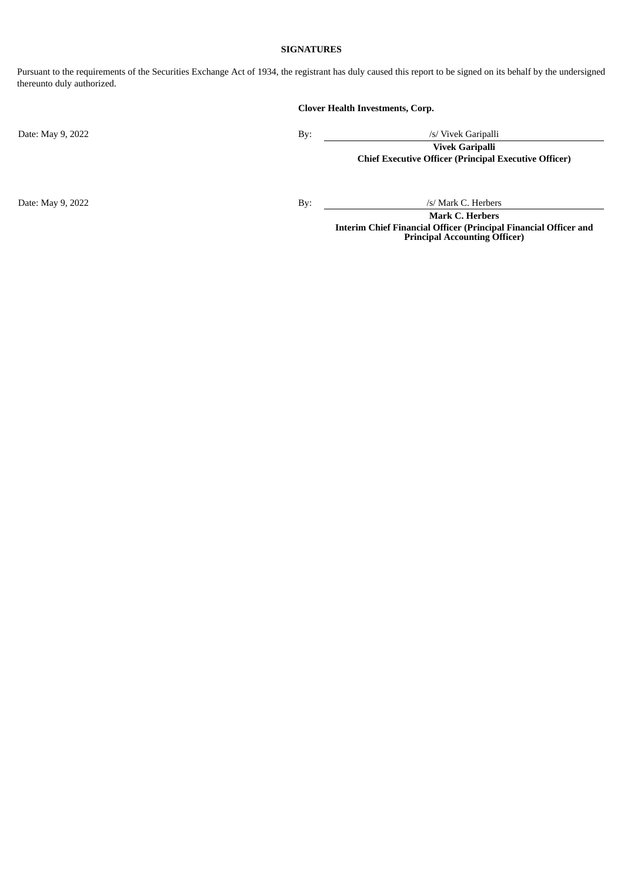**SIGNATURES**

Pursuant to the requirements of the Securities Exchange Act of 1934, the registrant has duly caused this report to be signed on its behalf by the undersigned thereunto duly authorized.

**Clover Health Investments, Corp.**

Date: May 9, 2022

By: /s/ Vivek Garipalli

**Vivek Garipalli**
**Chief Executive Officer (Principal Executive Officer)**

Date: May 9, 2022

By: /s/ Mark C. Herbers

**Mark C. Herbers**
**Interim Chief Financial Officer (Principal Financial Officer and Principal Accounting Officer)**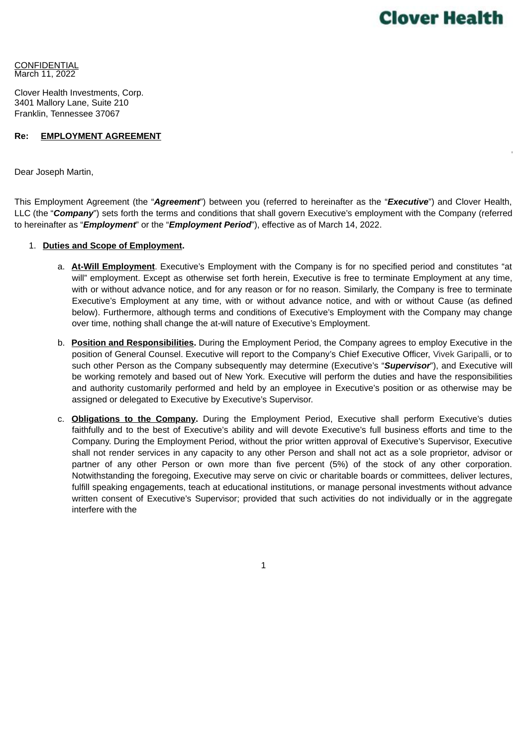CONFIDENTIAL
March 11, 2022

Clover Health Investments, Corp.
3401 Mallory Lane, Suite 210
Franklin, Tennessee 37067

**Re: EMPLOYMENT AGREEMENT**

Dear Joseph Martin,

This Employment Agreement (the "***Agreement***") between you (referred to hereinafter as the "***Executive***") and Clover Health, LLC (the "***Company***") sets forth the terms and conditions that shall govern Executive's employment with the Company (referred to hereinafter as "***Employment***" or the "***Employment Period***"), effective as of March 14, 2022.

1. **Duties and Scope of Employment.**

   a. **At-Will Employment**. Executive's Employment with the Company is for no specified period and constitutes "at will" employment. Except as otherwise set forth herein, Executive is free to terminate Employment at any time, with or without advance notice, and for any reason or for no reason. Similarly, the Company is free to terminate Executive's Employment at any time, with or without advance notice, and with or without Cause (as defined below). Furthermore, although terms and conditions of Executive's Employment with the Company may change over time, nothing shall change the at-will nature of Executive's Employment.

   b. **Position and Responsibilities.** During the Employment Period, the Company agrees to employ Executive in the position of General Counsel. Executive will report to the Company's Chief Executive Officer, Vivek Garipalli, or to such other Person as the Company subsequently may determine (Executive's "***Supervisor***"), and Executive will be working remotely and based out of New York. Executive will perform the duties and have the responsibilities and authority customarily performed and held by an employee in Executive's position or as otherwise may be assigned or delegated to Executive by Executive's Supervisor.

   c. **Obligations to the Company.** During the Employment Period, Executive shall perform Executive's duties faithfully and to the best of Executive's ability and will devote Executive's full business efforts and time to the Company. During the Employment Period, without the prior written approval of Executive's Supervisor, Executive shall not render services in any capacity to any other Person and shall not act as a sole proprietor, advisor or partner of any other Person or own more than five percent (5%) of the stock of any other corporation. Notwithstanding the foregoing, Executive may serve on civic or charitable boards or committees, deliver lectures, fulfill speaking engagements, teach at educational institutions, or manage personal investments without advance written consent of Executive's Supervisor; provided that such activities do not individually or in the aggregate interfere with the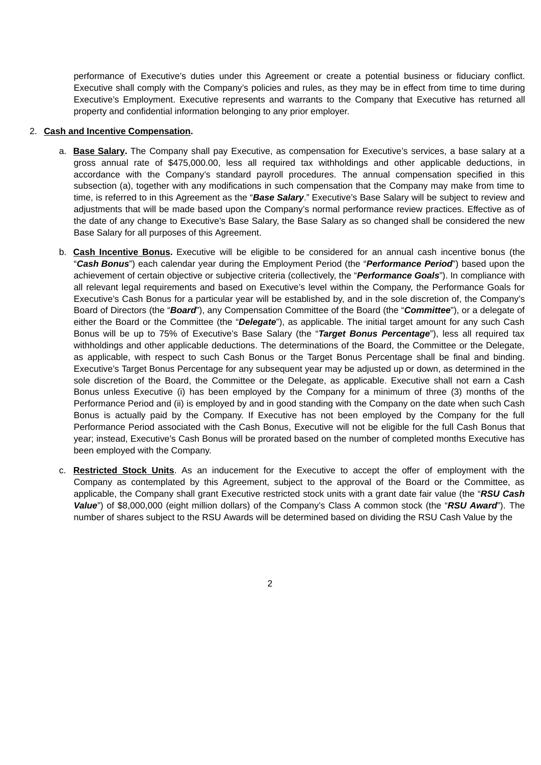performance of Executive's duties under this Agreement or create a potential business or fiduciary conflict. Executive shall comply with the Company's policies and rules, as they may be in effect from time to time during Executive's Employment. Executive represents and warrants to the Company that Executive has returned all property and confidential information belonging to any prior employer.

2. **Cash and Incentive Compensation.**

   a. **Base Salary.** The Company shall pay Executive, as compensation for Executive's services, a base salary at a gross annual rate of $475,000.00, less all required tax withholdings and other applicable deductions, in accordance with the Company's standard payroll procedures. The annual compensation specified in this subsection (a), together with any modifications in such compensation that the Company may make from time to time, is referred to in this Agreement as the "***Base Salary***." Executive's Base Salary will be subject to review and adjustments that will be made based upon the Company's normal performance review practices. Effective as of the date of any change to Executive's Base Salary, the Base Salary as so changed shall be considered the new Base Salary for all purposes of this Agreement.

   b. **Cash Incentive Bonus.** Executive will be eligible to be considered for an annual cash incentive bonus (the "***Cash Bonus***") each calendar year during the Employment Period (the "***Performance Period***") based upon the achievement of certain objective or subjective criteria (collectively, the "***Performance Goals***"). In compliance with all relevant legal requirements and based on Executive's level within the Company, the Performance Goals for Executive's Cash Bonus for a particular year will be established by, and in the sole discretion of, the Company's Board of Directors (the "***Board***"), any Compensation Committee of the Board (the "***Committee***"), or a delegate of either the Board or the Committee (the "***Delegate***"), as applicable. The initial target amount for any such Cash Bonus will be up to 75% of Executive's Base Salary (the "***Target Bonus Percentage***"), less all required tax withholdings and other applicable deductions. The determinations of the Board, the Committee or the Delegate, as applicable, with respect to such Cash Bonus or the Target Bonus Percentage shall be final and binding. Executive's Target Bonus Percentage for any subsequent year may be adjusted up or down, as determined in the sole discretion of the Board, the Committee or the Delegate, as applicable. Executive shall not earn a Cash Bonus unless Executive (i) has been employed by the Company for a minimum of three (3) months of the Performance Period and (ii) is employed by and in good standing with the Company on the date when such Cash Bonus is actually paid by the Company. If Executive has not been employed by the Company for the full Performance Period associated with the Cash Bonus, Executive will not be eligible for the full Cash Bonus that year; instead, Executive's Cash Bonus will be prorated based on the number of completed months Executive has been employed with the Company.

   c. **Restricted Stock Units**. As an inducement for the Executive to accept the offer of employment with the Company as contemplated by this Agreement, subject to the approval of the Board or the Committee, as applicable, the Company shall grant Executive restricted stock units with a grant date fair value (the "***RSU Cash Value***") of $8,000,000 (eight million dollars) of the Company's Class A common stock (the "***RSU Award***"). The number of shares subject to the RSU Awards will be determined based on dividing the RSU Cash Value by the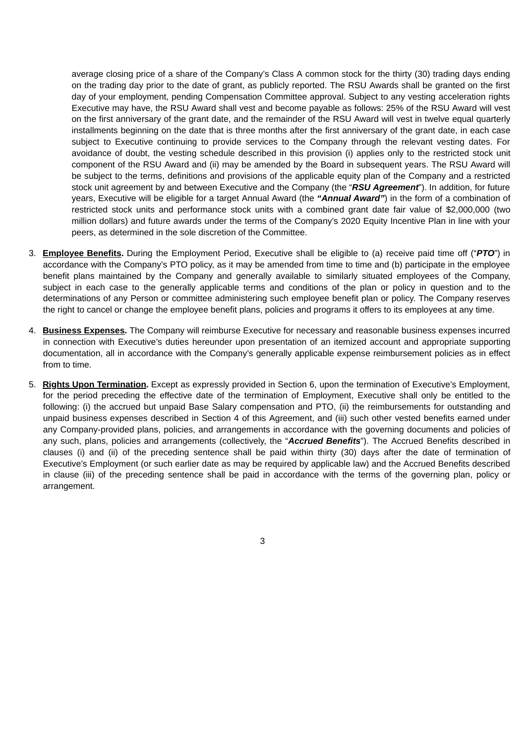average closing price of a share of the Company's Class A common stock for the thirty (30) trading days ending on the trading day prior to the date of grant, as publicly reported. The RSU Awards shall be granted on the first day of your employment, pending Compensation Committee approval. Subject to any vesting acceleration rights Executive may have, the RSU Award shall vest and become payable as follows: 25% of the RSU Award will vest on the first anniversary of the grant date, and the remainder of the RSU Award will vest in twelve equal quarterly installments beginning on the date that is three months after the first anniversary of the grant date, in each case subject to Executive continuing to provide services to the Company through the relevant vesting dates. For avoidance of doubt, the vesting schedule described in this provision (i) applies only to the restricted stock unit component of the RSU Award and (ii) may be amended by the Board in subsequent years. The RSU Award will be subject to the terms, definitions and provisions of the applicable equity plan of the Company and a restricted stock unit agreement by and between Executive and the Company (the "***RSU Agreement***"). In addition, for future years, Executive will be eligible for a target Annual Award (the ***"Annual Award"***) in the form of a combination of restricted stock units and performance stock units with a combined grant date fair value of $2,000,000 (two million dollars) and future awards under the terms of the Company's 2020 Equity Incentive Plan in line with your peers, as determined in the sole discretion of the Committee.

3. **Employee Benefits.** During the Employment Period, Executive shall be eligible to (a) receive paid time off ("***PTO***") in accordance with the Company's PTO policy, as it may be amended from time to time and (b) participate in the employee benefit plans maintained by the Company and generally available to similarly situated employees of the Company, subject in each case to the generally applicable terms and conditions of the plan or policy in question and to the determinations of any Person or committee administering such employee benefit plan or policy. The Company reserves the right to cancel or change the employee benefit plans, policies and programs it offers to its employees at any time.

4. **Business Expenses.** The Company will reimburse Executive for necessary and reasonable business expenses incurred in connection with Executive's duties hereunder upon presentation of an itemized account and appropriate supporting documentation, all in accordance with the Company's generally applicable expense reimbursement policies as in effect from to time.

5. **Rights Upon Termination.** Except as expressly provided in Section 6, upon the termination of Executive's Employment, for the period preceding the effective date of the termination of Employment, Executive shall only be entitled to the following: (i) the accrued but unpaid Base Salary compensation and PTO, (ii) the reimbursements for outstanding and unpaid business expenses described in Section 4 of this Agreement, and (iii) such other vested benefits earned under any Company-provided plans, policies, and arrangements in accordance with the governing documents and policies of any such, plans, policies and arrangements (collectively, the "***Accrued Benefits***"). The Accrued Benefits described in clauses (i) and (ii) of the preceding sentence shall be paid within thirty (30) days after the date of termination of Executive's Employment (or such earlier date as may be required by applicable law) and the Accrued Benefits described in clause (iii) of the preceding sentence shall be paid in accordance with the terms of the governing plan, policy or arrangement.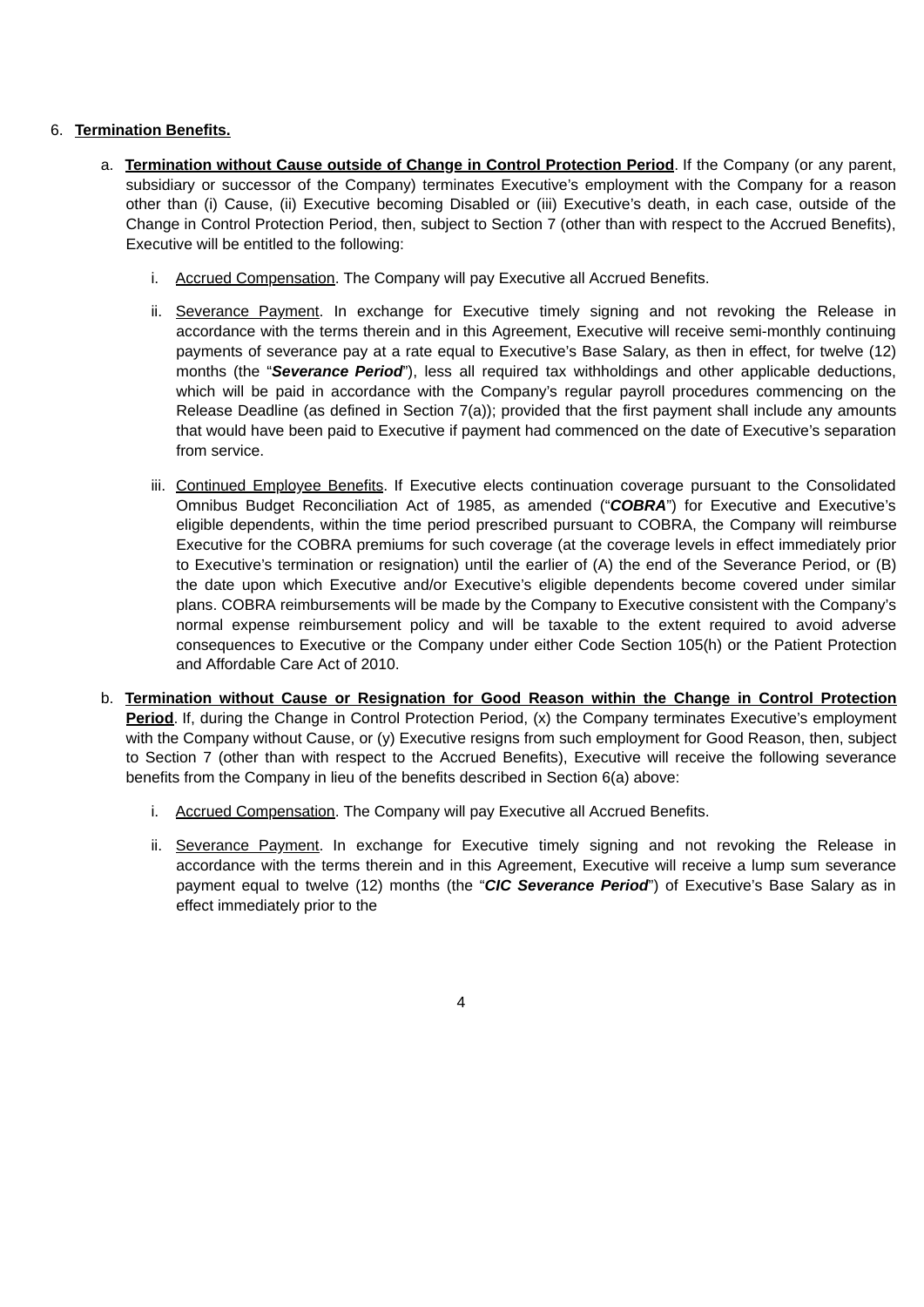6. **Termination Benefits.**

   a. **Termination without Cause outside of Change in Control Protection Period**. If the Company (or any parent, subsidiary or successor of the Company) terminates Executive's employment with the Company for a reason other than (i) Cause, (ii) Executive becoming Disabled or (iii) Executive's death, in each case, outside of the Change in Control Protection Period, then, subject to Section 7 (other than with respect to the Accrued Benefits), Executive will be entitled to the following:

      i. Accrued Compensation. The Company will pay Executive all Accrued Benefits.

      ii. Severance Payment. In exchange for Executive timely signing and not revoking the Release in accordance with the terms therein and in this Agreement, Executive will receive semi-monthly continuing payments of severance pay at a rate equal to Executive's Base Salary, as then in effect, for twelve (12) months (the "***Severance Period***"), less all required tax withholdings and other applicable deductions, which will be paid in accordance with the Company's regular payroll procedures commencing on the Release Deadline (as defined in Section 7(a)); provided that the first payment shall include any amounts that would have been paid to Executive if payment had commenced on the date of Executive's separation from service.

      iii. Continued Employee Benefits. If Executive elects continuation coverage pursuant to the Consolidated Omnibus Budget Reconciliation Act of 1985, as amended ("***COBRA***") for Executive and Executive's eligible dependents, within the time period prescribed pursuant to COBRA, the Company will reimburse Executive for the COBRA premiums for such coverage (at the coverage levels in effect immediately prior to Executive's termination or resignation) until the earlier of (A) the end of the Severance Period, or (B) the date upon which Executive and/or Executive's eligible dependents become covered under similar plans. COBRA reimbursements will be made by the Company to Executive consistent with the Company's normal expense reimbursement policy and will be taxable to the extent required to avoid adverse consequences to Executive or the Company under either Code Section 105(h) or the Patient Protection and Affordable Care Act of 2010.

   b. **Termination without Cause or Resignation for Good Reason within the Change in Control Protection Period**. If, during the Change in Control Protection Period, (x) the Company terminates Executive's employment with the Company without Cause, or (y) Executive resigns from such employment for Good Reason, then, subject to Section 7 (other than with respect to the Accrued Benefits), Executive will receive the following severance benefits from the Company in lieu of the benefits described in Section 6(a) above:

      i. Accrued Compensation. The Company will pay Executive all Accrued Benefits.

      ii. Severance Payment. In exchange for Executive timely signing and not revoking the Release in accordance with the terms therein and in this Agreement, Executive will receive a lump sum severance payment equal to twelve (12) months (the "***CIC Severance Period***") of Executive's Base Salary as in effect immediately prior to the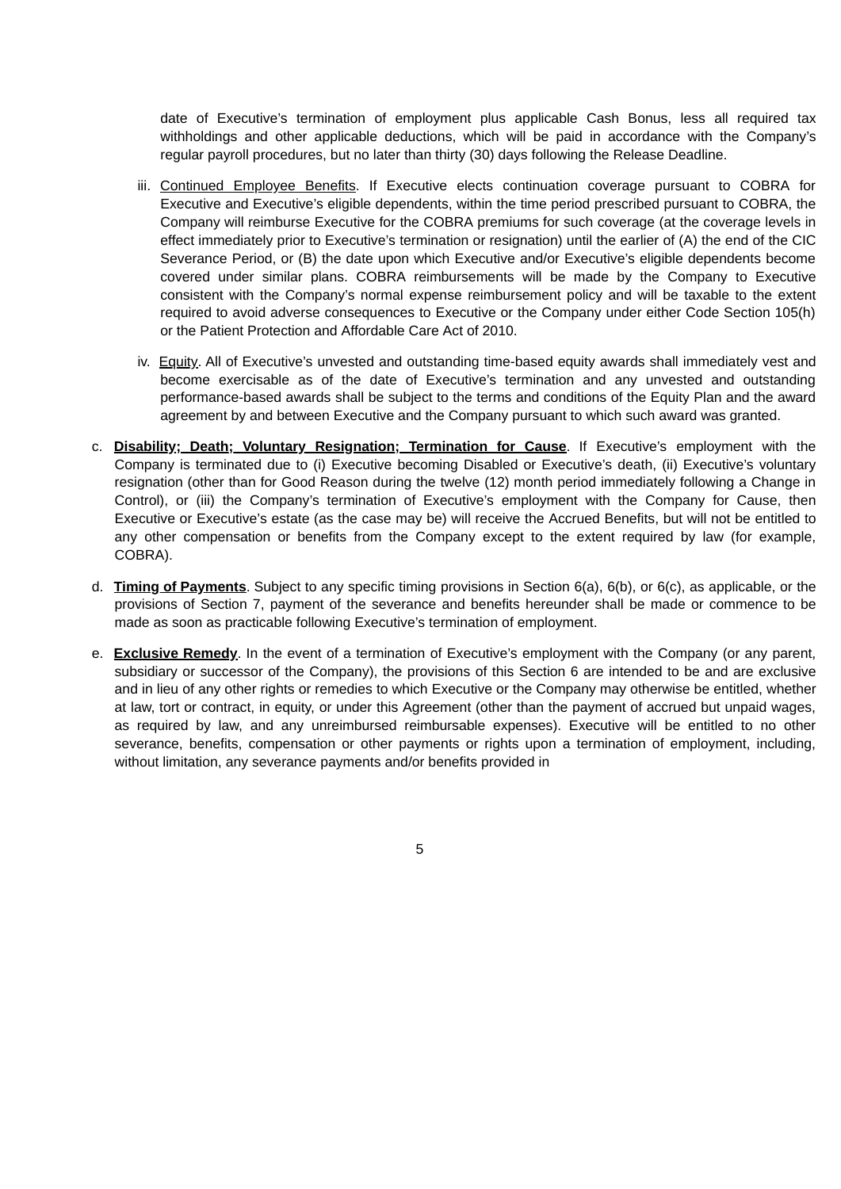date of Executive's termination of employment plus applicable Cash Bonus, less all required tax withholdings and other applicable deductions, which will be paid in accordance with the Company's regular payroll procedures, but no later than thirty (30) days following the Release Deadline.

iii. Continued Employee Benefits. If Executive elects continuation coverage pursuant to COBRA for Executive and Executive's eligible dependents, within the time period prescribed pursuant to COBRA, the Company will reimburse Executive for the COBRA premiums for such coverage (at the coverage levels in effect immediately prior to Executive's termination or resignation) until the earlier of (A) the end of the CIC Severance Period, or (B) the date upon which Executive and/or Executive's eligible dependents become covered under similar plans. COBRA reimbursements will be made by the Company to Executive consistent with the Company's normal expense reimbursement policy and will be taxable to the extent required to avoid adverse consequences to Executive or the Company under either Code Section 105(h) or the Patient Protection and Affordable Care Act of 2010.

iv. Equity. All of Executive's unvested and outstanding time-based equity awards shall immediately vest and become exercisable as of the date of Executive's termination and any unvested and outstanding performance-based awards shall be subject to the terms and conditions of the Equity Plan and the award agreement by and between Executive and the Company pursuant to which such award was granted.

c. **Disability; Death; Voluntary Resignation; Termination for Cause**. If Executive's employment with the Company is terminated due to (i) Executive becoming Disabled or Executive's death, (ii) Executive's voluntary resignation (other than for Good Reason during the twelve (12) month period immediately following a Change in Control), or (iii) the Company's termination of Executive's employment with the Company for Cause, then Executive or Executive's estate (as the case may be) will receive the Accrued Benefits, but will not be entitled to any other compensation or benefits from the Company except to the extent required by law (for example, COBRA).

d. **Timing of Payments**. Subject to any specific timing provisions in Section 6(a), 6(b), or 6(c), as applicable, or the provisions of Section 7, payment of the severance and benefits hereunder shall be made or commence to be made as soon as practicable following Executive's termination of employment.

e. **Exclusive Remedy**. In the event of a termination of Executive's employment with the Company (or any parent, subsidiary or successor of the Company), the provisions of this Section 6 are intended to be and are exclusive and in lieu of any other rights or remedies to which Executive or the Company may otherwise be entitled, whether at law, tort or contract, in equity, or under this Agreement (other than the payment of accrued but unpaid wages, as required by law, and any unreimbursed reimbursable expenses). Executive will be entitled to no other severance, benefits, compensation or other payments or rights upon a termination of employment, including, without limitation, any severance payments and/or benefits provided in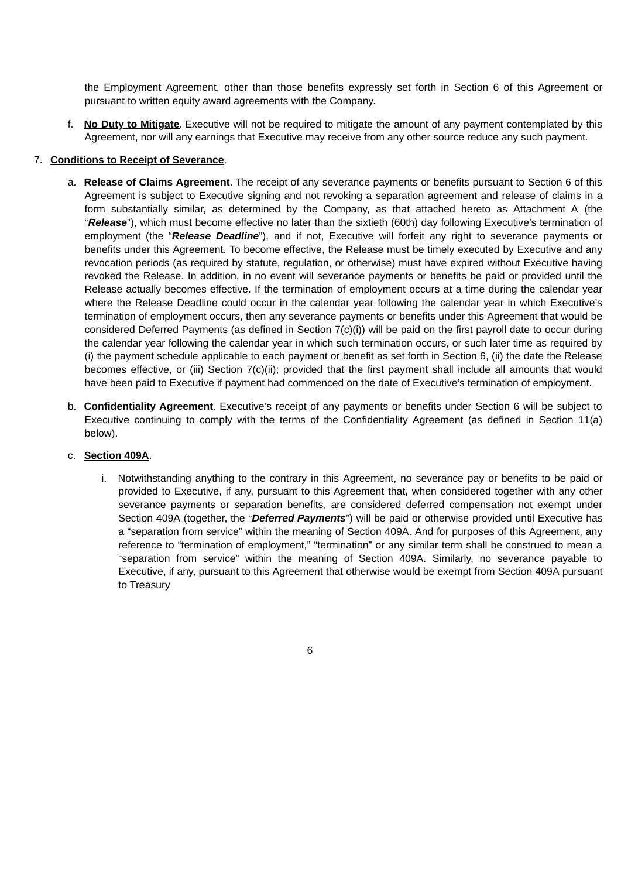the Employment Agreement, other than those benefits expressly set forth in Section 6 of this Agreement or pursuant to written equity award agreements with the Company.

f. **No Duty to Mitigate**. Executive will not be required to mitigate the amount of any payment contemplated by this Agreement, nor will any earnings that Executive may receive from any other source reduce any such payment.

7. **Conditions to Receipt of Severance**.

a. **Release of Claims Agreement**. The receipt of any severance payments or benefits pursuant to Section 6 of this Agreement is subject to Executive signing and not revoking a separation agreement and release of claims in a form substantially similar, as determined by the Company, as that attached hereto as Attachment A (the "***Release***"), which must become effective no later than the sixtieth (60th) day following Executive's termination of employment (the "***Release Deadline***"), and if not, Executive will forfeit any right to severance payments or benefits under this Agreement. To become effective, the Release must be timely executed by Executive and any revocation periods (as required by statute, regulation, or otherwise) must have expired without Executive having revoked the Release. In addition, in no event will severance payments or benefits be paid or provided until the Release actually becomes effective. If the termination of employment occurs at a time during the calendar year where the Release Deadline could occur in the calendar year following the calendar year in which Executive's termination of employment occurs, then any severance payments or benefits under this Agreement that would be considered Deferred Payments (as defined in Section 7(c)(i)) will be paid on the first payroll date to occur during the calendar year following the calendar year in which such termination occurs, or such later time as required by (i) the payment schedule applicable to each payment or benefit as set forth in Section 6, (ii) the date the Release becomes effective, or (iii) Section 7(c)(ii); provided that the first payment shall include all amounts that would have been paid to Executive if payment had commenced on the date of Executive's termination of employment.

b. **Confidentiality Agreement**. Executive's receipt of any payments or benefits under Section 6 will be subject to Executive continuing to comply with the terms of the Confidentiality Agreement (as defined in Section 11(a) below).

c. **Section 409A**.

i. Notwithstanding anything to the contrary in this Agreement, no severance pay or benefits to be paid or provided to Executive, if any, pursuant to this Agreement that, when considered together with any other severance payments or separation benefits, are considered deferred compensation not exempt under Section 409A (together, the "***Deferred Payments***") will be paid or otherwise provided until Executive has a "separation from service" within the meaning of Section 409A. And for purposes of this Agreement, any reference to "termination of employment," "termination" or any similar term shall be construed to mean a "separation from service" within the meaning of Section 409A. Similarly, no severance payable to Executive, if any, pursuant to this Agreement that otherwise would be exempt from Section 409A pursuant to Treasury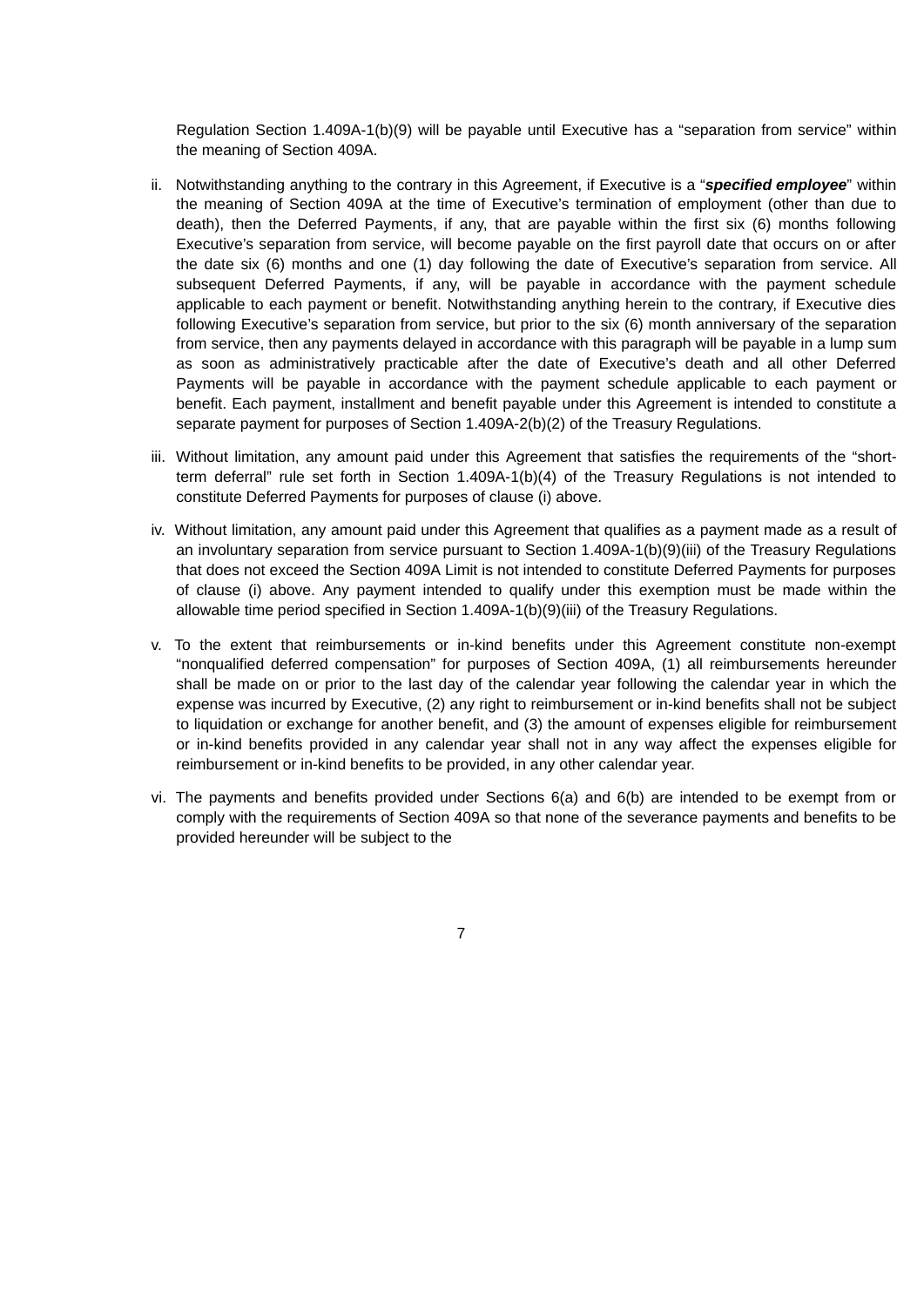Regulation Section 1.409A-1(b)(9) will be payable until Executive has a "separation from service" within the meaning of Section 409A.

ii. Notwithstanding anything to the contrary in this Agreement, if Executive is a "***specified employee***" within the meaning of Section 409A at the time of Executive's termination of employment (other than due to death), then the Deferred Payments, if any, that are payable within the first six (6) months following Executive's separation from service, will become payable on the first payroll date that occurs on or after the date six (6) months and one (1) day following the date of Executive's separation from service. All subsequent Deferred Payments, if any, will be payable in accordance with the payment schedule applicable to each payment or benefit. Notwithstanding anything herein to the contrary, if Executive dies following Executive's separation from service, but prior to the six (6) month anniversary of the separation from service, then any payments delayed in accordance with this paragraph will be payable in a lump sum as soon as administratively practicable after the date of Executive's death and all other Deferred Payments will be payable in accordance with the payment schedule applicable to each payment or benefit. Each payment, installment and benefit payable under this Agreement is intended to constitute a separate payment for purposes of Section 1.409A-2(b)(2) of the Treasury Regulations.

iii. Without limitation, any amount paid under this Agreement that satisfies the requirements of the "short-term deferral" rule set forth in Section 1.409A-1(b)(4) of the Treasury Regulations is not intended to constitute Deferred Payments for purposes of clause (i) above.

iv. Without limitation, any amount paid under this Agreement that qualifies as a payment made as a result of an involuntary separation from service pursuant to Section 1.409A-1(b)(9)(iii) of the Treasury Regulations that does not exceed the Section 409A Limit is not intended to constitute Deferred Payments for purposes of clause (i) above. Any payment intended to qualify under this exemption must be made within the allowable time period specified in Section 1.409A-1(b)(9)(iii) of the Treasury Regulations.

v. To the extent that reimbursements or in-kind benefits under this Agreement constitute non-exempt "nonqualified deferred compensation" for purposes of Section 409A, (1) all reimbursements hereunder shall be made on or prior to the last day of the calendar year following the calendar year in which the expense was incurred by Executive, (2) any right to reimbursement or in-kind benefits shall not be subject to liquidation or exchange for another benefit, and (3) the amount of expenses eligible for reimbursement or in-kind benefits provided in any calendar year shall not in any way affect the expenses eligible for reimbursement or in-kind benefits to be provided, in any other calendar year.

vi. The payments and benefits provided under Sections 6(a) and 6(b) are intended to be exempt from or comply with the requirements of Section 409A so that none of the severance payments and benefits to be provided hereunder will be subject to the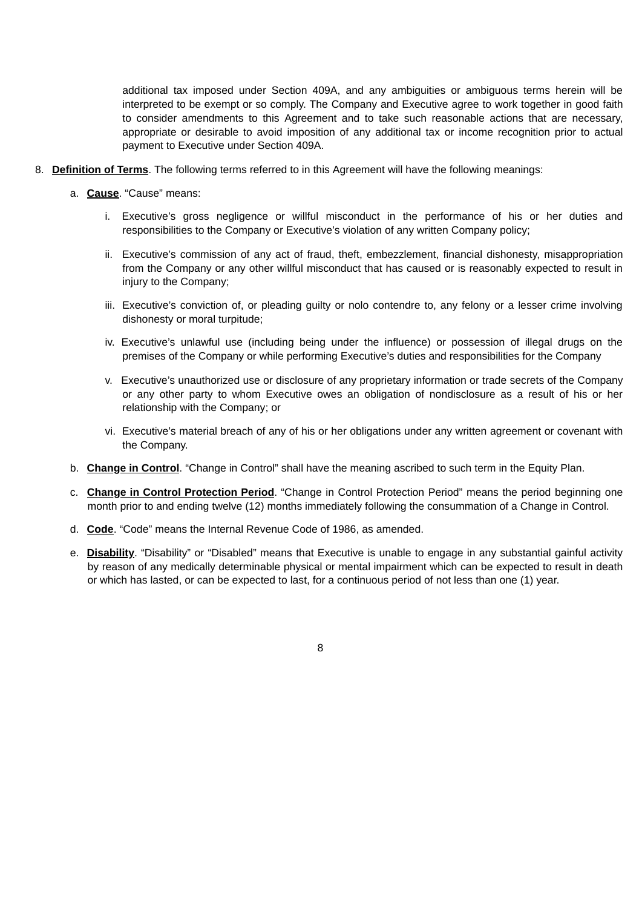additional tax imposed under Section 409A, and any ambiguities or ambiguous terms herein will be interpreted to be exempt or so comply. The Company and Executive agree to work together in good faith to consider amendments to this Agreement and to take such reasonable actions that are necessary, appropriate or desirable to avoid imposition of any additional tax or income recognition prior to actual payment to Executive under Section 409A.

8. **Definition of Terms**. The following terms referred to in this Agreement will have the following meanings:

   a. **Cause**. "Cause" means:

      i. Executive's gross negligence or willful misconduct in the performance of his or her duties and responsibilities to the Company or Executive's violation of any written Company policy;

      ii. Executive's commission of any act of fraud, theft, embezzlement, financial dishonesty, misappropriation from the Company or any other willful misconduct that has caused or is reasonably expected to result in injury to the Company;

      iii. Executive's conviction of, or pleading guilty or nolo contendre to, any felony or a lesser crime involving dishonesty or moral turpitude;

      iv. Executive's unlawful use (including being under the influence) or possession of illegal drugs on the premises of the Company or while performing Executive's duties and responsibilities for the Company

      v. Executive's unauthorized use or disclosure of any proprietary information or trade secrets of the Company or any other party to whom Executive owes an obligation of nondisclosure as a result of his or her relationship with the Company; or

      vi. Executive's material breach of any of his or her obligations under any written agreement or covenant with the Company.

   b. **Change in Control**. "Change in Control" shall have the meaning ascribed to such term in the Equity Plan.

   c. **Change in Control Protection Period**. "Change in Control Protection Period" means the period beginning one month prior to and ending twelve (12) months immediately following the consummation of a Change in Control.

   d. **Code**. "Code" means the Internal Revenue Code of 1986, as amended.

   e. **Disability**. "Disability" or "Disabled" means that Executive is unable to engage in any substantial gainful activity by reason of any medically determinable physical or mental impairment which can be expected to result in death or which has lasted, or can be expected to last, for a continuous period of not less than one (1) year.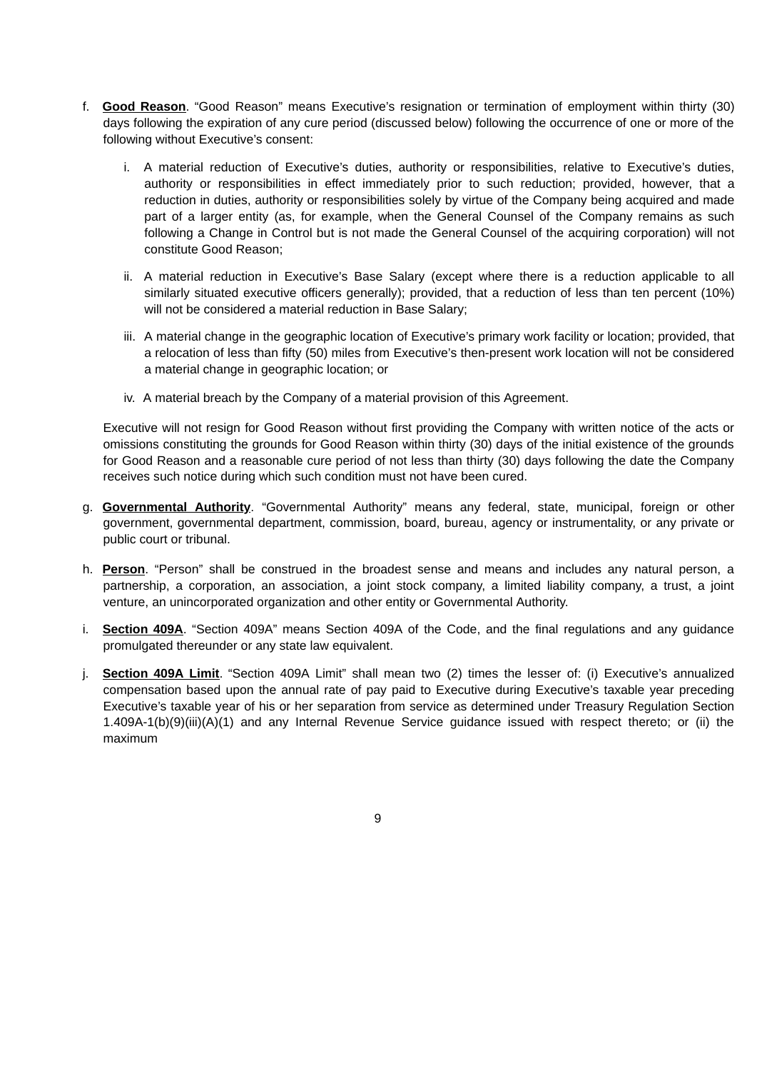f. **Good Reason**. "Good Reason" means Executive's resignation or termination of employment within thirty (30) days following the expiration of any cure period (discussed below) following the occurrence of one or more of the following without Executive's consent:

   i. A material reduction of Executive's duties, authority or responsibilities, relative to Executive's duties, authority or responsibilities in effect immediately prior to such reduction; provided, however, that a reduction in duties, authority or responsibilities solely by virtue of the Company being acquired and made part of a larger entity (as, for example, when the General Counsel of the Company remains as such following a Change in Control but is not made the General Counsel of the acquiring corporation) will not constitute Good Reason;

   ii. A material reduction in Executive's Base Salary (except where there is a reduction applicable to all similarly situated executive officers generally); provided, that a reduction of less than ten percent (10%) will not be considered a material reduction in Base Salary;

   iii. A material change in the geographic location of Executive's primary work facility or location; provided, that a relocation of less than fifty (50) miles from Executive's then-present work location will not be considered a material change in geographic location; or

   iv. A material breach by the Company of a material provision of this Agreement.

   Executive will not resign for Good Reason without first providing the Company with written notice of the acts or omissions constituting the grounds for Good Reason within thirty (30) days of the initial existence of the grounds for Good Reason and a reasonable cure period of not less than thirty (30) days following the date the Company receives such notice during which such condition must not have been cured.

g. **Governmental Authority**. "Governmental Authority" means any federal, state, municipal, foreign or other government, governmental department, commission, board, bureau, agency or instrumentality, or any private or public court or tribunal.

h. **Person**. "Person" shall be construed in the broadest sense and means and includes any natural person, a partnership, a corporation, an association, a joint stock company, a limited liability company, a trust, a joint venture, an unincorporated organization and other entity or Governmental Authority.

i. **Section 409A**. "Section 409A" means Section 409A of the Code, and the final regulations and any guidance promulgated thereunder or any state law equivalent.

j. **Section 409A Limit**. "Section 409A Limit" shall mean two (2) times the lesser of: (i) Executive's annualized compensation based upon the annual rate of pay paid to Executive during Executive's taxable year preceding Executive's taxable year of his or her separation from service as determined under Treasury Regulation Section 1.409A-1(b)(9)(iii)(A)(1) and any Internal Revenue Service guidance issued with respect thereto; or (ii) the maximum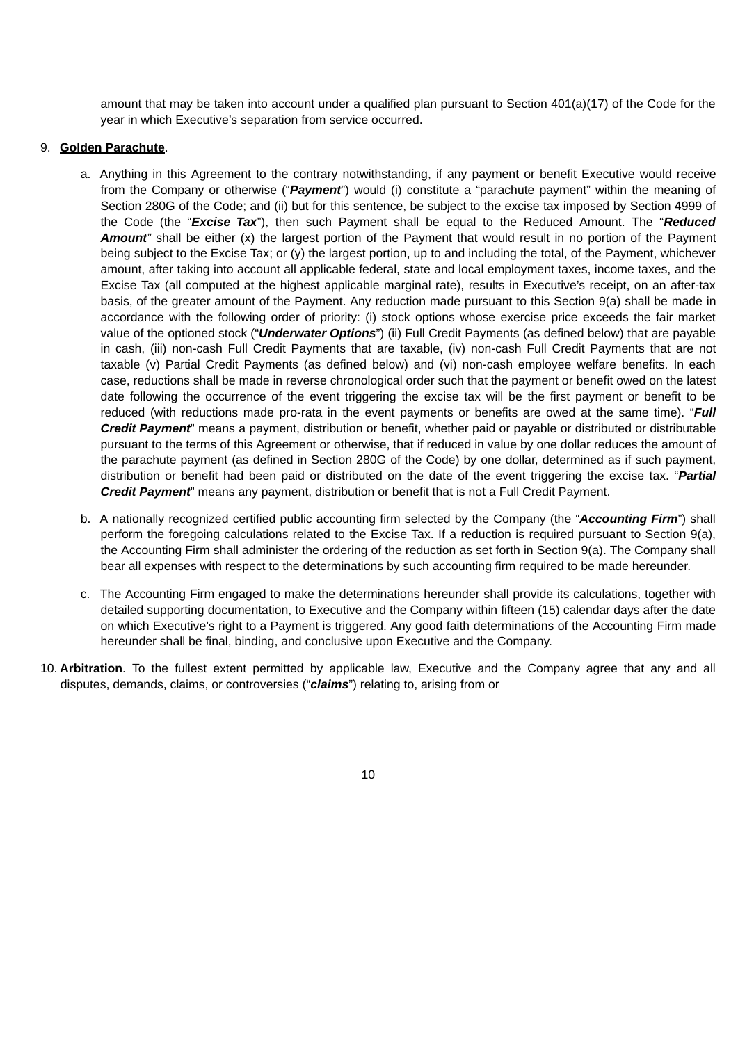amount that may be taken into account under a qualified plan pursuant to Section 401(a)(17) of the Code for the year in which Executive's separation from service occurred.

9. **Golden Parachute**.

a. Anything in this Agreement to the contrary notwithstanding, if any payment or benefit Executive would receive from the Company or otherwise ("***Payment***") would (i) constitute a "parachute payment" within the meaning of Section 280G of the Code; and (ii) but for this sentence, be subject to the excise tax imposed by Section 4999 of the Code (the "***Excise Tax***"), then such Payment shall be equal to the Reduced Amount. The "***Reduced Amount***" shall be either (x) the largest portion of the Payment that would result in no portion of the Payment being subject to the Excise Tax; or (y) the largest portion, up to and including the total, of the Payment, whichever amount, after taking into account all applicable federal, state and local employment taxes, income taxes, and the Excise Tax (all computed at the highest applicable marginal rate), results in Executive's receipt, on an after-tax basis, of the greater amount of the Payment. Any reduction made pursuant to this Section 9(a) shall be made in accordance with the following order of priority: (i) stock options whose exercise price exceeds the fair market value of the optioned stock ("***Underwater Options***") (ii) Full Credit Payments (as defined below) that are payable in cash, (iii) non-cash Full Credit Payments that are taxable, (iv) non-cash Full Credit Payments that are not taxable (v) Partial Credit Payments (as defined below) and (vi) non-cash employee welfare benefits. In each case, reductions shall be made in reverse chronological order such that the payment or benefit owed on the latest date following the occurrence of the event triggering the excise tax will be the first payment or benefit to be reduced (with reductions made pro-rata in the event payments or benefits are owed at the same time). "***Full Credit Payment***" means a payment, distribution or benefit, whether paid or payable or distributed or distributable pursuant to the terms of this Agreement or otherwise, that if reduced in value by one dollar reduces the amount of the parachute payment (as defined in Section 280G of the Code) by one dollar, determined as if such payment, distribution or benefit had been paid or distributed on the date of the event triggering the excise tax. "***Partial Credit Payment***" means any payment, distribution or benefit that is not a Full Credit Payment.

b. A nationally recognized certified public accounting firm selected by the Company (the "***Accounting Firm***") shall perform the foregoing calculations related to the Excise Tax. If a reduction is required pursuant to Section 9(a), the Accounting Firm shall administer the ordering of the reduction as set forth in Section 9(a). The Company shall bear all expenses with respect to the determinations by such accounting firm required to be made hereunder.

c. The Accounting Firm engaged to make the determinations hereunder shall provide its calculations, together with detailed supporting documentation, to Executive and the Company within fifteen (15) calendar days after the date on which Executive's right to a Payment is triggered. Any good faith determinations of the Accounting Firm made hereunder shall be final, binding, and conclusive upon Executive and the Company.

10. **Arbitration**. To the fullest extent permitted by applicable law, Executive and the Company agree that any and all disputes, demands, claims, or controversies ("***claims***") relating to, arising from or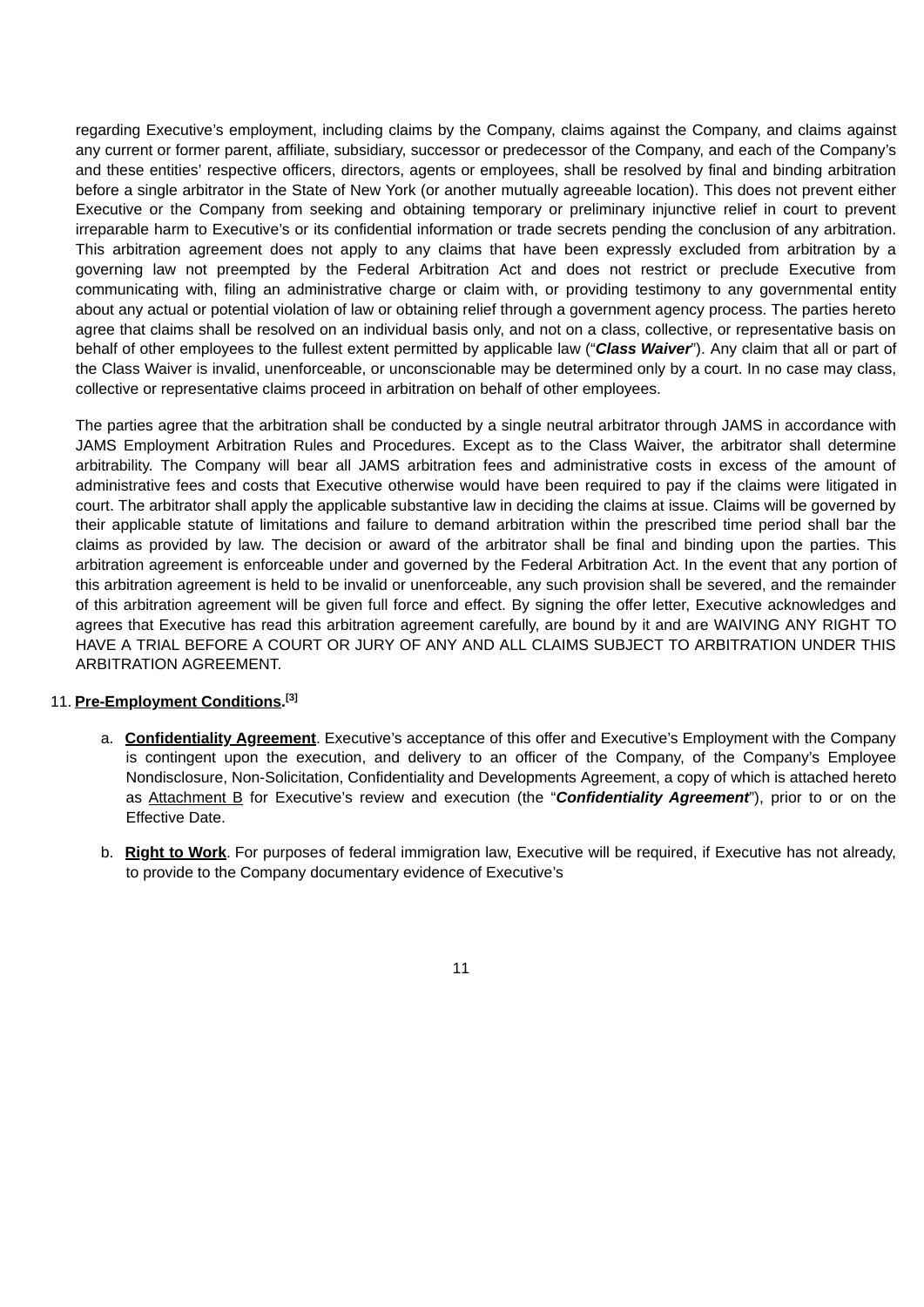regarding Executive's employment, including claims by the Company, claims against the Company, and claims against any current or former parent, affiliate, subsidiary, successor or predecessor of the Company, and each of the Company's and these entities' respective officers, directors, agents or employees, shall be resolved by final and binding arbitration before a single arbitrator in the State of New York (or another mutually agreeable location). This does not prevent either Executive or the Company from seeking and obtaining temporary or preliminary injunctive relief in court to prevent irreparable harm to Executive's or its confidential information or trade secrets pending the conclusion of any arbitration. This arbitration agreement does not apply to any claims that have been expressly excluded from arbitration by a governing law not preempted by the Federal Arbitration Act and does not restrict or preclude Executive from communicating with, filing an administrative charge or claim with, or providing testimony to any governmental entity about any actual or potential violation of law or obtaining relief through a government agency process. The parties hereto agree that claims shall be resolved on an individual basis only, and not on a class, collective, or representative basis on behalf of other employees to the fullest extent permitted by applicable law ("***Class Waiver***"). Any claim that all or part of the Class Waiver is invalid, unenforceable, or unconscionable may be determined only by a court. In no case may class, collective or representative claims proceed in arbitration on behalf of other employees.

The parties agree that the arbitration shall be conducted by a single neutral arbitrator through JAMS in accordance with JAMS Employment Arbitration Rules and Procedures. Except as to the Class Waiver, the arbitrator shall determine arbitrability. The Company will bear all JAMS arbitration fees and administrative costs in excess of the amount of administrative fees and costs that Executive otherwise would have been required to pay if the claims were litigated in court. The arbitrator shall apply the applicable substantive law in deciding the claims at issue. Claims will be governed by their applicable statute of limitations and failure to demand arbitration within the prescribed time period shall bar the claims as provided by law. The decision or award of the arbitrator shall be final and binding upon the parties. This arbitration agreement is enforceable under and governed by the Federal Arbitration Act. In the event that any portion of this arbitration agreement is held to be invalid or unenforceable, any such provision shall be severed, and the remainder of this arbitration agreement will be given full force and effect. By signing the offer letter, Executive acknowledges and agrees that Executive has read this arbitration agreement carefully, are bound by it and are WAIVING ANY RIGHT TO HAVE A TRIAL BEFORE A COURT OR JURY OF ANY AND ALL CLAIMS SUBJECT TO ARBITRATION UNDER THIS ARBITRATION AGREEMENT.

11. **Pre-Employment Conditions.**[3]

   a. **Confidentiality Agreement**. Executive's acceptance of this offer and Executive's Employment with the Company is contingent upon the execution, and delivery to an officer of the Company, of the Company's Employee Nondisclosure, Non-Solicitation, Confidentiality and Developments Agreement, a copy of which is attached hereto as Attachment B for Executive's review and execution (the "***Confidentiality Agreement***"), prior to or on the Effective Date.

   b. **Right to Work**. For purposes of federal immigration law, Executive will be required, if Executive has not already, to provide to the Company documentary evidence of Executive's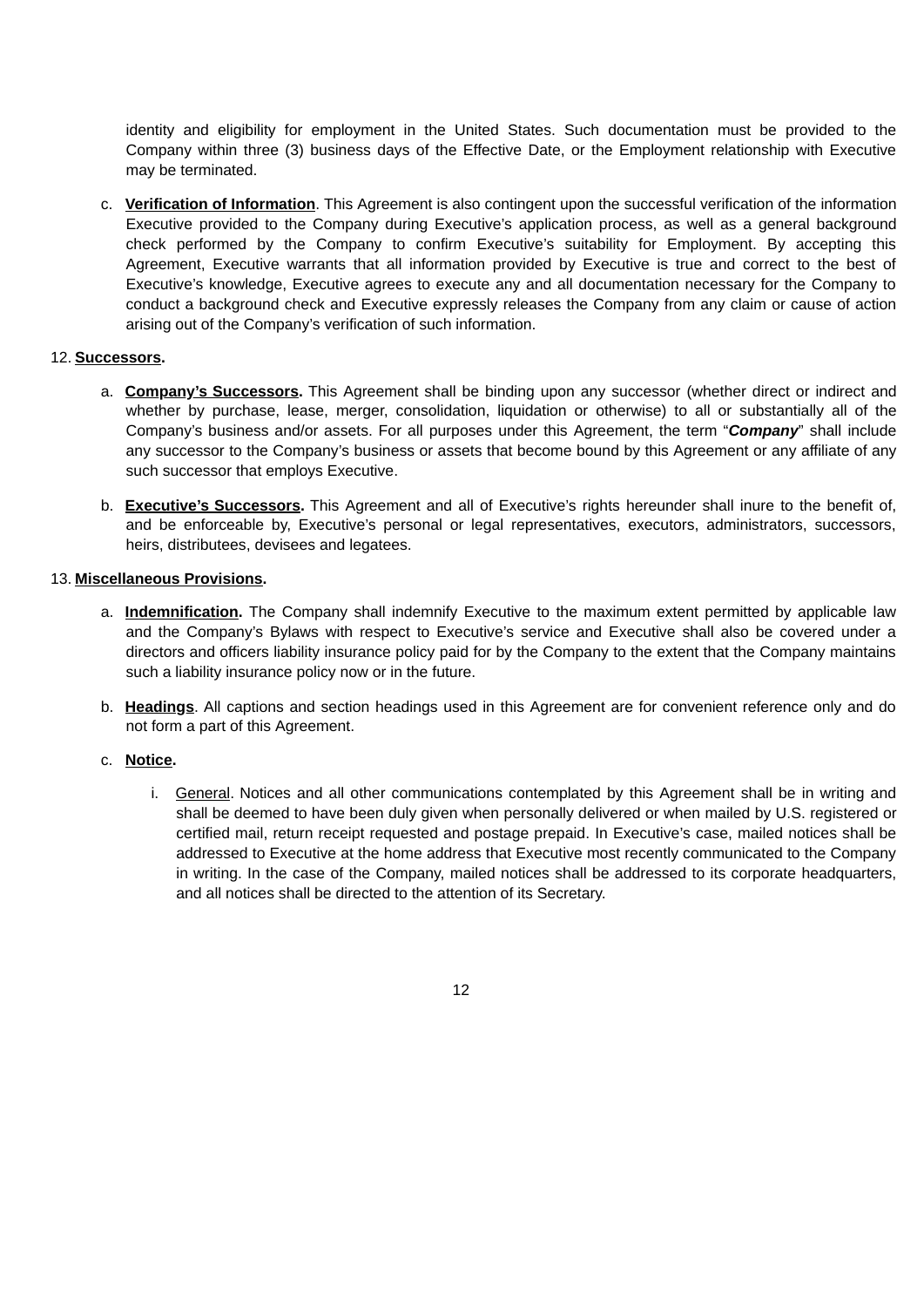identity and eligibility for employment in the United States. Such documentation must be provided to the Company within three (3) business days of the Effective Date, or the Employment relationship with Executive may be terminated.

c. **Verification of Information**. This Agreement is also contingent upon the successful verification of the information Executive provided to the Company during Executive's application process, as well as a general background check performed by the Company to confirm Executive's suitability for Employment. By accepting this Agreement, Executive warrants that all information provided by Executive is true and correct to the best of Executive's knowledge, Executive agrees to execute any and all documentation necessary for the Company to conduct a background check and Executive expressly releases the Company from any claim or cause of action arising out of the Company's verification of such information.

12. **Successors.**

a. **Company's Successors.** This Agreement shall be binding upon any successor (whether direct or indirect and whether by purchase, lease, merger, consolidation, liquidation or otherwise) to all or substantially all of the Company's business and/or assets. For all purposes under this Agreement, the term "***Company***" shall include any successor to the Company's business or assets that become bound by this Agreement or any affiliate of any such successor that employs Executive.

b. **Executive's Successors.** This Agreement and all of Executive's rights hereunder shall inure to the benefit of, and be enforceable by, Executive's personal or legal representatives, executors, administrators, successors, heirs, distributees, devisees and legatees.

13. **Miscellaneous Provisions.**

a. **Indemnification.** The Company shall indemnify Executive to the maximum extent permitted by applicable law and the Company's Bylaws with respect to Executive's service and Executive shall also be covered under a directors and officers liability insurance policy paid for by the Company to the extent that the Company maintains such a liability insurance policy now or in the future.

b. **Headings**. All captions and section headings used in this Agreement are for convenient reference only and do not form a part of this Agreement.

c. **Notice.**

i. General. Notices and all other communications contemplated by this Agreement shall be in writing and shall be deemed to have been duly given when personally delivered or when mailed by U.S. registered or certified mail, return receipt requested and postage prepaid. In Executive's case, mailed notices shall be addressed to Executive at the home address that Executive most recently communicated to the Company in writing. In the case of the Company, mailed notices shall be addressed to its corporate headquarters, and all notices shall be directed to the attention of its Secretary.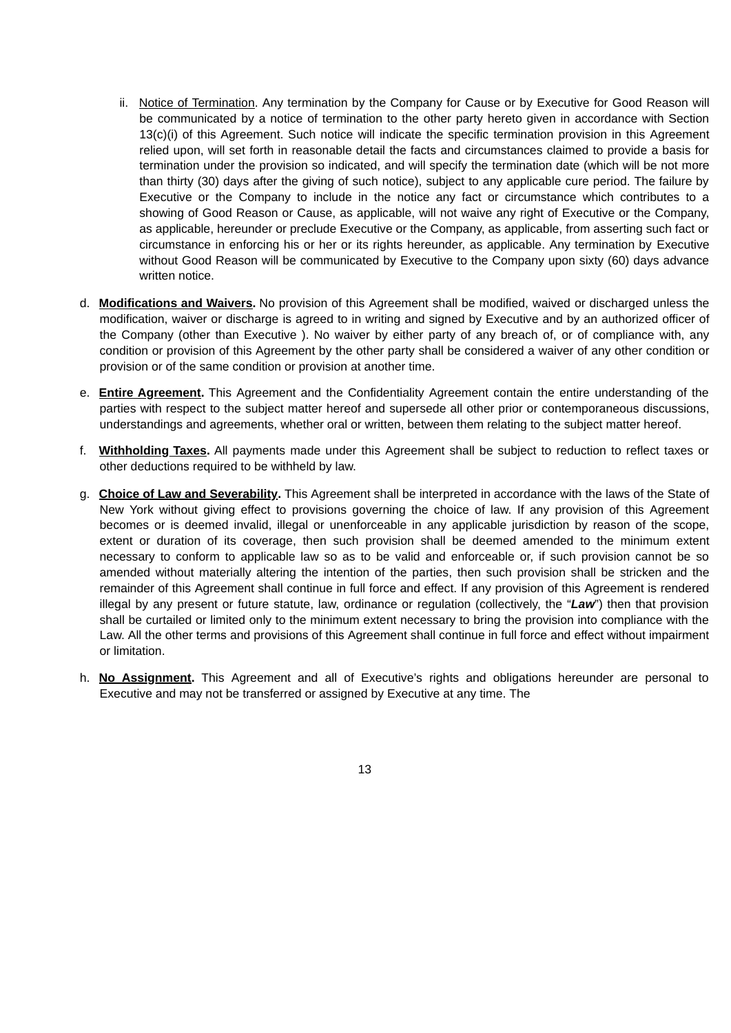ii. Notice of Termination. Any termination by the Company for Cause or by Executive for Good Reason will be communicated by a notice of termination to the other party hereto given in accordance with Section 13(c)(i) of this Agreement. Such notice will indicate the specific termination provision in this Agreement relied upon, will set forth in reasonable detail the facts and circumstances claimed to provide a basis for termination under the provision so indicated, and will specify the termination date (which will be not more than thirty (30) days after the giving of such notice), subject to any applicable cure period. The failure by Executive or the Company to include in the notice any fact or circumstance which contributes to a showing of Good Reason or Cause, as applicable, will not waive any right of Executive or the Company, as applicable, hereunder or preclude Executive or the Company, as applicable, from asserting such fact or circumstance in enforcing his or her or its rights hereunder, as applicable. Any termination by Executive without Good Reason will be communicated by Executive to the Company upon sixty (60) days advance written notice.

d. **Modifications and Waivers.** No provision of this Agreement shall be modified, waived or discharged unless the modification, waiver or discharge is agreed to in writing and signed by Executive and by an authorized officer of the Company (other than Executive ). No waiver by either party of any breach of, or of compliance with, any condition or provision of this Agreement by the other party shall be considered a waiver of any other condition or provision or of the same condition or provision at another time.

e. **Entire Agreement.** This Agreement and the Confidentiality Agreement contain the entire understanding of the parties with respect to the subject matter hereof and supersede all other prior or contemporaneous discussions, understandings and agreements, whether oral or written, between them relating to the subject matter hereof.

f. **Withholding Taxes.** All payments made under this Agreement shall be subject to reduction to reflect taxes or other deductions required to be withheld by law.

g. **Choice of Law and Severability.** This Agreement shall be interpreted in accordance with the laws of the State of New York without giving effect to provisions governing the choice of law. If any provision of this Agreement becomes or is deemed invalid, illegal or unenforceable in any applicable jurisdiction by reason of the scope, extent or duration of its coverage, then such provision shall be deemed amended to the minimum extent necessary to conform to applicable law so as to be valid and enforceable or, if such provision cannot be so amended without materially altering the intention of the parties, then such provision shall be stricken and the remainder of this Agreement shall continue in full force and effect. If any provision of this Agreement is rendered illegal by any present or future statute, law, ordinance or regulation (collectively, the "***Law***") then that provision shall be curtailed or limited only to the minimum extent necessary to bring the provision into compliance with the Law. All the other terms and provisions of this Agreement shall continue in full force and effect without impairment or limitation.

h. **No Assignment.** This Agreement and all of Executive's rights and obligations hereunder are personal to Executive and may not be transferred or assigned by Executive at any time. The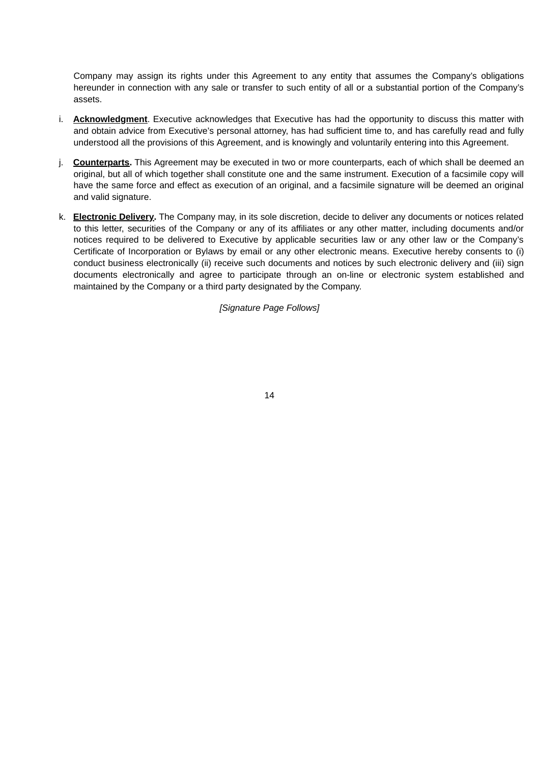Company may assign its rights under this Agreement to any entity that assumes the Company's obligations hereunder in connection with any sale or transfer to such entity of all or a substantial portion of the Company's assets.

i. **Acknowledgment**. Executive acknowledges that Executive has had the opportunity to discuss this matter with and obtain advice from Executive's personal attorney, has had sufficient time to, and has carefully read and fully understood all the provisions of this Agreement, and is knowingly and voluntarily entering into this Agreement.

j. **Counterparts.** This Agreement may be executed in two or more counterparts, each of which shall be deemed an original, but all of which together shall constitute one and the same instrument. Execution of a facsimile copy will have the same force and effect as execution of an original, and a facsimile signature will be deemed an original and valid signature.

k. **Electronic Delivery.** The Company may, in its sole discretion, decide to deliver any documents or notices related to this letter, securities of the Company or any of its affiliates or any other matter, including documents and/or notices required to be delivered to Executive by applicable securities law or any other law or the Company's Certificate of Incorporation or Bylaws by email or any other electronic means. Executive hereby consents to (i) conduct business electronically (ii) receive such documents and notices by such electronic delivery and (iii) sign documents electronically and agree to participate through an on-line or electronic system established and maintained by the Company or a third party designated by the Company.

*[Signature Page Follows]*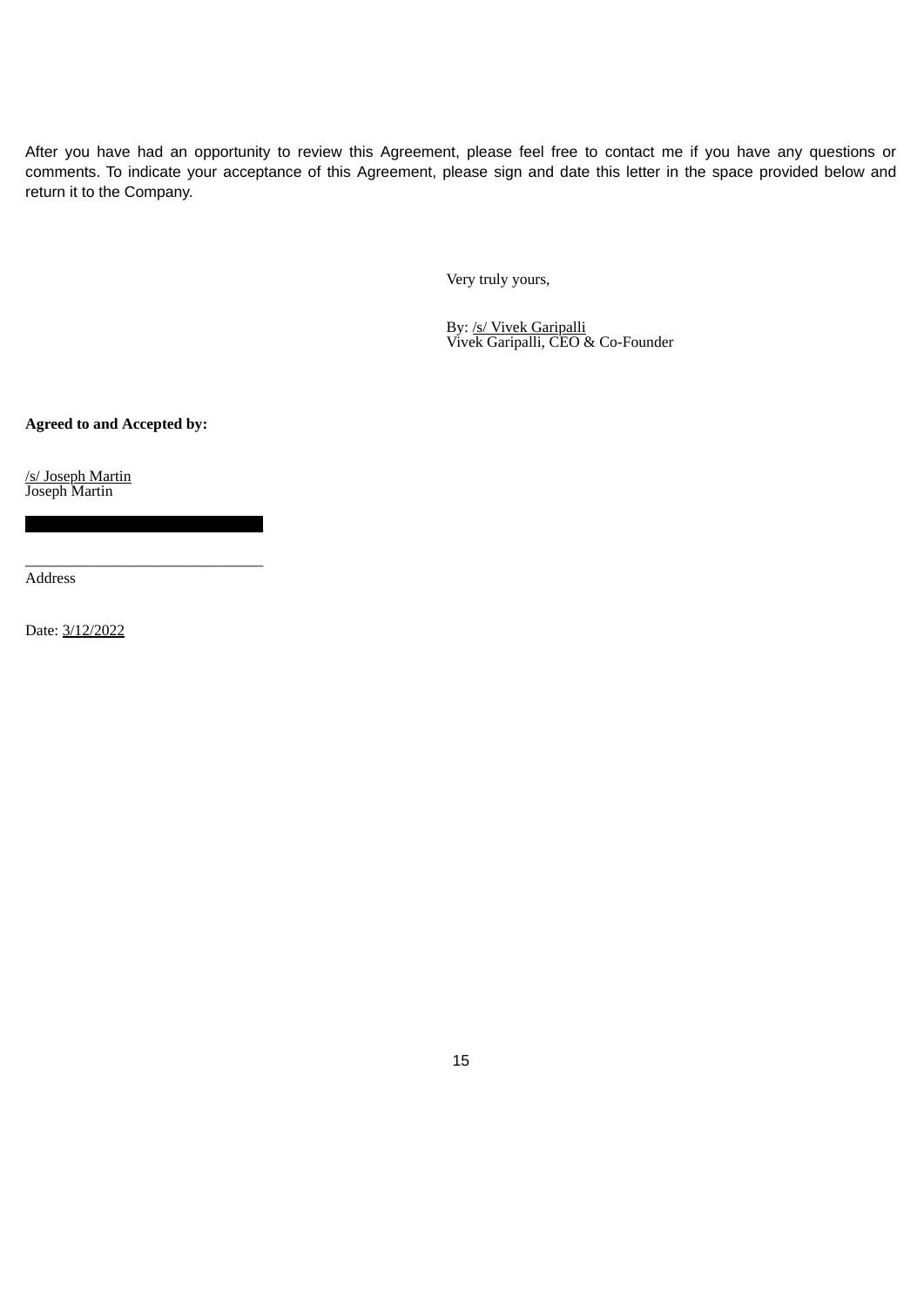After you have had an opportunity to review this Agreement, please feel free to contact me if you have any questions or comments. To indicate your acceptance of this Agreement, please sign and date this letter in the space provided below and return it to the Company.

Very truly yours,

By: /s/ Vivek Garipalli
Vivek Garipalli, CEO & Co-Founder

**Agreed to and Accepted by:**

/s/ Joseph Martin
Joseph Martin

_______________________________
Address

Date: 3/12/2022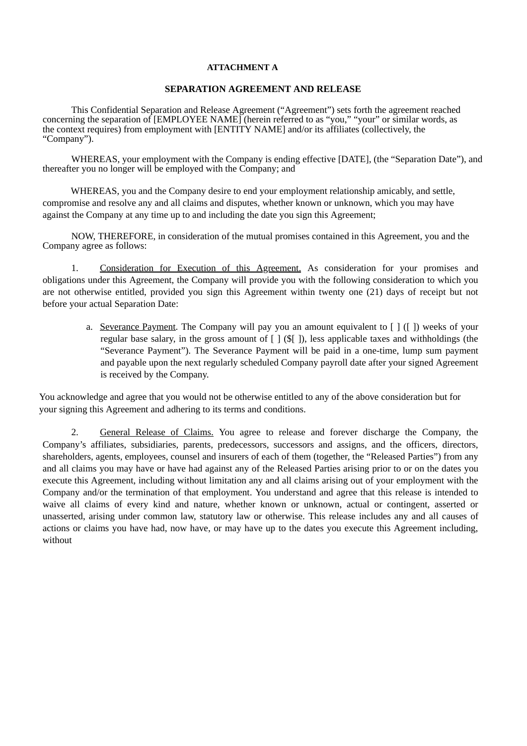**ATTACHMENT A**

**SEPARATION AGREEMENT AND RELEASE**

This Confidential Separation and Release Agreement ("Agreement") sets forth the agreement reached concerning the separation of [EMPLOYEE NAME] (herein referred to as "you," "your" or similar words, as the context requires) from employment with [ENTITY NAME] and/or its affiliates (collectively, the "Company").

WHEREAS, your employment with the Company is ending effective [DATE], (the "Separation Date"), and thereafter you no longer will be employed with the Company; and

WHEREAS, you and the Company desire to end your employment relationship amicably, and settle, compromise and resolve any and all claims and disputes, whether known or unknown, which you may have against the Company at any time up to and including the date you sign this Agreement;

NOW, THEREFORE, in consideration of the mutual promises contained in this Agreement, you and the Company agree as follows:

1. <u>Consideration for Execution of this Agreement.</u> As consideration for your promises and obligations under this Agreement, the Company will provide you with the following consideration to which you are not otherwise entitled, provided you sign this Agreement within twenty one (21) days of receipt but not before your actual Separation Date:

   a. <u>Severance Payment</u>. The Company will pay you an amount equivalent to [ ] ([ ]) weeks of your regular base salary, in the gross amount of [ ] ($[ ]), less applicable taxes and withholdings (the "Severance Payment"). The Severance Payment will be paid in a one-time, lump sum payment and payable upon the next regularly scheduled Company payroll date after your signed Agreement is received by the Company.

You acknowledge and agree that you would not be otherwise entitled to any of the above consideration but for your signing this Agreement and adhering to its terms and conditions.

2. <u>General Release of Claims.</u> You agree to release and forever discharge the Company, the Company's affiliates, subsidiaries, parents, predecessors, successors and assigns, and the officers, directors, shareholders, agents, employees, counsel and insurers of each of them (together, the "Released Parties") from any and all claims you may have or have had against any of the Released Parties arising prior to or on the dates you execute this Agreement, including without limitation any and all claims arising out of your employment with the Company and/or the termination of that employment. You understand and agree that this release is intended to waive all claims of every kind and nature, whether known or unknown, actual or contingent, asserted or unasserted, arising under common law, statutory law or otherwise. This release includes any and all causes of actions or claims you have had, now have, or may have up to the dates you execute this Agreement including, without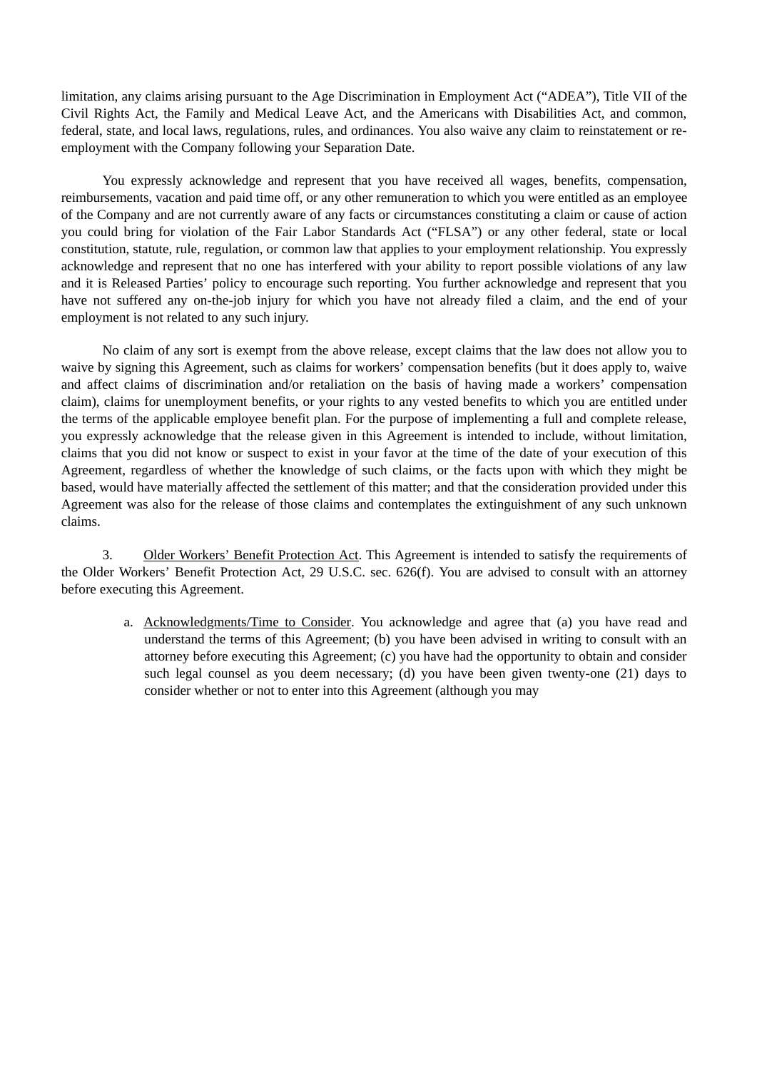limitation, any claims arising pursuant to the Age Discrimination in Employment Act ("ADEA"), Title VII of the Civil Rights Act, the Family and Medical Leave Act, and the Americans with Disabilities Act, and common, federal, state, and local laws, regulations, rules, and ordinances. You also waive any claim to reinstatement or re-employment with the Company following your Separation Date.

You expressly acknowledge and represent that you have received all wages, benefits, compensation, reimbursements, vacation and paid time off, or any other remuneration to which you were entitled as an employee of the Company and are not currently aware of any facts or circumstances constituting a claim or cause of action you could bring for violation of the Fair Labor Standards Act ("FLSA") or any other federal, state or local constitution, statute, rule, regulation, or common law that applies to your employment relationship. You expressly acknowledge and represent that no one has interfered with your ability to report possible violations of any law and it is Released Parties' policy to encourage such reporting. You further acknowledge and represent that you have not suffered any on-the-job injury for which you have not already filed a claim, and the end of your employment is not related to any such injury.

No claim of any sort is exempt from the above release, except claims that the law does not allow you to waive by signing this Agreement, such as claims for workers' compensation benefits (but it does apply to, waive and affect claims of discrimination and/or retaliation on the basis of having made a workers' compensation claim), claims for unemployment benefits, or your rights to any vested benefits to which you are entitled under the terms of the applicable employee benefit plan. For the purpose of implementing a full and complete release, you expressly acknowledge that the release given in this Agreement is intended to include, without limitation, claims that you did not know or suspect to exist in your favor at the time of the date of your execution of this Agreement, regardless of whether the knowledge of such claims, or the facts upon with which they might be based, would have materially affected the settlement of this matter; and that the consideration provided under this Agreement was also for the release of those claims and contemplates the extinguishment of any such unknown claims.

3. Older Workers' Benefit Protection Act. This Agreement is intended to satisfy the requirements of the Older Workers' Benefit Protection Act, 29 U.S.C. sec. 626(f). You are advised to consult with an attorney before executing this Agreement.

a. Acknowledgments/Time to Consider. You acknowledge and agree that (a) you have read and understand the terms of this Agreement; (b) you have been advised in writing to consult with an attorney before executing this Agreement; (c) you have had the opportunity to obtain and consider such legal counsel as you deem necessary; (d) you have been given twenty-one (21) days to consider whether or not to enter into this Agreement (although you may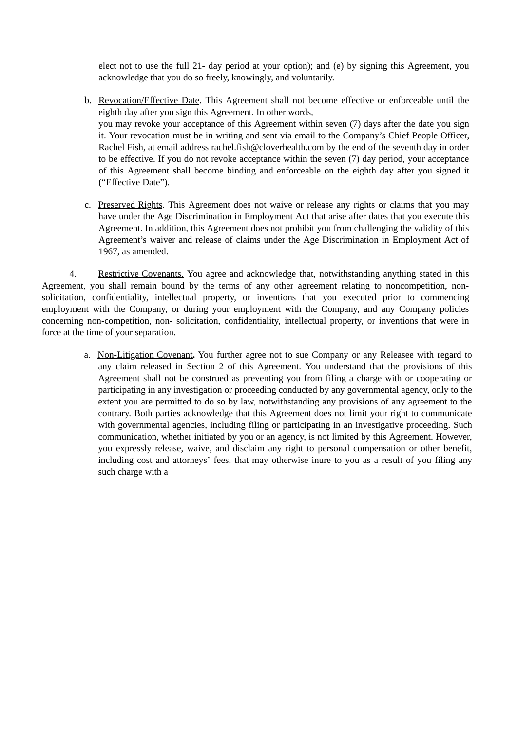elect not to use the full 21- day period at your option); and (e) by signing this Agreement, you acknowledge that you do so freely, knowingly, and voluntarily.

b. Revocation/Effective Date. This Agreement shall not become effective or enforceable until the eighth day after you sign this Agreement. In other words, you may revoke your acceptance of this Agreement within seven (7) days after the date you sign it. Your revocation must be in writing and sent via email to the Company's Chief People Officer, Rachel Fish, at email address rachel.fish@cloverhealth.com by the end of the seventh day in order to be effective. If you do not revoke acceptance within the seven (7) day period, your acceptance of this Agreement shall become binding and enforceable on the eighth day after you signed it ("Effective Date").

c. Preserved Rights. This Agreement does not waive or release any rights or claims that you may have under the Age Discrimination in Employment Act that arise after dates that you execute this Agreement. In addition, this Agreement does not prohibit you from challenging the validity of this Agreement's waiver and release of claims under the Age Discrimination in Employment Act of 1967, as amended.

4. Restrictive Covenants. You agree and acknowledge that, notwithstanding anything stated in this Agreement, you shall remain bound by the terms of any other agreement relating to noncompetition, non-solicitation, confidentiality, intellectual property, or inventions that you executed prior to commencing employment with the Company, or during your employment with the Company, and any Company policies concerning non-competition, non- solicitation, confidentiality, intellectual property, or inventions that were in force at the time of your separation.

a. Non-Litigation Covenant**.** You further agree not to sue Company or any Releasee with regard to any claim released in Section 2 of this Agreement. You understand that the provisions of this Agreement shall not be construed as preventing you from filing a charge with or cooperating or participating in any investigation or proceeding conducted by any governmental agency, only to the extent you are permitted to do so by law, notwithstanding any provisions of any agreement to the contrary. Both parties acknowledge that this Agreement does not limit your right to communicate with governmental agencies, including filing or participating in an investigative proceeding. Such communication, whether initiated by you or an agency, is not limited by this Agreement. However, you expressly release, waive, and disclaim any right to personal compensation or other benefit, including cost and attorneys' fees, that may otherwise inure to you as a result of you filing any such charge with a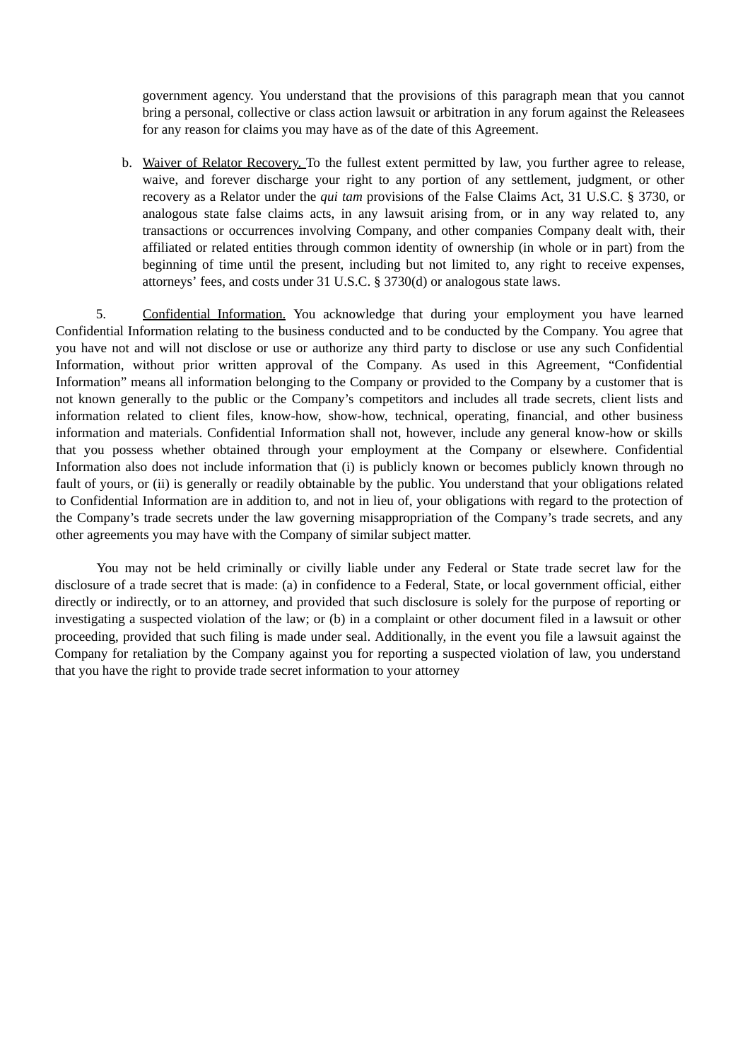government agency. You understand that the provisions of this paragraph mean that you cannot bring a personal, collective or class action lawsuit or arbitration in any forum against the Releasees for any reason for claims you may have as of the date of this Agreement.

b. Waiver of Relator Recovery. To the fullest extent permitted by law, you further agree to release, waive, and forever discharge your right to any portion of any settlement, judgment, or other recovery as a Relator under the *qui tam* provisions of the False Claims Act, 31 U.S.C. § 3730, or analogous state false claims acts, in any lawsuit arising from, or in any way related to, any transactions or occurrences involving Company, and other companies Company dealt with, their affiliated or related entities through common identity of ownership (in whole or in part) from the beginning of time until the present, including but not limited to, any right to receive expenses, attorneys' fees, and costs under 31 U.S.C. § 3730(d) or analogous state laws.

5. Confidential Information. You acknowledge that during your employment you have learned Confidential Information relating to the business conducted and to be conducted by the Company. You agree that you have not and will not disclose or use or authorize any third party to disclose or use any such Confidential Information, without prior written approval of the Company. As used in this Agreement, "Confidential Information" means all information belonging to the Company or provided to the Company by a customer that is not known generally to the public or the Company's competitors and includes all trade secrets, client lists and information related to client files, know-how, show-how, technical, operating, financial, and other business information and materials. Confidential Information shall not, however, include any general know-how or skills that you possess whether obtained through your employment at the Company or elsewhere. Confidential Information also does not include information that (i) is publicly known or becomes publicly known through no fault of yours, or (ii) is generally or readily obtainable by the public. You understand that your obligations related to Confidential Information are in addition to, and not in lieu of, your obligations with regard to the protection of the Company's trade secrets under the law governing misappropriation of the Company's trade secrets, and any other agreements you may have with the Company of similar subject matter.

You may not be held criminally or civilly liable under any Federal or State trade secret law for the disclosure of a trade secret that is made: (a) in confidence to a Federal, State, or local government official, either directly or indirectly, or to an attorney, and provided that such disclosure is solely for the purpose of reporting or investigating a suspected violation of the law; or (b) in a complaint or other document filed in a lawsuit or other proceeding, provided that such filing is made under seal. Additionally, in the event you file a lawsuit against the Company for retaliation by the Company against you for reporting a suspected violation of law, you understand that you have the right to provide trade secret information to your attorney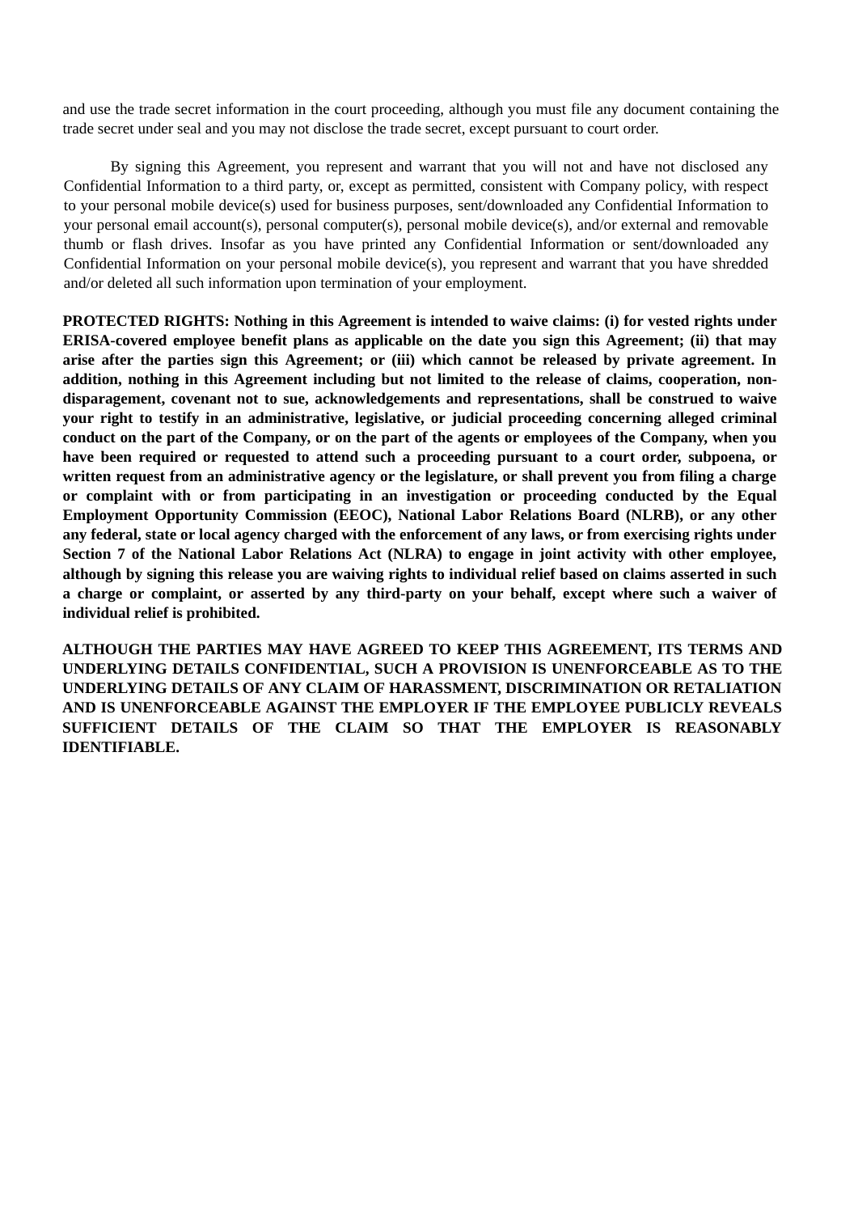and use the trade secret information in the court proceeding, although you must file any document containing the trade secret under seal and you may not disclose the trade secret, except pursuant to court order.

By signing this Agreement, you represent and warrant that you will not and have not disclosed any Confidential Information to a third party, or, except as permitted, consistent with Company policy, with respect to your personal mobile device(s) used for business purposes, sent/downloaded any Confidential Information to your personal email account(s), personal computer(s), personal mobile device(s), and/or external and removable thumb or flash drives. Insofar as you have printed any Confidential Information or sent/downloaded any Confidential Information on your personal mobile device(s), you represent and warrant that you have shredded and/or deleted all such information upon termination of your employment.

**PROTECTED RIGHTS: Nothing in this Agreement is intended to waive claims: (i) for vested rights under ERISA-covered employee benefit plans as applicable on the date you sign this Agreement; (ii) that may arise after the parties sign this Agreement; or (iii) which cannot be released by private agreement. In addition, nothing in this Agreement including but not limited to the release of claims, cooperation, non-disparagement, covenant not to sue, acknowledgements and representations, shall be construed to waive your right to testify in an administrative, legislative, or judicial proceeding concerning alleged criminal conduct on the part of the Company, or on the part of the agents or employees of the Company, when you have been required or requested to attend such a proceeding pursuant to a court order, subpoena, or written request from an administrative agency or the legislature, or shall prevent you from filing a charge or complaint with or from participating in an investigation or proceeding conducted by the Equal Employment Opportunity Commission (EEOC), National Labor Relations Board (NLRB), or any other any federal, state or local agency charged with the enforcement of any laws, or from exercising rights under Section 7 of the National Labor Relations Act (NLRA) to engage in joint activity with other employee, although by signing this release you are waiving rights to individual relief based on claims asserted in such a charge or complaint, or asserted by any third-party on your behalf, except where such a waiver of individual relief is prohibited.**

**ALTHOUGH THE PARTIES MAY HAVE AGREED TO KEEP THIS AGREEMENT, ITS TERMS AND UNDERLYING DETAILS CONFIDENTIAL, SUCH A PROVISION IS UNENFORCEABLE AS TO THE UNDERLYING DETAILS OF ANY CLAIM OF HARASSMENT, DISCRIMINATION OR RETALIATION AND IS UNENFORCEABLE AGAINST THE EMPLOYER IF THE EMPLOYEE PUBLICLY REVEALS SUFFICIENT DETAILS OF THE CLAIM SO THAT THE EMPLOYER IS REASONABLY IDENTIFIABLE.**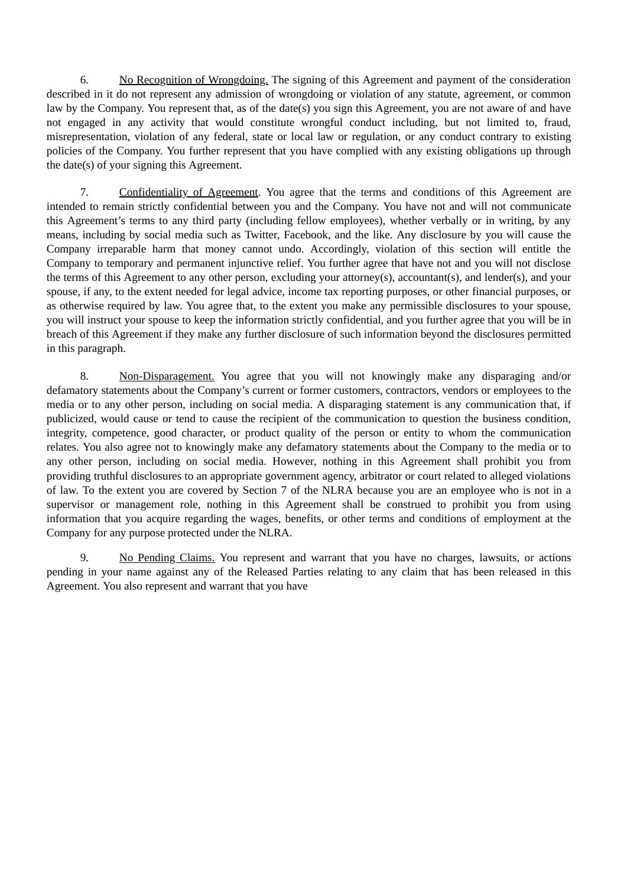6. <u>No Recognition of Wrongdoing.</u> The signing of this Agreement and payment of the consideration described in it do not represent any admission of wrongdoing or violation of any statute, agreement, or common law by the Company. You represent that, as of the date(s) you sign this Agreement, you are not aware of and have not engaged in any activity that would constitute wrongful conduct including, but not limited to, fraud, misrepresentation, violation of any federal, state or local law or regulation, or any conduct contrary to existing policies of the Company. You further represent that you have complied with any existing obligations up through the date(s) of your signing this Agreement.

7. <u>Confidentiality of Agreement</u>. You agree that the terms and conditions of this Agreement are intended to remain strictly confidential between you and the Company. You have not and will not communicate this Agreement's terms to any third party (including fellow employees), whether verbally or in writing, by any means, including by social media such as Twitter, Facebook, and the like. Any disclosure by you will cause the Company irreparable harm that money cannot undo. Accordingly, violation of this section will entitle the Company to temporary and permanent injunctive relief. You further agree that have not and you will not disclose the terms of this Agreement to any other person, excluding your attorney(s), accountant(s), and lender(s), and your spouse, if any, to the extent needed for legal advice, income tax reporting purposes, or other financial purposes, or as otherwise required by law. You agree that, to the extent you make any permissible disclosures to your spouse, you will instruct your spouse to keep the information strictly confidential, and you further agree that you will be in breach of this Agreement if they make any further disclosure of such information beyond the disclosures permitted in this paragraph.

8. <u>Non-Disparagement.</u> You agree that you will not knowingly make any disparaging and/or defamatory statements about the Company's current or former customers, contractors, vendors or employees to the media or to any other person, including on social media. A disparaging statement is any communication that, if publicized, would cause or tend to cause the recipient of the communication to question the business condition, integrity, competence, good character, or product quality of the person or entity to whom the communication relates. You also agree not to knowingly make any defamatory statements about the Company to the media or to any other person, including on social media. However, nothing in this Agreement shall prohibit you from providing truthful disclosures to an appropriate government agency, arbitrator or court related to alleged violations of law. To the extent you are covered by Section 7 of the NLRA because you are an employee who is not in a supervisor or management role, nothing in this Agreement shall be construed to prohibit you from using information that you acquire regarding the wages, benefits, or other terms and conditions of employment at the Company for any purpose protected under the NLRA.

9. <u>No Pending Claims.</u> You represent and warrant that you have no charges, lawsuits, or actions pending in your name against any of the Released Parties relating to any claim that has been released in this Agreement. You also represent and warrant that you have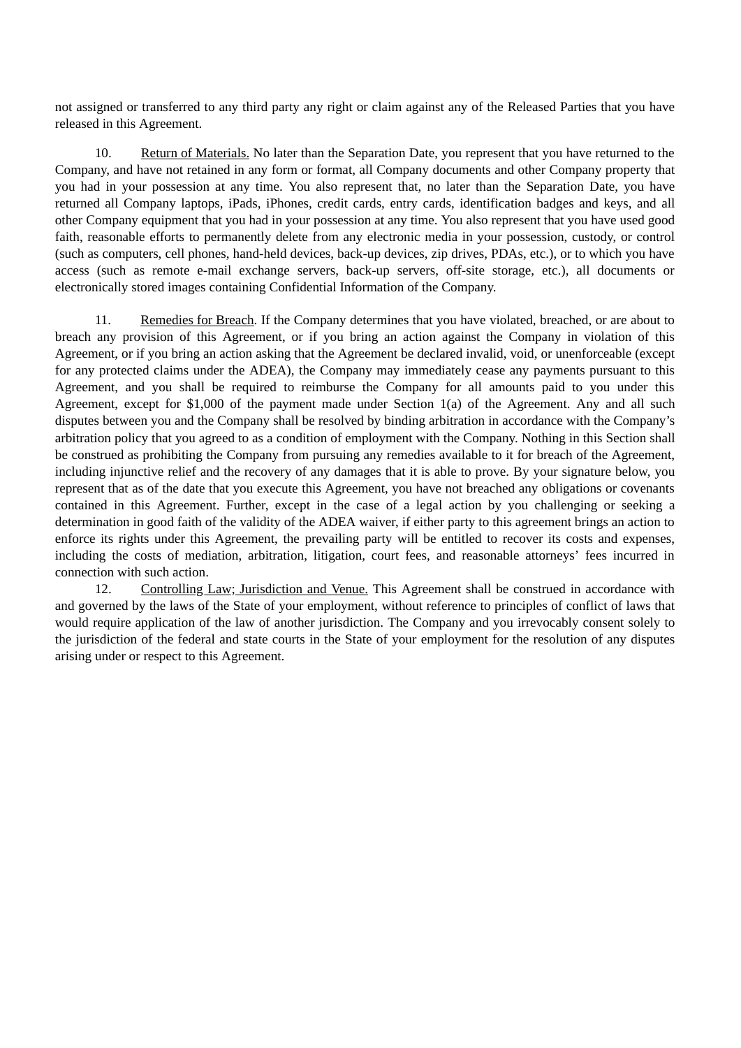not assigned or transferred to any third party any right or claim against any of the Released Parties that you have released in this Agreement.

10. Return of Materials. No later than the Separation Date, you represent that you have returned to the Company, and have not retained in any form or format, all Company documents and other Company property that you had in your possession at any time. You also represent that, no later than the Separation Date, you have returned all Company laptops, iPads, iPhones, credit cards, entry cards, identification badges and keys, and all other Company equipment that you had in your possession at any time. You also represent that you have used good faith, reasonable efforts to permanently delete from any electronic media in your possession, custody, or control (such as computers, cell phones, hand-held devices, back-up devices, zip drives, PDAs, etc.), or to which you have access (such as remote e-mail exchange servers, back-up servers, off-site storage, etc.), all documents or electronically stored images containing Confidential Information of the Company.

11. Remedies for Breach. If the Company determines that you have violated, breached, or are about to breach any provision of this Agreement, or if you bring an action against the Company in violation of this Agreement, or if you bring an action asking that the Agreement be declared invalid, void, or unenforceable (except for any protected claims under the ADEA), the Company may immediately cease any payments pursuant to this Agreement, and you shall be required to reimburse the Company for all amounts paid to you under this Agreement, except for $1,000 of the payment made under Section 1(a) of the Agreement. Any and all such disputes between you and the Company shall be resolved by binding arbitration in accordance with the Company's arbitration policy that you agreed to as a condition of employment with the Company. Nothing in this Section shall be construed as prohibiting the Company from pursuing any remedies available to it for breach of the Agreement, including injunctive relief and the recovery of any damages that it is able to prove. By your signature below, you represent that as of the date that you execute this Agreement, you have not breached any obligations or covenants contained in this Agreement. Further, except in the case of a legal action by you challenging or seeking a determination in good faith of the validity of the ADEA waiver, if either party to this agreement brings an action to enforce its rights under this Agreement, the prevailing party will be entitled to recover its costs and expenses, including the costs of mediation, arbitration, litigation, court fees, and reasonable attorneys' fees incurred in connection with such action.

12. Controlling Law; Jurisdiction and Venue. This Agreement shall be construed in accordance with and governed by the laws of the State of your employment, without reference to principles of conflict of laws that would require application of the law of another jurisdiction. The Company and you irrevocably consent solely to the jurisdiction of the federal and state courts in the State of your employment for the resolution of any disputes arising under or respect to this Agreement.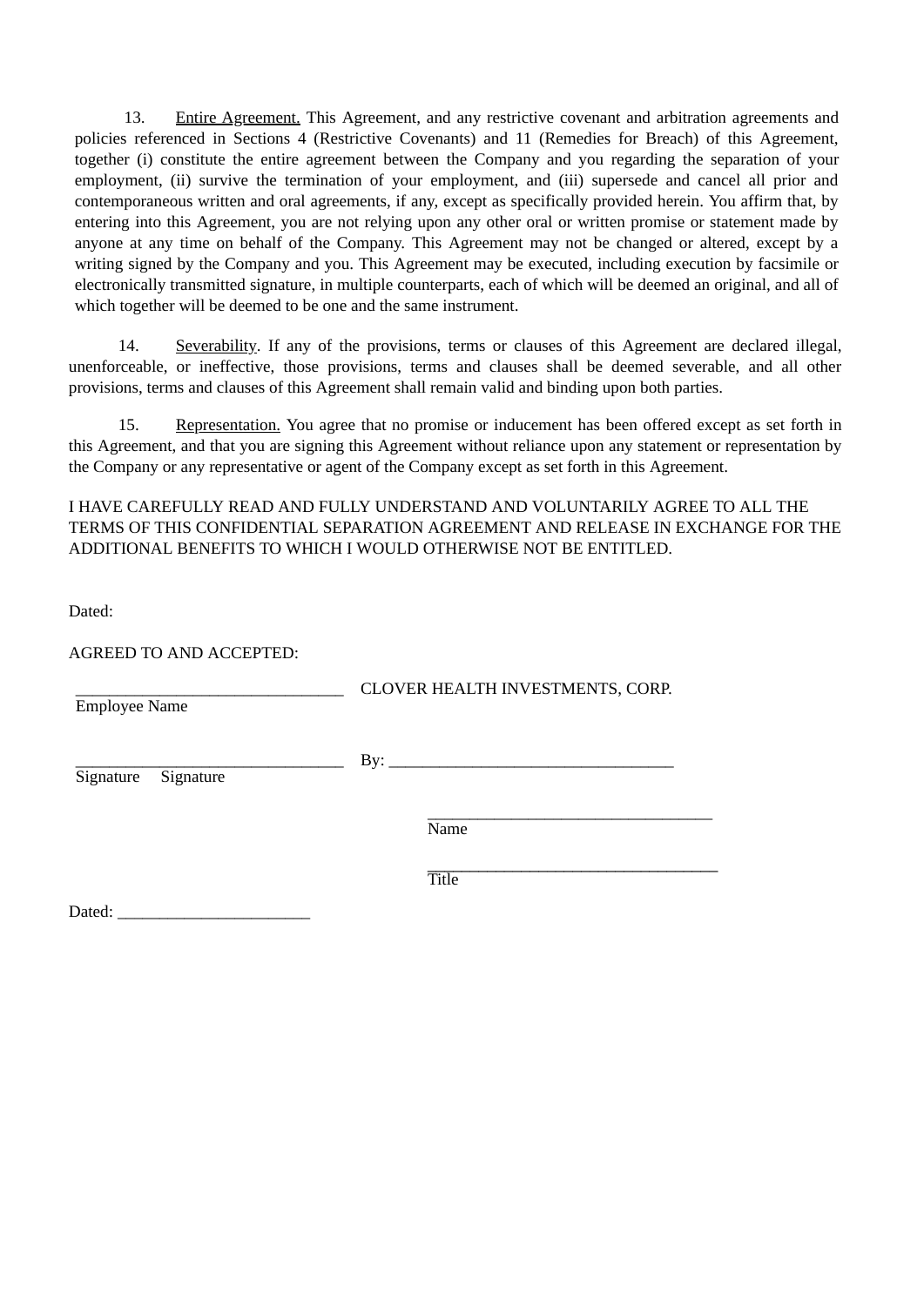13. Entire Agreement. This Agreement, and any restrictive covenant and arbitration agreements and policies referenced in Sections 4 (Restrictive Covenants) and 11 (Remedies for Breach) of this Agreement, together (i) constitute the entire agreement between the Company and you regarding the separation of your employment, (ii) survive the termination of your employment, and (iii) supersede and cancel all prior and contemporaneous written and oral agreements, if any, except as specifically provided herein. You affirm that, by entering into this Agreement, you are not relying upon any other oral or written promise or statement made by anyone at any time on behalf of the Company. This Agreement may not be changed or altered, except by a writing signed by the Company and you. This Agreement may be executed, including execution by facsimile or electronically transmitted signature, in multiple counterparts, each of which will be deemed an original, and all of which together will be deemed to be one and the same instrument.

14. Severability. If any of the provisions, terms or clauses of this Agreement are declared illegal, unenforceable, or ineffective, those provisions, terms and clauses shall be deemed severable, and all other provisions, terms and clauses of this Agreement shall remain valid and binding upon both parties.

15. Representation. You agree that no promise or inducement has been offered except as set forth in this Agreement, and that you are signing this Agreement without reliance upon any statement or representation by the Company or any representative or agent of the Company except as set forth in this Agreement.

I HAVE CAREFULLY READ AND FULLY UNDERSTAND AND VOLUNTARILY AGREE TO ALL THE TERMS OF THIS CONFIDENTIAL SEPARATION AGREEMENT AND RELEASE IN EXCHANGE FOR THE ADDITIONAL BENEFITS TO WHICH I WOULD OTHERWISE NOT BE ENTITLED.

Dated:

AGREED TO AND ACCEPTED:

________________________________
Employee Name

CLOVER HEALTH INVESTMENTS, CORP.

________________________________
Signature Signature

By: __________________________________

__________________________________
Name

__________________________________
Title

Dated: _______________________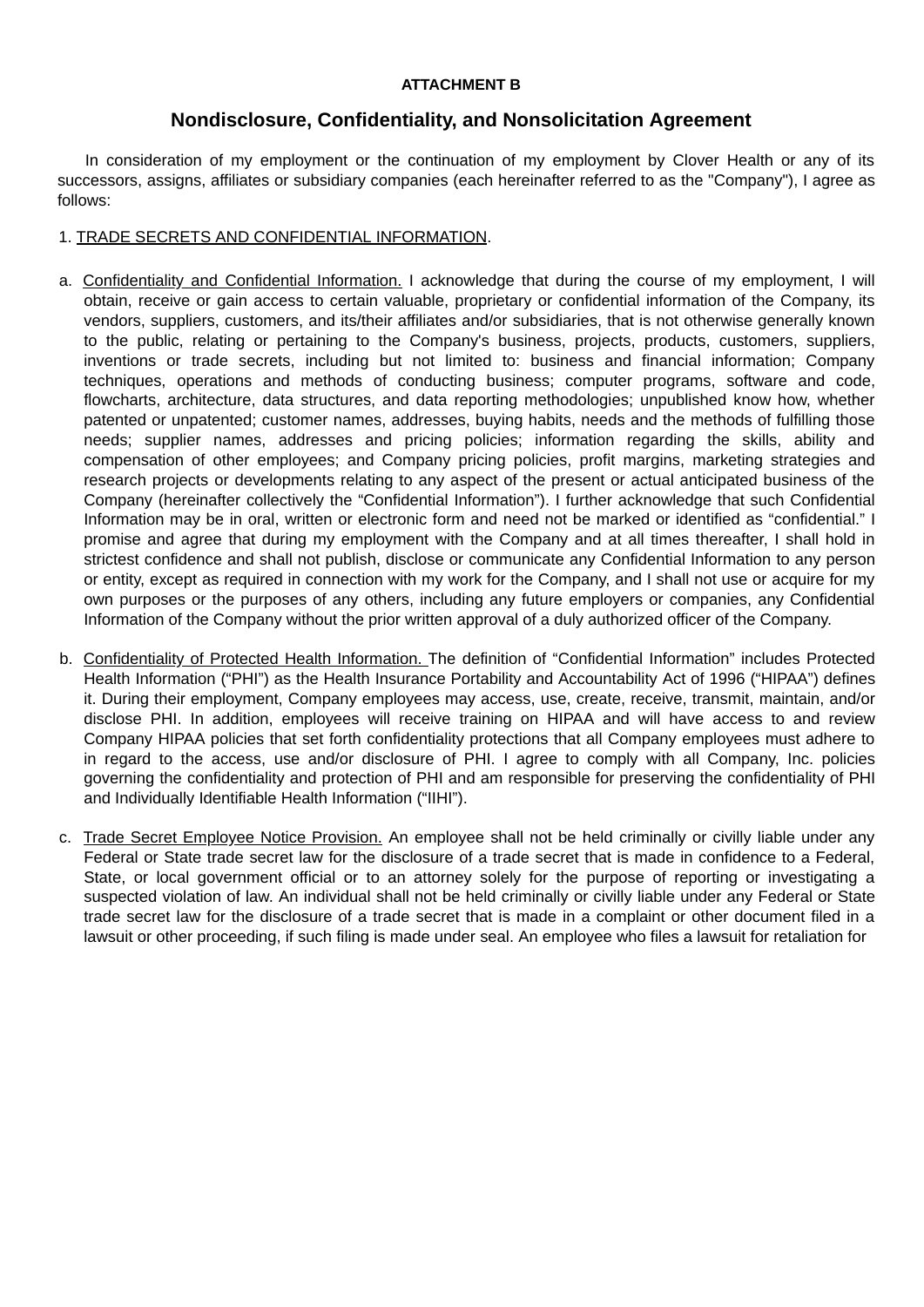**ATTACHMENT B**

## Nondisclosure, Confidentiality, and Nonsolicitation Agreement

In consideration of my employment or the continuation of my employment by Clover Health or any of its successors, assigns, affiliates or subsidiary companies (each hereinafter referred to as the "Company"), I agree as follows:

1. TRADE SECRETS AND CONFIDENTIAL INFORMATION.

a. Confidentiality and Confidential Information. I acknowledge that during the course of my employment, I will obtain, receive or gain access to certain valuable, proprietary or confidential information of the Company, its vendors, suppliers, customers, and its/their affiliates and/or subsidiaries, that is not otherwise generally known to the public, relating or pertaining to the Company's business, projects, products, customers, suppliers, inventions or trade secrets, including but not limited to: business and financial information; Company techniques, operations and methods of conducting business; computer programs, software and code, flowcharts, architecture, data structures, and data reporting methodologies; unpublished know how, whether patented or unpatented; customer names, addresses, buying habits, needs and the methods of fulfilling those needs; supplier names, addresses and pricing policies; information regarding the skills, ability and compensation of other employees; and Company pricing policies, profit margins, marketing strategies and research projects or developments relating to any aspect of the present or actual anticipated business of the Company (hereinafter collectively the "Confidential Information"). I further acknowledge that such Confidential Information may be in oral, written or electronic form and need not be marked or identified as "confidential." I promise and agree that during my employment with the Company and at all times thereafter, I shall hold in strictest confidence and shall not publish, disclose or communicate any Confidential Information to any person or entity, except as required in connection with my work for the Company, and I shall not use or acquire for my own purposes or the purposes of any others, including any future employers or companies, any Confidential Information of the Company without the prior written approval of a duly authorized officer of the Company.

b. Confidentiality of Protected Health Information. The definition of "Confidential Information" includes Protected Health Information ("PHI") as the Health Insurance Portability and Accountability Act of 1996 ("HIPAA") defines it. During their employment, Company employees may access, use, create, receive, transmit, maintain, and/or disclose PHI. In addition, employees will receive training on HIPAA and will have access to and review Company HIPAA policies that set forth confidentiality protections that all Company employees must adhere to in regard to the access, use and/or disclosure of PHI. I agree to comply with all Company, Inc. policies governing the confidentiality and protection of PHI and am responsible for preserving the confidentiality of PHI and Individually Identifiable Health Information ("IIHI").

c. Trade Secret Employee Notice Provision. An employee shall not be held criminally or civilly liable under any Federal or State trade secret law for the disclosure of a trade secret that is made in confidence to a Federal, State, or local government official or to an attorney solely for the purpose of reporting or investigating a suspected violation of law. An individual shall not be held criminally or civilly liable under any Federal or State trade secret law for the disclosure of a trade secret that is made in a complaint or other document filed in a lawsuit or other proceeding, if such filing is made under seal. An employee who files a lawsuit for retaliation for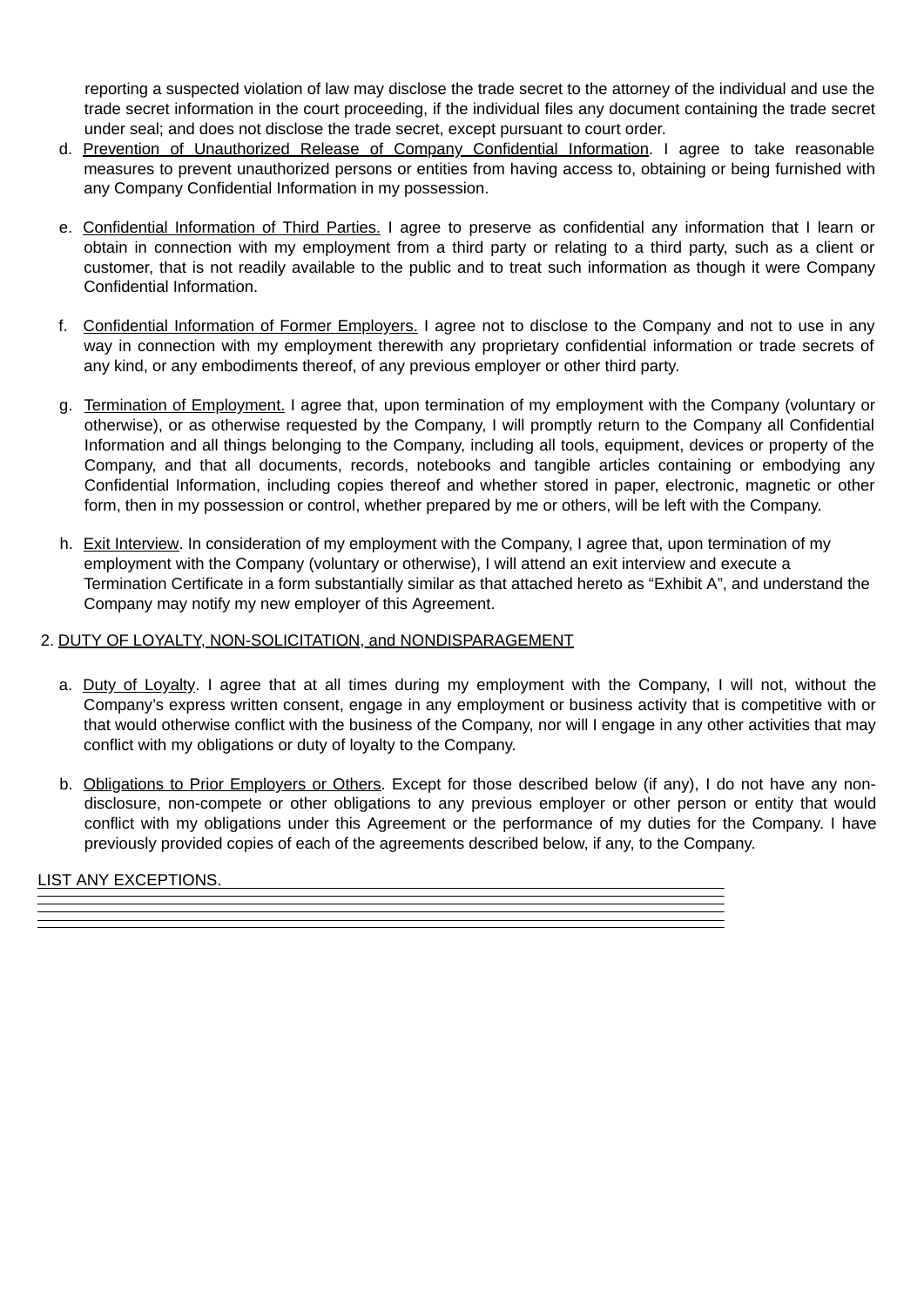reporting a suspected violation of law may disclose the trade secret to the attorney of the individual and use the trade secret information in the court proceeding, if the individual files any document containing the trade secret under seal; and does not disclose the trade secret, except pursuant to court order.

d. Prevention of Unauthorized Release of Company Confidential Information. I agree to take reasonable measures to prevent unauthorized persons or entities from having access to, obtaining or being furnished with any Company Confidential Information in my possession.

e. Confidential Information of Third Parties. I agree to preserve as confidential any information that I learn or obtain in connection with my employment from a third party or relating to a third party, such as a client or customer, that is not readily available to the public and to treat such information as though it were Company Confidential Information.

f. Confidential Information of Former Employers. I agree not to disclose to the Company and not to use in any way in connection with my employment therewith any proprietary confidential information or trade secrets of any kind, or any embodiments thereof, of any previous employer or other third party.

g. Termination of Employment. I agree that, upon termination of my employment with the Company (voluntary or otherwise), or as otherwise requested by the Company, I will promptly return to the Company all Confidential Information and all things belonging to the Company, including all tools, equipment, devices or property of the Company, and that all documents, records, notebooks and tangible articles containing or embodying any Confidential Information, including copies thereof and whether stored in paper, electronic, magnetic or other form, then in my possession or control, whether prepared by me or others, will be left with the Company.

h. Exit Interview. In consideration of my employment with the Company, I agree that, upon termination of my employment with the Company (voluntary or otherwise), I will attend an exit interview and execute a Termination Certificate in a form substantially similar as that attached hereto as “Exhibit A”, and understand the Company may notify my new employer of this Agreement.

2. DUTY OF LOYALTY, NON-SOLICITATION, and NONDISPARAGEMENT

a. Duty of Loyalty. I agree that at all times during my employment with the Company, I will not, without the Company’s express written consent, engage in any employment or business activity that is competitive with or that would otherwise conflict with the business of the Company, nor will I engage in any other activities that may conflict with my obligations or duty of loyalty to the Company.

b. Obligations to Prior Employers or Others. Except for those described below (if any), I do not have any non-disclosure, non-compete or other obligations to any previous employer or other person or entity that would conflict with my obligations under this Agreement or the performance of my duties for the Company. I have previously provided copies of each of the agreements described below, if any, to the Company.

LIST ANY EXCEPTIONS. ______________________________________________

______________________________________________

______________________________________________

______________________________________________

______________________________________________

______________________________________________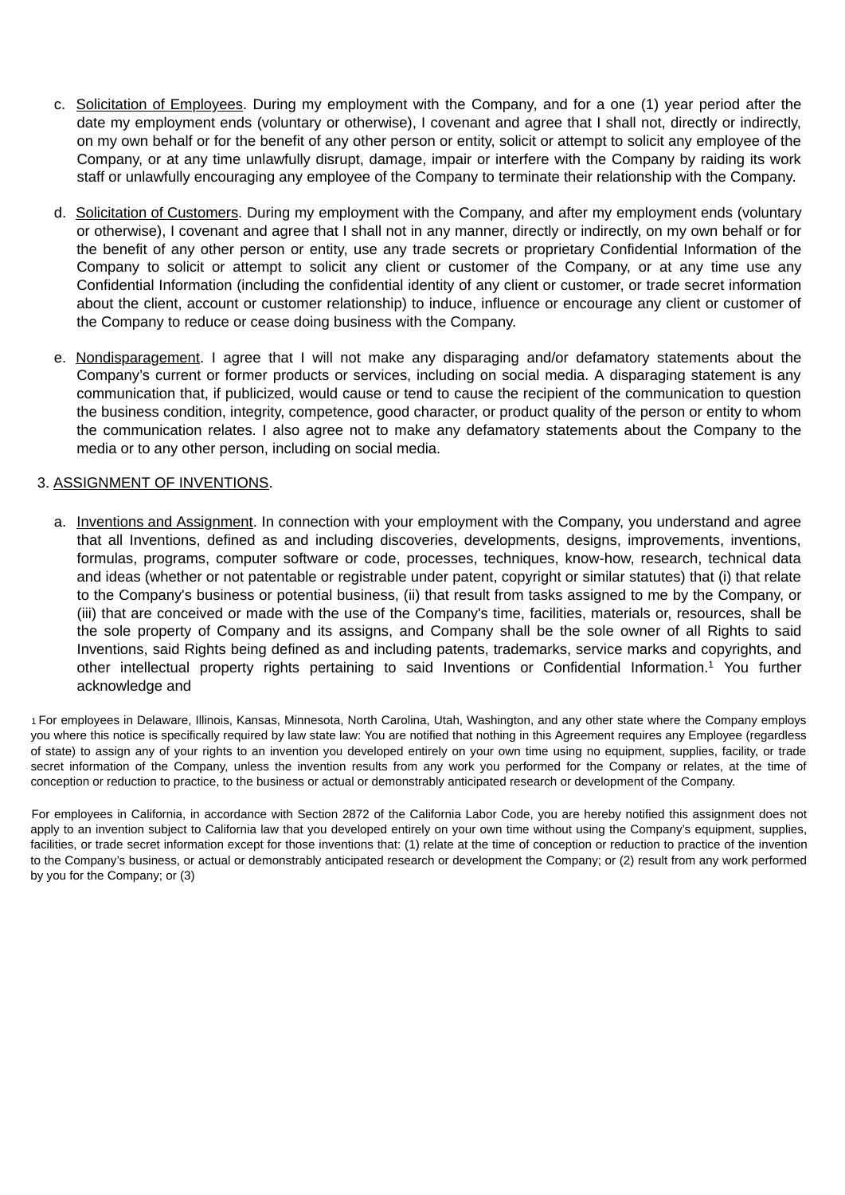c. Solicitation of Employees. During my employment with the Company, and for a one (1) year period after the date my employment ends (voluntary or otherwise), I covenant and agree that I shall not, directly or indirectly, on my own behalf or for the benefit of any other person or entity, solicit or attempt to solicit any employee of the Company, or at any time unlawfully disrupt, damage, impair or interfere with the Company by raiding its work staff or unlawfully encouraging any employee of the Company to terminate their relationship with the Company.

d. Solicitation of Customers. During my employment with the Company, and after my employment ends (voluntary or otherwise), I covenant and agree that I shall not in any manner, directly or indirectly, on my own behalf or for the benefit of any other person or entity, use any trade secrets or proprietary Confidential Information of the Company to solicit or attempt to solicit any client or customer of the Company, or at any time use any Confidential Information (including the confidential identity of any client or customer, or trade secret information about the client, account or customer relationship) to induce, influence or encourage any client or customer of the Company to reduce or cease doing business with the Company.

e. Nondisparagement. I agree that I will not make any disparaging and/or defamatory statements about the Company's current or former products or services, including on social media. A disparaging statement is any communication that, if publicized, would cause or tend to cause the recipient of the communication to question the business condition, integrity, competence, good character, or product quality of the person or entity to whom the communication relates. I also agree not to make any defamatory statements about the Company to the media or to any other person, including on social media.

3. ASSIGNMENT OF INVENTIONS.

a. Inventions and Assignment. In connection with your employment with the Company, you understand and agree that all Inventions, defined as and including discoveries, developments, designs, improvements, inventions, formulas, programs, computer software or code, processes, techniques, know-how, research, technical data and ideas (whether or not patentable or registrable under patent, copyright or similar statutes) that (i) that relate to the Company's business or potential business, (ii) that result from tasks assigned to me by the Company, or (iii) that are conceived or made with the use of the Company's time, facilities, materials or, resources, shall be the sole property of Company and its assigns, and Company shall be the sole owner of all Rights to said Inventions, said Rights being defined as and including patents, trademarks, service marks and copyrights, and other intellectual property rights pertaining to said Inventions or Confidential Information.[1] You further acknowledge and

[1] For employees in Delaware, Illinois, Kansas, Minnesota, North Carolina, Utah, Washington, and any other state where the Company employs you where this notice is specifically required by law state law: You are notified that nothing in this Agreement requires any Employee (regardless of state) to assign any of your rights to an invention you developed entirely on your own time using no equipment, supplies, facility, or trade secret information of the Company, unless the invention results from any work you performed for the Company or relates, at the time of conception or reduction to practice, to the business or actual or demonstrably anticipated research or development of the Company.

For employees in California, in accordance with Section 2872 of the California Labor Code, you are hereby notified this assignment does not apply to an invention subject to California law that you developed entirely on your own time without using the Company's equipment, supplies, facilities, or trade secret information except for those inventions that: (1) relate at the time of conception or reduction to practice of the invention to the Company's business, or actual or demonstrably anticipated research or development the Company; or (2) result from any work performed by you for the Company; or (3)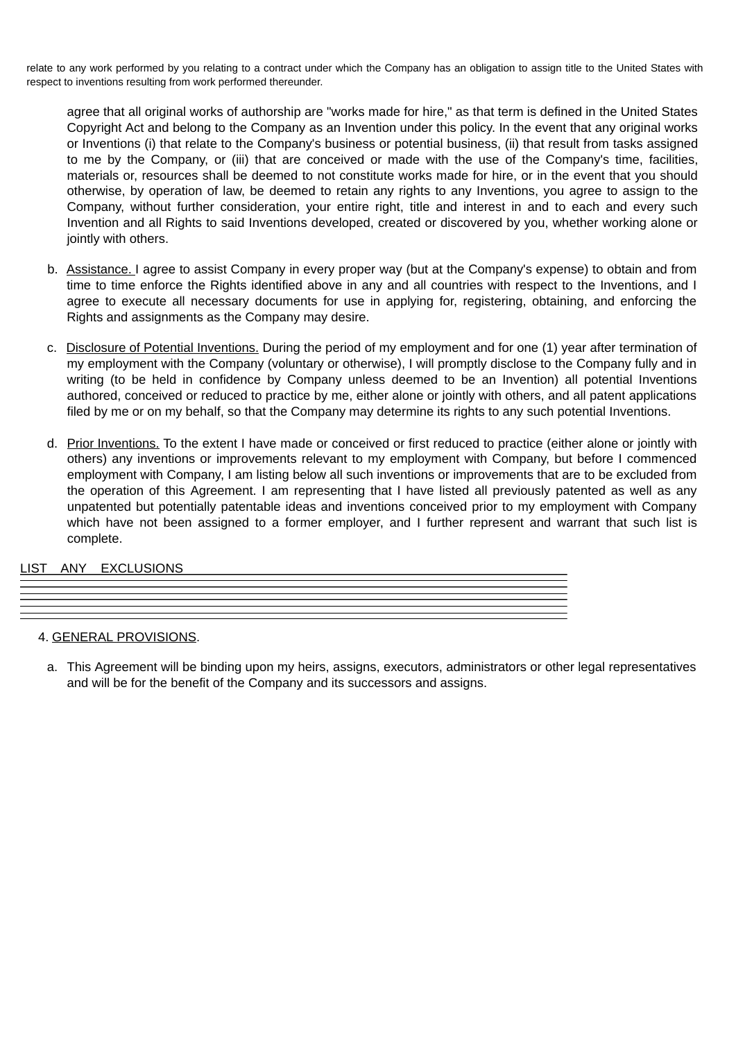relate to any work performed by you relating to a contract under which the Company has an obligation to assign title to the United States with respect to inventions resulting from work performed thereunder.

agree that all original works of authorship are "works made for hire," as that term is defined in the United States Copyright Act and belong to the Company as an Invention under this policy. In the event that any original works or Inventions (i) that relate to the Company's business or potential business, (ii) that result from tasks assigned to me by the Company, or (iii) that are conceived or made with the use of the Company's time, facilities, materials or, resources shall be deemed to not constitute works made for hire, or in the event that you should otherwise, by operation of law, be deemed to retain any rights to any Inventions, you agree to assign to the Company, without further consideration, your entire right, title and interest in and to each and every such Invention and all Rights to said Inventions developed, created or discovered by you, whether working alone or jointly with others.

b. Assistance. I agree to assist Company in every proper way (but at the Company's expense) to obtain and from time to time enforce the Rights identified above in any and all countries with respect to the Inventions, and I agree to execute all necessary documents for use in applying for, registering, obtaining, and enforcing the Rights and assignments as the Company may desire.

c. Disclosure of Potential Inventions. During the period of my employment and for one (1) year after termination of my employment with the Company (voluntary or otherwise), I will promptly disclose to the Company fully and in writing (to be held in confidence by Company unless deemed to be an Invention) all potential Inventions authored, conceived or reduced to practice by me, either alone or jointly with others, and all patent applications filed by me or on my behalf, so that the Company may determine its rights to any such potential Inventions.

d. Prior Inventions. To the extent I have made or conceived or first reduced to practice (either alone or jointly with others) any inventions or improvements relevant to my employment with Company, but before I commenced employment with Company, I am listing below all such inventions or improvements that are to be excluded from the operation of this Agreement. I am representing that I have listed all previously patented as well as any unpatented but potentially patentable ideas and inventions conceived prior to my employment with Company which have not been assigned to a former employer, and I further represent and warrant that such list is complete.

LIST ANY EXCLUSIONS \_\_\_\_\_\_\_\_\_\_\_\_\_\_\_\_\_\_\_\_\_\_\_\_\_\_\_\_\_\_\_\_\_\_\_\_\_\_\_\_\_\_\_\_\_\_\_\_

\_\_\_\_\_\_\_\_\_\_\_\_\_\_\_\_\_\_\_\_\_\_\_\_\_\_\_\_\_\_\_\_\_\_\_\_\_\_\_\_\_\_\_\_\_\_\_\_\_\_\_\_\_\_\_\_\_\_\_\_\_\_\_\_\_\_

\_\_\_\_\_\_\_\_\_\_\_\_\_\_\_\_\_\_\_\_\_\_\_\_\_\_\_\_\_\_\_\_\_\_\_\_\_\_\_\_\_\_\_\_\_\_\_\_\_\_\_\_\_\_\_\_\_\_\_\_\_\_\_\_\_\_

\_\_\_\_\_\_\_\_\_\_\_\_\_\_\_\_\_\_\_\_\_\_\_\_\_\_\_\_\_\_\_\_\_\_\_\_\_\_\_\_\_\_\_\_\_\_\_\_\_\_\_\_\_\_\_\_\_\_\_\_\_\_\_\_\_\_

\_\_\_\_\_\_\_\_\_\_\_\_\_\_\_\_\_\_\_\_\_\_\_\_\_\_\_\_\_\_\_\_\_\_\_\_\_\_\_\_\_\_\_\_\_\_\_\_\_\_\_\_\_\_\_\_\_\_\_\_\_\_\_\_\_\_

\_\_\_\_\_\_\_\_\_\_\_\_\_\_\_\_\_\_\_\_\_\_\_\_\_\_\_\_\_\_\_\_\_\_\_\_\_\_\_\_\_\_\_\_\_\_\_\_\_\_\_\_\_\_\_\_\_\_\_\_\_\_\_\_\_\_

4. GENERAL PROVISIONS.

a. This Agreement will be binding upon my heirs, assigns, executors, administrators or other legal representatives and will be for the benefit of the Company and its successors and assigns.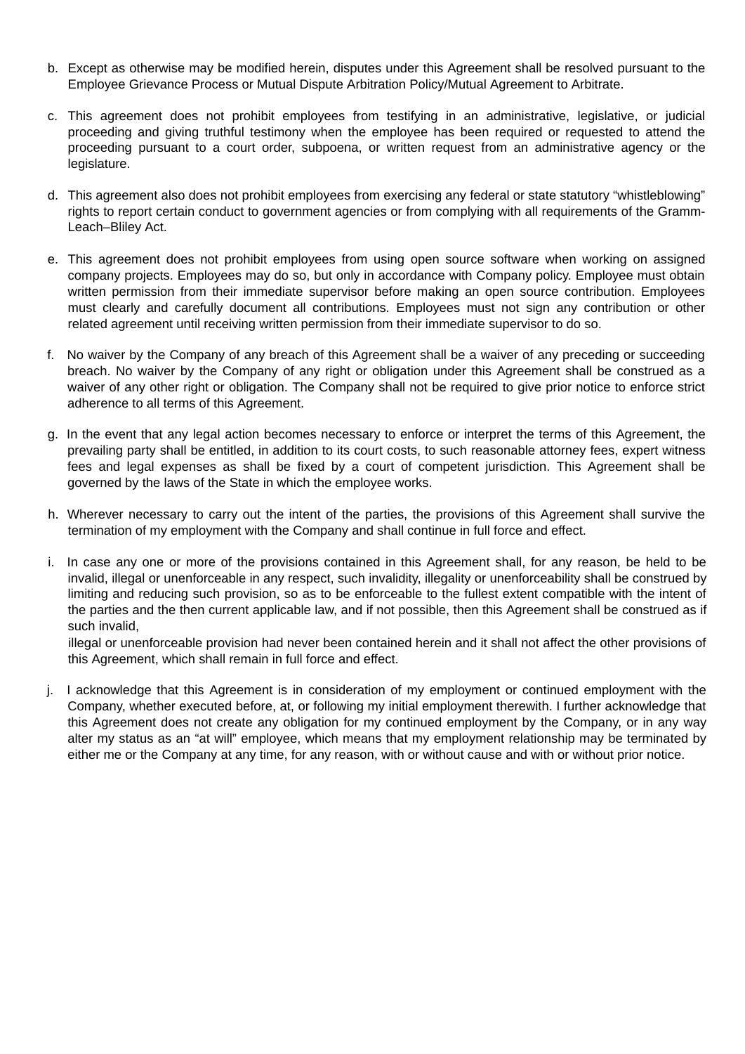b. Except as otherwise may be modified herein, disputes under this Agreement shall be resolved pursuant to the Employee Grievance Process or Mutual Dispute Arbitration Policy/Mutual Agreement to Arbitrate.

c. This agreement does not prohibit employees from testifying in an administrative, legislative, or judicial proceeding and giving truthful testimony when the employee has been required or requested to attend the proceeding pursuant to a court order, subpoena, or written request from an administrative agency or the legislature.

d. This agreement also does not prohibit employees from exercising any federal or state statutory "whistleblowing" rights to report certain conduct to government agencies or from complying with all requirements of the Gramm-Leach–Bliley Act.

e. This agreement does not prohibit employees from using open source software when working on assigned company projects. Employees may do so, but only in accordance with Company policy. Employee must obtain written permission from their immediate supervisor before making an open source contribution. Employees must clearly and carefully document all contributions. Employees must not sign any contribution or other related agreement until receiving written permission from their immediate supervisor to do so.

f. No waiver by the Company of any breach of this Agreement shall be a waiver of any preceding or succeeding breach. No waiver by the Company of any right or obligation under this Agreement shall be construed as a waiver of any other right or obligation. The Company shall not be required to give prior notice to enforce strict adherence to all terms of this Agreement.

g. In the event that any legal action becomes necessary to enforce or interpret the terms of this Agreement, the prevailing party shall be entitled, in addition to its court costs, to such reasonable attorney fees, expert witness fees and legal expenses as shall be fixed by a court of competent jurisdiction. This Agreement shall be governed by the laws of the State in which the employee works.

h. Wherever necessary to carry out the intent of the parties, the provisions of this Agreement shall survive the termination of my employment with the Company and shall continue in full force and effect.

i. In case any one or more of the provisions contained in this Agreement shall, for any reason, be held to be invalid, illegal or unenforceable in any respect, such invalidity, illegality or unenforceability shall be construed by limiting and reducing such provision, so as to be enforceable to the fullest extent compatible with the intent of the parties and the then current applicable law, and if not possible, then this Agreement shall be construed as if such invalid,
illegal or unenforceable provision had never been contained herein and it shall not affect the other provisions of this Agreement, which shall remain in full force and effect.

j. I acknowledge that this Agreement is in consideration of my employment or continued employment with the Company, whether executed before, at, or following my initial employment therewith. I further acknowledge that this Agreement does not create any obligation for my continued employment by the Company, or in any way alter my status as an "at will" employee, which means that my employment relationship may be terminated by either me or the Company at any time, for any reason, with or without cause and with or without prior notice.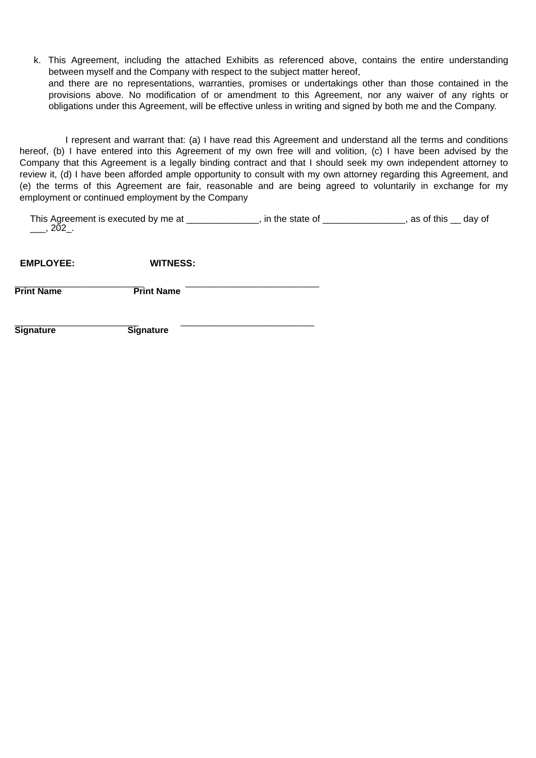k. This Agreement, including the attached Exhibits as referenced above, contains the entire understanding between myself and the Company with respect to the subject matter hereof,
and there are no representations, warranties, promises or undertakings other than those contained in the provisions above. No modification of or amendment to this Agreement, nor any waiver of any rights or obligations under this Agreement, will be effective unless in writing and signed by both me and the Company.

I represent and warrant that: (a) I have read this Agreement and understand all the terms and conditions hereof, (b) I have entered into this Agreement of my own free will and volition, (c) I have been advised by the Company that this Agreement is a legally binding contract and that I should seek my own independent attorney to review it, (d) I have been afforded ample opportunity to consult with my own attorney regarding this Agreement, and (e) the terms of this Agreement are fair, reasonable and are being agreed to voluntarily in exchange for my employment or continued employment by the Company

This Agreement is executed by me at ______________, in the state of ________________, as of this __ day of ___, 202_.

**EMPLOYEE:** **WITNESS:**

__________________________ ___________________________
**Print Name** **Print Name**

_________________________ ___________________________
**Signature** **Signature**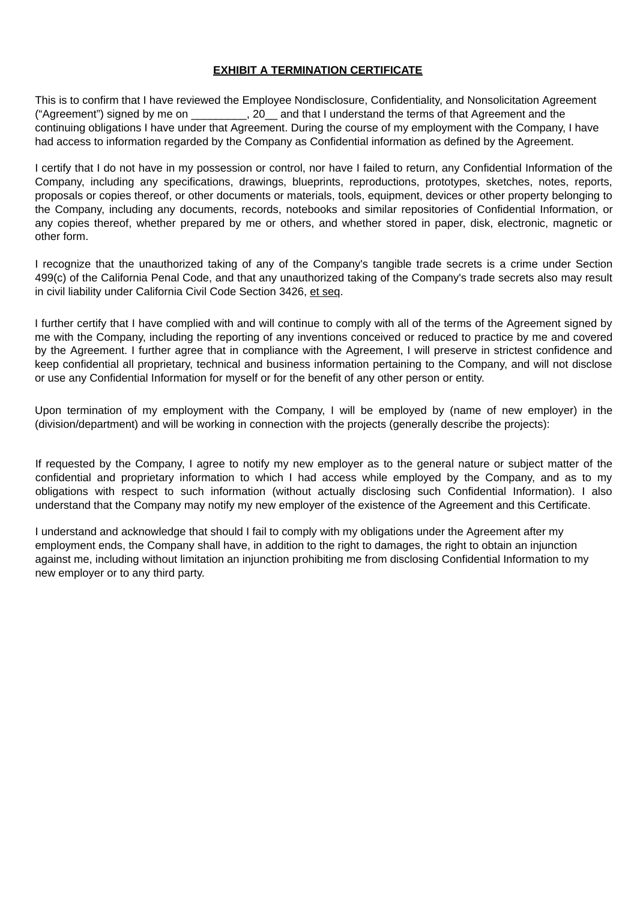**EXHIBIT A TERMINATION CERTIFICATE**

This is to confirm that I have reviewed the Employee Nondisclosure, Confidentiality, and Nonsolicitation Agreement (“Agreement”) signed by me on _________, 20__ and that I understand the terms of that Agreement and the continuing obligations I have under that Agreement. During the course of my employment with the Company, I have had access to information regarded by the Company as Confidential information as defined by the Agreement.

I certify that I do not have in my possession or control, nor have I failed to return, any Confidential Information of the Company, including any specifications, drawings, blueprints, reproductions, prototypes, sketches, notes, reports, proposals or copies thereof, or other documents or materials, tools, equipment, devices or other property belonging to the Company, including any documents, records, notebooks and similar repositories of Confidential Information, or any copies thereof, whether prepared by me or others, and whether stored in paper, disk, electronic, magnetic or other form.

I recognize that the unauthorized taking of any of the Company's tangible trade secrets is a crime under Section 499(c) of the California Penal Code, and that any unauthorized taking of the Company's trade secrets also may result in civil liability under California Civil Code Section 3426, et seq.

I further certify that I have complied with and will continue to comply with all of the terms of the Agreement signed by me with the Company, including the reporting of any inventions conceived or reduced to practice by me and covered by the Agreement. I further agree that in compliance with the Agreement, I will preserve in strictest confidence and keep confidential all proprietary, technical and business information pertaining to the Company, and will not disclose or use any Confidential Information for myself or for the benefit of any other person or entity.

Upon termination of my employment with the Company, I will be employed by (name of new employer) in the (division/department) and will be working in connection with the projects (generally describe the projects):

If requested by the Company, I agree to notify my new employer as to the general nature or subject matter of the confidential and proprietary information to which I had access while employed by the Company, and as to my obligations with respect to such information (without actually disclosing such Confidential Information). I also understand that the Company may notify my new employer of the existence of the Agreement and this Certificate.

I understand and acknowledge that should I fail to comply with my obligations under the Agreement after my employment ends, the Company shall have, in addition to the right to damages, the right to obtain an injunction against me, including without limitation an injunction prohibiting me from disclosing Confidential Information to my new employer or to any third party.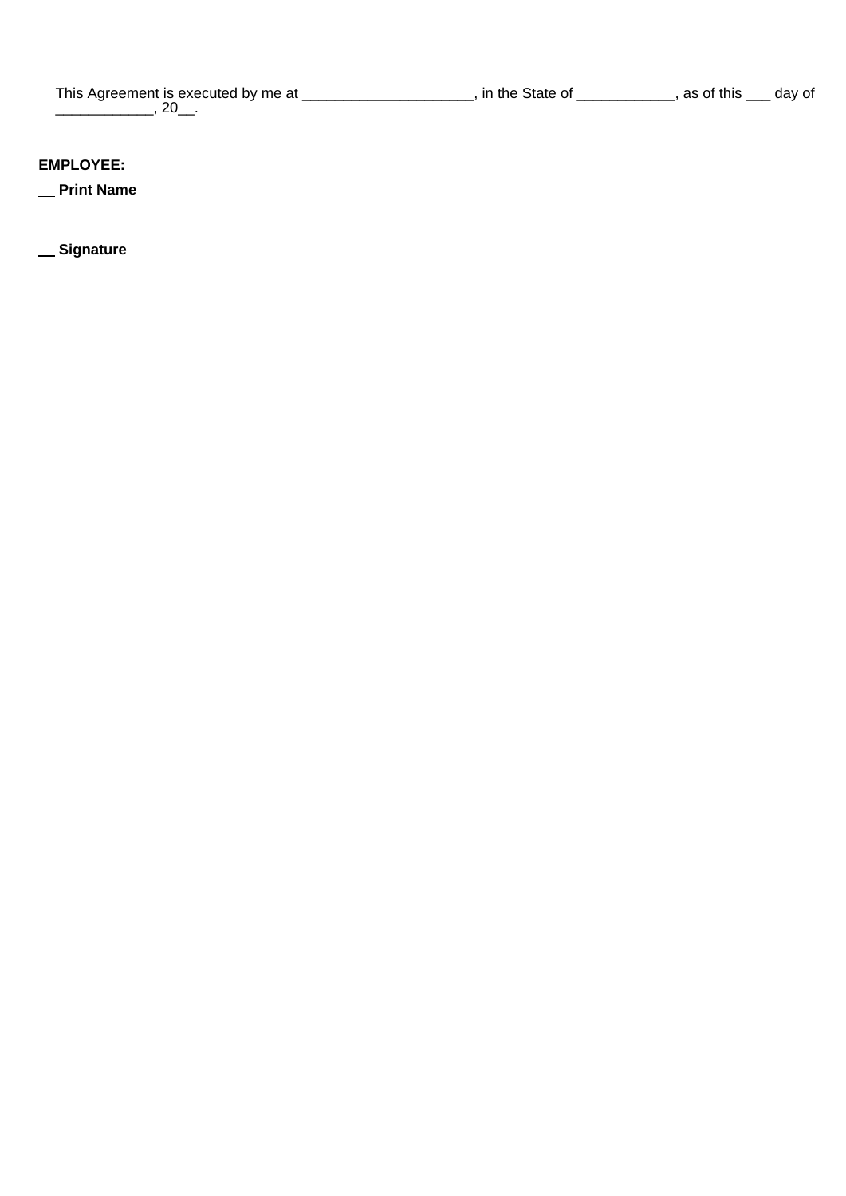This Agreement is executed by me at ____________________, in the State of ___________, as of this ___ day of ___________, 20__.

**EMPLOYEE:**

__ **Print Name**

__ **Signature**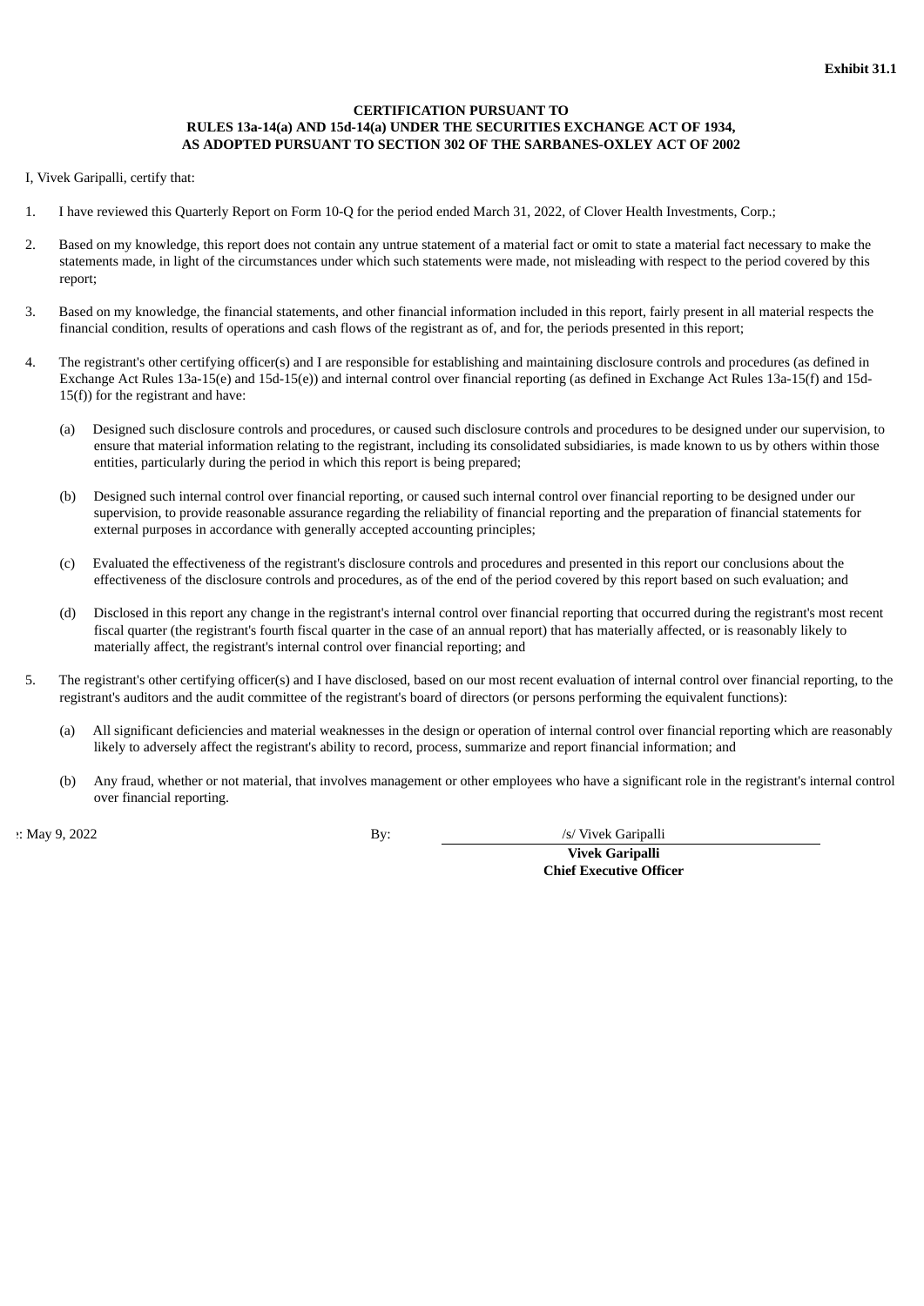**Exhibit 31.1**

**CERTIFICATION PURSUANT TO**
**RULES 13a-14(a) AND 15d-14(a) UNDER THE SECURITIES EXCHANGE ACT OF 1934,**
**AS ADOPTED PURSUANT TO SECTION 302 OF THE SARBANES-OXLEY ACT OF 2002**

I, Vivek Garipalli, certify that:

1. I have reviewed this Quarterly Report on Form 10-Q for the period ended March 31, 2022, of Clover Health Investments, Corp.;

2. Based on my knowledge, this report does not contain any untrue statement of a material fact or omit to state a material fact necessary to make the statements made, in light of the circumstances under which such statements were made, not misleading with respect to the period covered by this report;

3. Based on my knowledge, the financial statements, and other financial information included in this report, fairly present in all material respects the financial condition, results of operations and cash flows of the registrant as of, and for, the periods presented in this report;

4. The registrant's other certifying officer(s) and I are responsible for establishing and maintaining disclosure controls and procedures (as defined in Exchange Act Rules 13a-15(e) and 15d-15(e)) and internal control over financial reporting (as defined in Exchange Act Rules 13a-15(f) and 15d-15(f)) for the registrant and have:

   (a) Designed such disclosure controls and procedures, or caused such disclosure controls and procedures to be designed under our supervision, to ensure that material information relating to the registrant, including its consolidated subsidiaries, is made known to us by others within those entities, particularly during the period in which this report is being prepared;

   (b) Designed such internal control over financial reporting, or caused such internal control over financial reporting to be designed under our supervision, to provide reasonable assurance regarding the reliability of financial reporting and the preparation of financial statements for external purposes in accordance with generally accepted accounting principles;

   (c) Evaluated the effectiveness of the registrant's disclosure controls and procedures and presented in this report our conclusions about the effectiveness of the disclosure controls and procedures, as of the end of the period covered by this report based on such evaluation; and

   (d) Disclosed in this report any change in the registrant's internal control over financial reporting that occurred during the registrant's most recent fiscal quarter (the registrant's fourth fiscal quarter in the case of an annual report) that has materially affected, or is reasonably likely to materially affect, the registrant's internal control over financial reporting; and

5. The registrant's other certifying officer(s) and I have disclosed, based on our most recent evaluation of internal control over financial reporting, to the registrant's auditors and the audit committee of the registrant's board of directors (or persons performing the equivalent functions):

   (a) All significant deficiencies and material weaknesses in the design or operation of internal control over financial reporting which are reasonably likely to adversely affect the registrant's ability to record, process, summarize and report financial information; and

   (b) Any fraud, whether or not material, that involves management or other employees who have a significant role in the registrant's internal control over financial reporting.

Date: May 9, 2022 By: /s/ Vivek Garipalli

**Vivek Garipalli**
**Chief Executive Officer**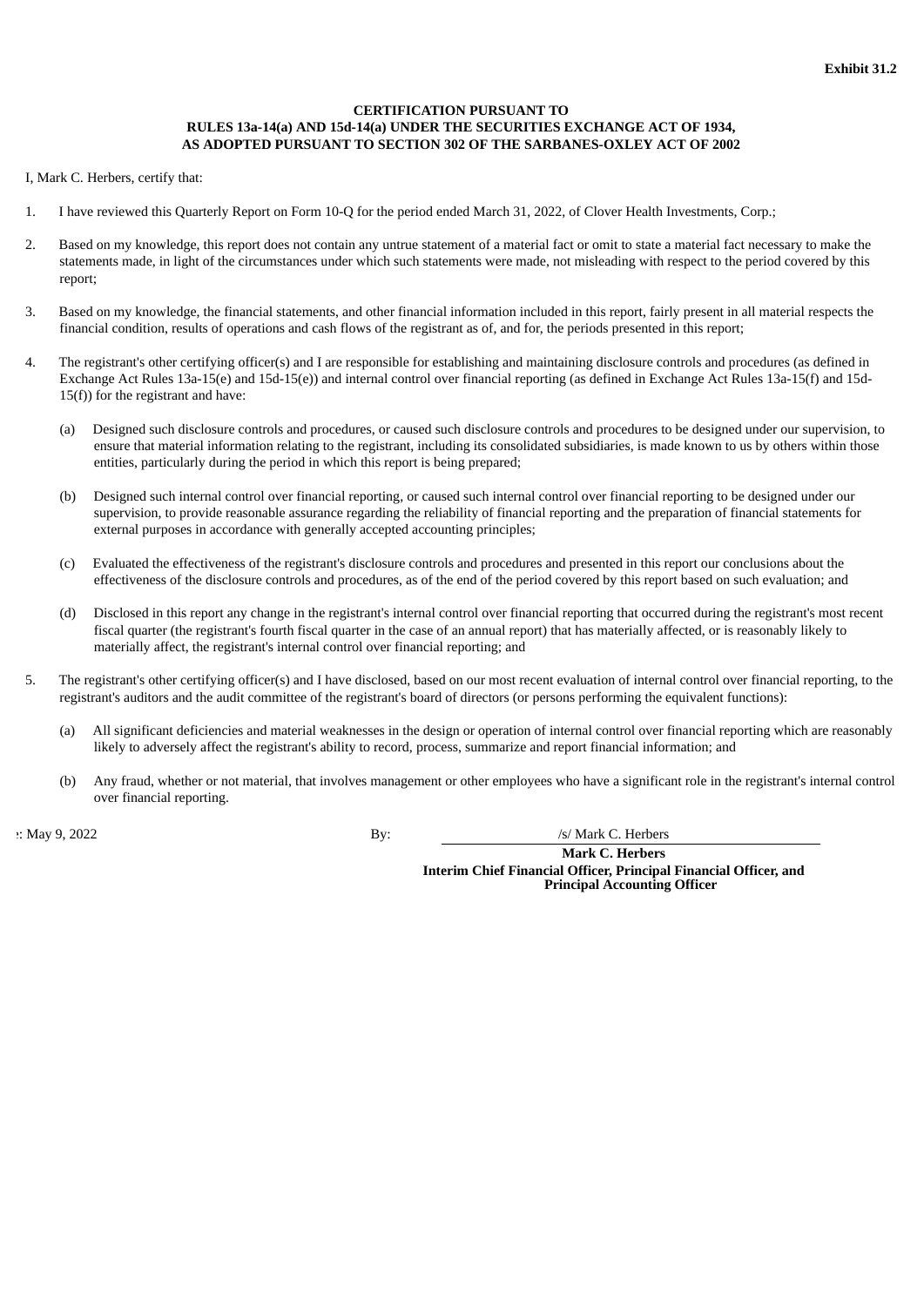**Exhibit 31.2**

**CERTIFICATION PURSUANT TO**
**RULES 13a-14(a) AND 15d-14(a) UNDER THE SECURITIES EXCHANGE ACT OF 1934,**
**AS ADOPTED PURSUANT TO SECTION 302 OF THE SARBANES-OXLEY ACT OF 2002**

I, Mark C. Herbers, certify that:

1. I have reviewed this Quarterly Report on Form 10-Q for the period ended March 31, 2022, of Clover Health Investments, Corp.;

2. Based on my knowledge, this report does not contain any untrue statement of a material fact or omit to state a material fact necessary to make the statements made, in light of the circumstances under which such statements were made, not misleading with respect to the period covered by this report;

3. Based on my knowledge, the financial statements, and other financial information included in this report, fairly present in all material respects the financial condition, results of operations and cash flows of the registrant as of, and for, the periods presented in this report;

4. The registrant's other certifying officer(s) and I are responsible for establishing and maintaining disclosure controls and procedures (as defined in Exchange Act Rules 13a-15(e) and 15d-15(e)) and internal control over financial reporting (as defined in Exchange Act Rules 13a-15(f) and 15d-15(f)) for the registrant and have:

   (a) Designed such disclosure controls and procedures, or caused such disclosure controls and procedures to be designed under our supervision, to ensure that material information relating to the registrant, including its consolidated subsidiaries, is made known to us by others within those entities, particularly during the period in which this report is being prepared;

   (b) Designed such internal control over financial reporting, or caused such internal control over financial reporting to be designed under our supervision, to provide reasonable assurance regarding the reliability of financial reporting and the preparation of financial statements for external purposes in accordance with generally accepted accounting principles;

   (c) Evaluated the effectiveness of the registrant's disclosure controls and procedures and presented in this report our conclusions about the effectiveness of the disclosure controls and procedures, as of the end of the period covered by this report based on such evaluation; and

   (d) Disclosed in this report any change in the registrant's internal control over financial reporting that occurred during the registrant's most recent fiscal quarter (the registrant's fourth fiscal quarter in the case of an annual report) that has materially affected, or is reasonably likely to materially affect, the registrant's internal control over financial reporting; and

5. The registrant's other certifying officer(s) and I have disclosed, based on our most recent evaluation of internal control over financial reporting, to the registrant's auditors and the audit committee of the registrant's board of directors (or persons performing the equivalent functions):

   (a) All significant deficiencies and material weaknesses in the design or operation of internal control over financial reporting which are reasonably likely to adversely affect the registrant's ability to record, process, summarize and report financial information; and

   (b) Any fraud, whether or not material, that involves management or other employees who have a significant role in the registrant's internal control over financial reporting.

Date: May 9, 2022

By: /s/ Mark C. Herbers

**Mark C. Herbers**
**Interim Chief Financial Officer, Principal Financial Officer, and Principal Accounting Officer**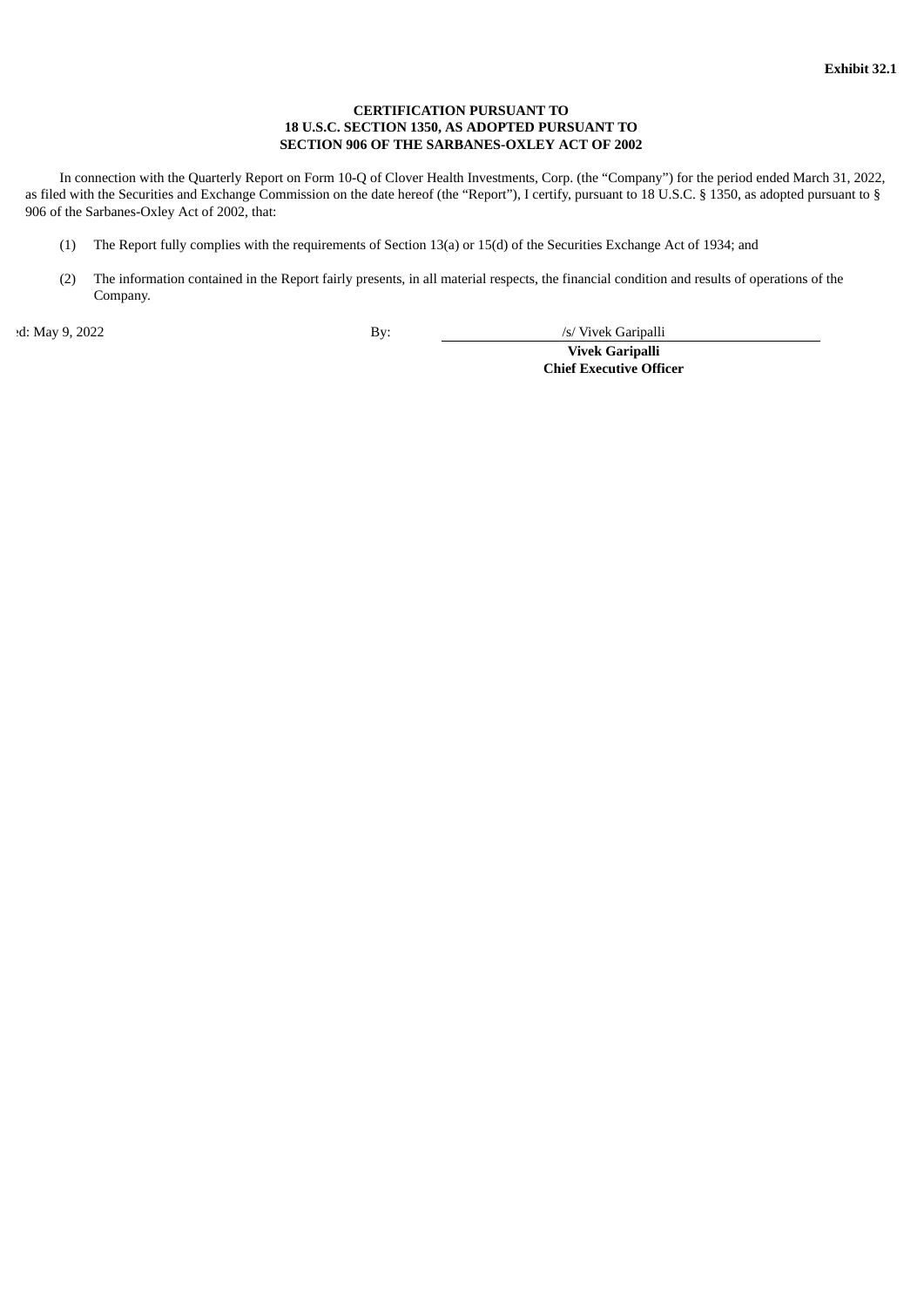**Exhibit 32.1**

**CERTIFICATION PURSUANT TO**
**18 U.S.C. SECTION 1350, AS ADOPTED PURSUANT TO**
**SECTION 906 OF THE SARBANES-OXLEY ACT OF 2002**

In connection with the Quarterly Report on Form 10-Q of Clover Health Investments, Corp. (the "Company") for the period ended March 31, 2022, as filed with the Securities and Exchange Commission on the date hereof (the "Report"), I certify, pursuant to 18 U.S.C. § 1350, as adopted pursuant to § 906 of the Sarbanes-Oxley Act of 2002, that:

(1) The Report fully complies with the requirements of Section 13(a) or 15(d) of the Securities Exchange Act of 1934; and

(2) The information contained in the Report fairly presents, in all material respects, the financial condition and results of operations of the Company.

ed: May 9, 2022

By: /s/ Vivek Garipalli

**Vivek Garipalli**
**Chief Executive Officer**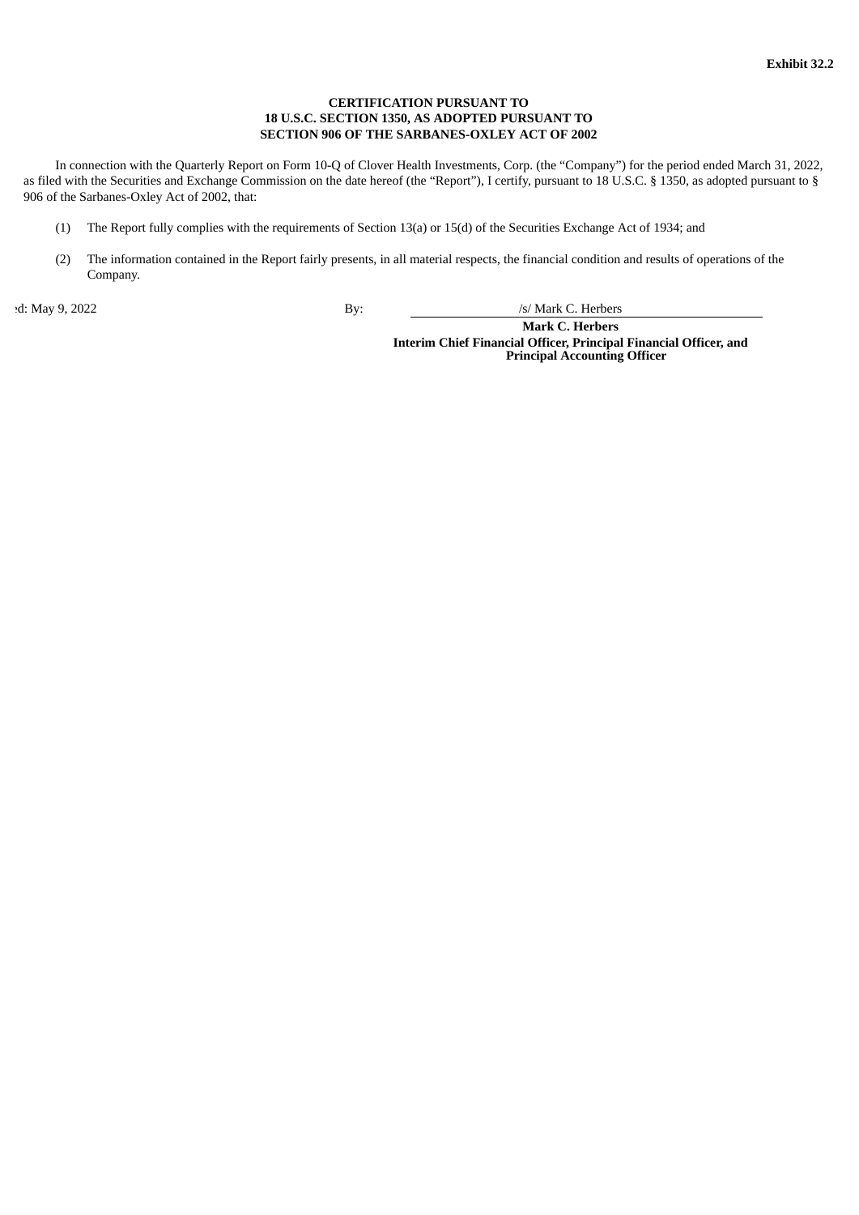**Exhibit 32.2**

**CERTIFICATION PURSUANT TO**
**18 U.S.C. SECTION 1350, AS ADOPTED PURSUANT TO**
**SECTION 906 OF THE SARBANES-OXLEY ACT OF 2002**

In connection with the Quarterly Report on Form 10-Q of Clover Health Investments, Corp. (the "Company") for the period ended March 31, 2022, as filed with the Securities and Exchange Commission on the date hereof (the "Report"), I certify, pursuant to 18 U.S.C. § 1350, as adopted pursuant to § 906 of the Sarbanes-Oxley Act of 2002, that:

(1) The Report fully complies with the requirements of Section 13(a) or 15(d) of the Securities Exchange Act of 1934; and

(2) The information contained in the Report fairly presents, in all material respects, the financial condition and results of operations of the Company.

ed: May 9, 2022

By: /s/ Mark C. Herbers

**Mark C. Herbers**
**Interim Chief Financial Officer, Principal Financial Officer, and Principal Accounting Officer**